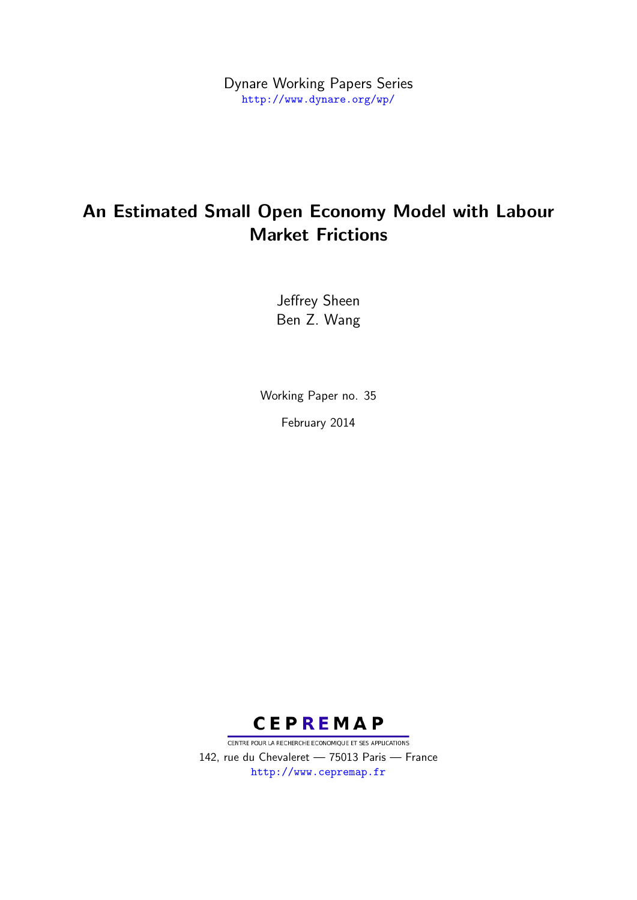Dynare Working Papers Series
http://www.dynare.org/wp/

# An Estimated Small Open Economy Model with Labour Market Frictions

Jeffrey Sheen
Ben Z. Wang

Working Paper no. 35

February 2014

CEPREMAP
CENTRE POUR LA RECHERCHE ECONOMIQUE ET SES APPLICATIONS
142, rue du Chevaleret — 75013 Paris — France
http://www.cepremap.fr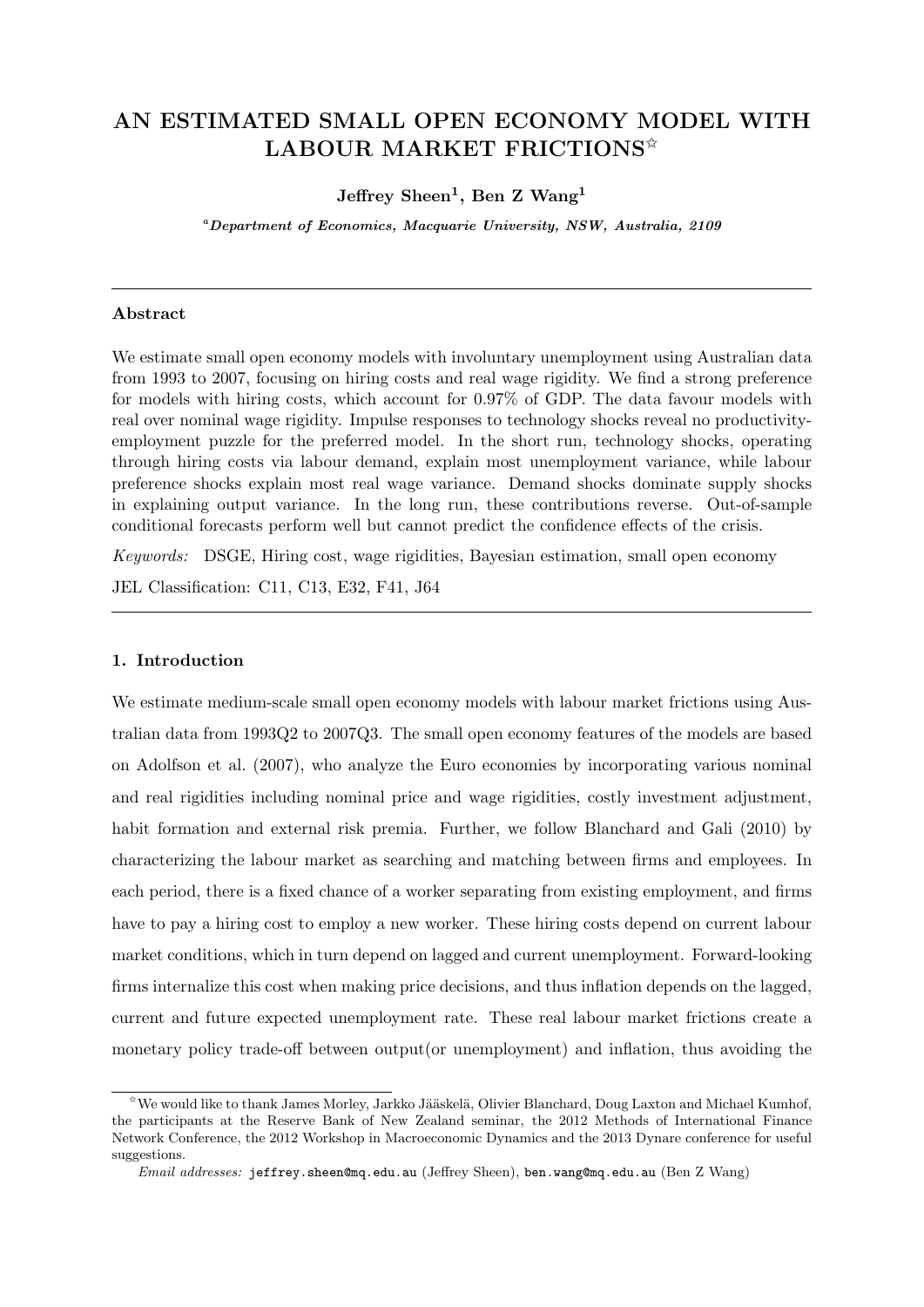# AN ESTIMATED SMALL OPEN ECONOMY MODEL WITH LABOUR MARKET FRICTIONS[☆]

**Jeffrey Sheen[1], Ben Z Wang[1]**

*[a]Department of Economics, Macquarie University, NSW, Australia, 2109*

---

### Abstract

We estimate small open economy models with involuntary unemployment using Australian data from 1993 to 2007, focusing on hiring costs and real wage rigidity. We find a strong preference for models with hiring costs, which account for 0.97% of GDP. The data favour models with real over nominal wage rigidity. Impulse responses to technology shocks reveal no productivity-employment puzzle for the preferred model. In the short run, technology shocks, operating through hiring costs via labour demand, explain most unemployment variance, while labour preference shocks explain most real wage variance. Demand shocks dominate supply shocks in explaining output variance. In the long run, these contributions reverse. Out-of-sample conditional forecasts perform well but cannot predict the confidence effects of the crisis.

*Keywords:* DSGE, Hiring cost, wage rigidities, Bayesian estimation, small open economy

JEL Classification: C11, C13, E32, F41, J64

---

### 1. Introduction

We estimate medium-scale small open economy models with labour market frictions using Australian data from 1993Q2 to 2007Q3. The small open economy features of the models are based on Adolfson et al. (2007), who analyze the Euro economies by incorporating various nominal and real rigidities including nominal price and wage rigidities, costly investment adjustment, habit formation and external risk premia. Further, we follow Blanchard and Gali (2010) by characterizing the labour market as searching and matching between firms and employees. In each period, there is a fixed chance of a worker separating from existing employment, and firms have to pay a hiring cost to employ a new worker. These hiring costs depend on current labour market conditions, which in turn depend on lagged and current unemployment. Forward-looking firms internalize this cost when making price decisions, and thus inflation depends on the lagged, current and future expected unemployment rate. These real labour market frictions create a monetary policy trade-off between output(or unemployment) and inflation, thus avoiding the

---

[☆]We would like to thank James Morley, Jarkko Jääskelä, Olivier Blanchard, Doug Laxton and Michael Kumhof, the participants at the Reserve Bank of New Zealand seminar, the 2012 Methods of International Finance Network Conference, the 2012 Workshop in Macroeconomic Dynamics and the 2013 Dynare conference for useful suggestions.

*Email addresses:* jeffrey.sheen@mq.edu.au (Jeffrey Sheen), ben.wang@mq.edu.au (Ben Z Wang)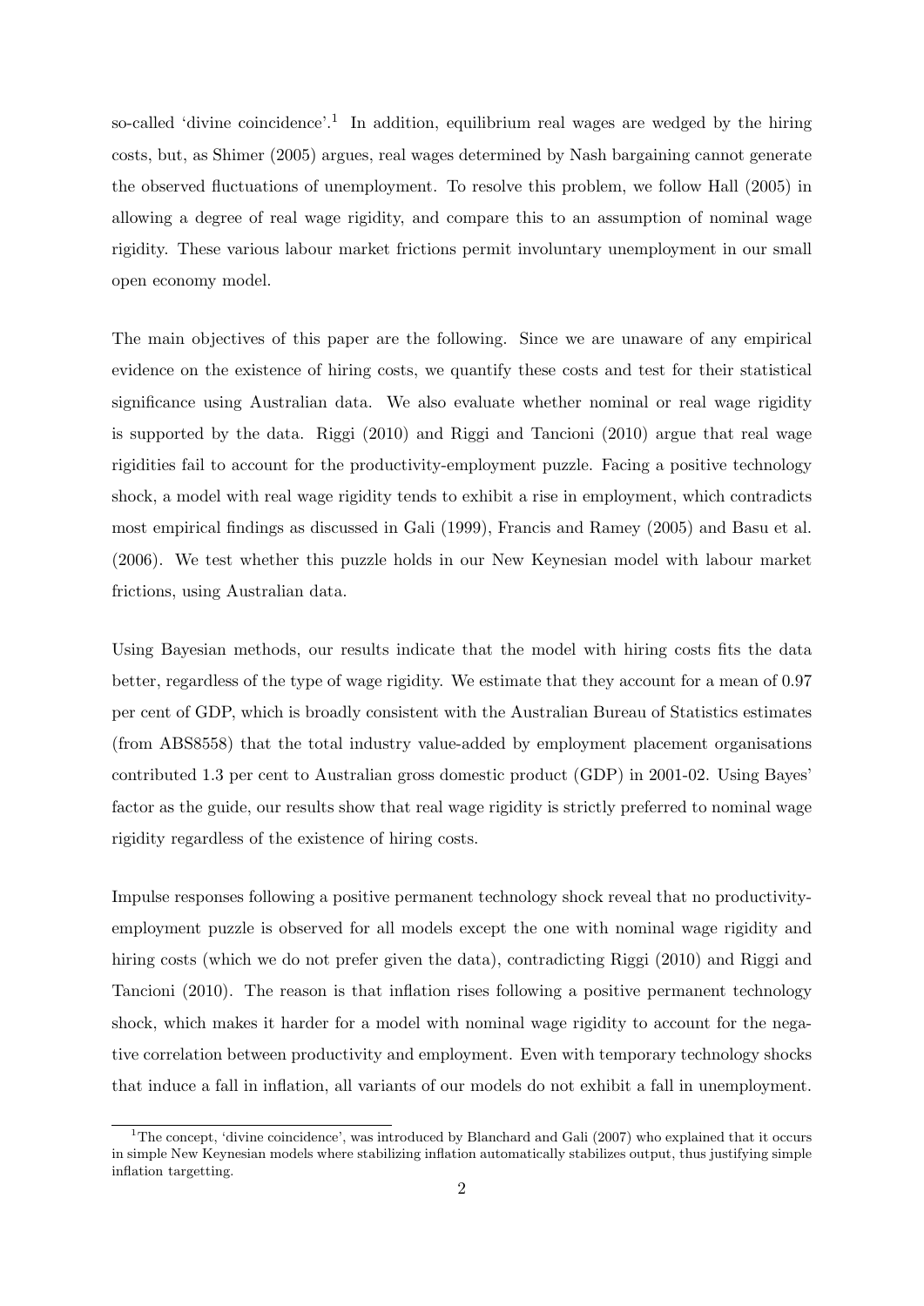so-called 'divine coincidence'.[1] In addition, equilibrium real wages are wedged by the hiring costs, but, as Shimer (2005) argues, real wages determined by Nash bargaining cannot generate the observed fluctuations of unemployment. To resolve this problem, we follow Hall (2005) in allowing a degree of real wage rigidity, and compare this to an assumption of nominal wage rigidity. These various labour market frictions permit involuntary unemployment in our small open economy model.

The main objectives of this paper are the following. Since we are unaware of any empirical evidence on the existence of hiring costs, we quantify these costs and test for their statistical significance using Australian data. We also evaluate whether nominal or real wage rigidity is supported by the data. Riggi (2010) and Riggi and Tancioni (2010) argue that real wage rigidities fail to account for the productivity-employment puzzle. Facing a positive technology shock, a model with real wage rigidity tends to exhibit a rise in employment, which contradicts most empirical findings as discussed in Gali (1999), Francis and Ramey (2005) and Basu et al. (2006). We test whether this puzzle holds in our New Keynesian model with labour market frictions, using Australian data.

Using Bayesian methods, our results indicate that the model with hiring costs fits the data better, regardless of the type of wage rigidity. We estimate that they account for a mean of 0.97 per cent of GDP, which is broadly consistent with the Australian Bureau of Statistics estimates (from ABS8558) that the total industry value-added by employment placement organisations contributed 1.3 per cent to Australian gross domestic product (GDP) in 2001-02. Using Bayes' factor as the guide, our results show that real wage rigidity is strictly preferred to nominal wage rigidity regardless of the existence of hiring costs.

Impulse responses following a positive permanent technology shock reveal that no productivity-employment puzzle is observed for all models except the one with nominal wage rigidity and hiring costs (which we do not prefer given the data), contradicting Riggi (2010) and Riggi and Tancioni (2010). The reason is that inflation rises following a positive permanent technology shock, which makes it harder for a model with nominal wage rigidity to account for the negative correlation between productivity and employment. Even with temporary technology shocks that induce a fall in inflation, all variants of our models do not exhibit a fall in unemployment.

[1] The concept, 'divine coincidence', was introduced by Blanchard and Gali (2007) who explained that it occurs in simple New Keynesian models where stabilizing inflation automatically stabilizes output, thus justifying simple inflation targetting.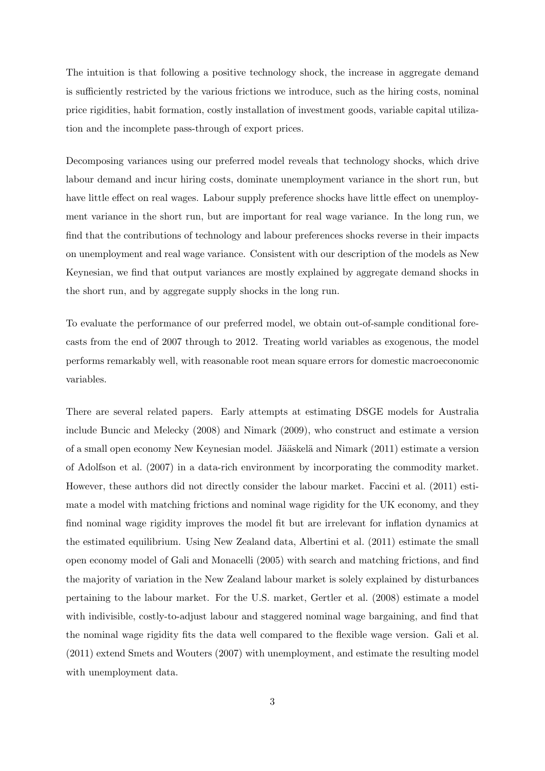The intuition is that following a positive technology shock, the increase in aggregate demand is sufficiently restricted by the various frictions we introduce, such as the hiring costs, nominal price rigidities, habit formation, costly installation of investment goods, variable capital utilization and the incomplete pass-through of export prices.

Decomposing variances using our preferred model reveals that technology shocks, which drive labour demand and incur hiring costs, dominate unemployment variance in the short run, but have little effect on real wages. Labour supply preference shocks have little effect on unemployment variance in the short run, but are important for real wage variance. In the long run, we find that the contributions of technology and labour preferences shocks reverse in their impacts on unemployment and real wage variance. Consistent with our description of the models as New Keynesian, we find that output variances are mostly explained by aggregate demand shocks in the short run, and by aggregate supply shocks in the long run.

To evaluate the performance of our preferred model, we obtain out-of-sample conditional forecasts from the end of 2007 through to 2012. Treating world variables as exogenous, the model performs remarkably well, with reasonable root mean square errors for domestic macroeconomic variables.

There are several related papers. Early attempts at estimating DSGE models for Australia include Buncic and Melecky (2008) and Nimark (2009), who construct and estimate a version of a small open economy New Keynesian model. Jääskelä and Nimark (2011) estimate a version of Adolfson et al. (2007) in a data-rich environment by incorporating the commodity market. However, these authors did not directly consider the labour market. Faccini et al. (2011) estimate a model with matching frictions and nominal wage rigidity for the UK economy, and they find nominal wage rigidity improves the model fit but are irrelevant for inflation dynamics at the estimated equilibrium. Using New Zealand data, Albertini et al. (2011) estimate the small open economy model of Gali and Monacelli (2005) with search and matching frictions, and find the majority of variation in the New Zealand labour market is solely explained by disturbances pertaining to the labour market. For the U.S. market, Gertler et al. (2008) estimate a model with indivisible, costly-to-adjust labour and staggered nominal wage bargaining, and find that the nominal wage rigidity fits the data well compared to the flexible wage version. Gali et al. (2011) extend Smets and Wouters (2007) with unemployment, and estimate the resulting model with unemployment data.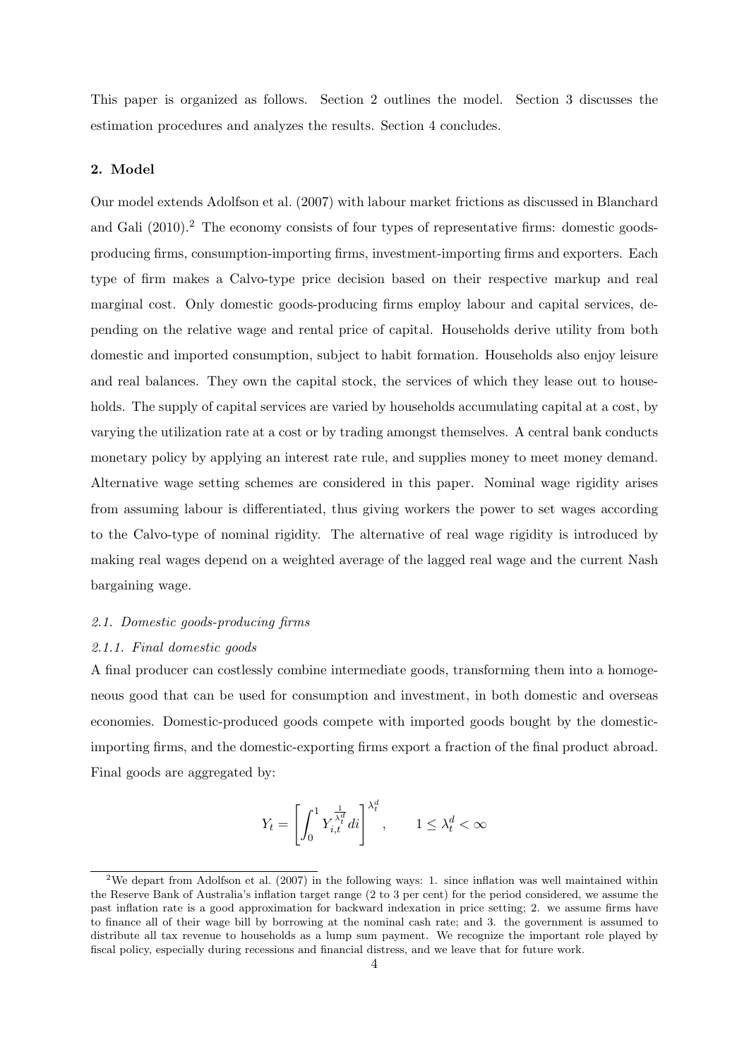This paper is organized as follows. Section 2 outlines the model. Section 3 discusses the estimation procedures and analyzes the results. Section 4 concludes.

## 2. Model

Our model extends Adolfson et al. (2007) with labour market frictions as discussed in Blanchard and Gali (2010).[2] The economy consists of four types of representative firms: domestic goods-producing firms, consumption-importing firms, investment-importing firms and exporters. Each type of firm makes a Calvo-type price decision based on their respective markup and real marginal cost. Only domestic goods-producing firms employ labour and capital services, depending on the relative wage and rental price of capital. Households derive utility from both domestic and imported consumption, subject to habit formation. Households also enjoy leisure and real balances. They own the capital stock, the services of which they lease out to households. The supply of capital services are varied by households accumulating capital at a cost, by varying the utilization rate at a cost or by trading amongst themselves. A central bank conducts monetary policy by applying an interest rate rule, and supplies money to meet money demand. Alternative wage setting schemes are considered in this paper. Nominal wage rigidity arises from assuming labour is differentiated, thus giving workers the power to set wages according to the Calvo-type of nominal rigidity. The alternative of real wage rigidity is introduced by making real wages depend on a weighted average of the lagged real wage and the current Nash bargaining wage.

### *2.1. Domestic goods-producing firms*

#### *2.1.1. Final domestic goods*

A final producer can costlessly combine intermediate goods, transforming them into a homogeneous good that can be used for consumption and investment, in both domestic and overseas economies. Domestic-produced goods compete with imported goods bought by the domestic-importing firms, and the domestic-exporting firms export a fraction of the final product abroad. Final goods are aggregated by:

$$Y_t = \left[ \int_0^1 Y_{i,t}^{\frac{1}{\lambda_t^d}} di \right]^{\lambda_t^d}, \qquad 1 \leq \lambda_t^d < \infty$$

[2] We depart from Adolfson et al. (2007) in the following ways: 1. since inflation was well maintained within the Reserve Bank of Australia's inflation target range (2 to 3 per cent) for the period considered, we assume the past inflation rate is a good approximation for backward indexation in price setting; 2. we assume firms have to finance all of their wage bill by borrowing at the nominal cash rate; and 3. the government is assumed to distribute all tax revenue to households as a lump sum payment. We recognize the important role played by fiscal policy, especially during recessions and financial distress, and we leave that for future work.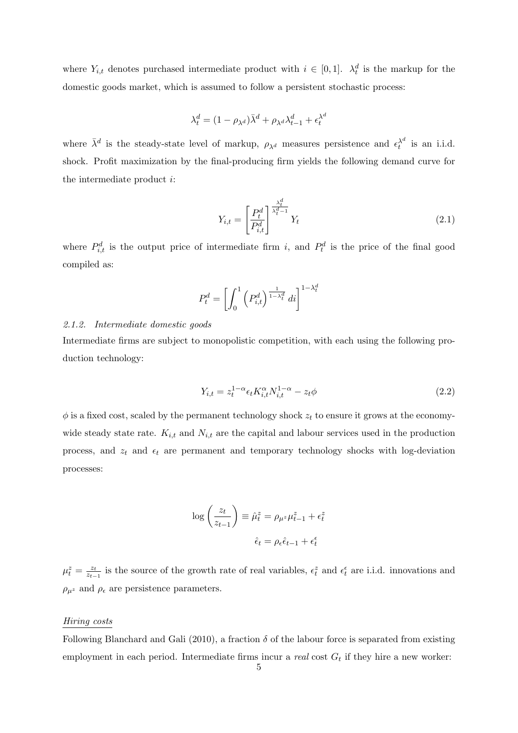where $Y_{i,t}$ denotes purchased intermediate product with $i \in [0,1]$. $\lambda_t^d$ is the markup for the domestic goods market, which is assumed to follow a persistent stochastic process:

$$\lambda_t^d = (1-\rho_{\lambda^d})\bar{\lambda}^d + \rho_{\lambda^d}\lambda_{t-1}^d + \epsilon_t^{\lambda^d}$$

where $\bar{\lambda}^d$ is the steady-state level of markup, $\rho_{\lambda^d}$ measures persistence and $\epsilon_t^{\lambda^d}$ is an i.i.d. shock. Profit maximization by the final-producing firm yields the following demand curve for the intermediate product $i$:

$$Y_{i,t} = \left[\frac{P_t^d}{P_{i,t}^d}\right]^{\frac{\lambda_t^d}{\lambda_t^d - 1}} Y_t \tag{2.1}$$

where $P_{i,t}^d$ is the output price of intermediate firm $i$, and $P_t^d$ is the price of the final good compiled as:

$$P_t^d = \left[\int_0^1 \left(P_{i,t}^d\right)^{\frac{1}{1-\lambda_t^d}} di\right]^{1-\lambda_t^d}$$

*2.1.2. Intermediate domestic goods*

Intermediate firms are subject to monopolistic competition, with each using the following production technology:

$$Y_{i,t} = z_t^{1-\alpha}\epsilon_t K_{i,t}^{\alpha} N_{i,t}^{1-\alpha} - z_t\phi \tag{2.2}$$

$\phi$ is a fixed cost, scaled by the permanent technology shock $z_t$ to ensure it grows at the economy-wide steady state rate. $K_{i,t}$ and $N_{i,t}$ are the capital and labour services used in the production process, and $z_t$ and $\epsilon_t$ are permanent and temporary technology shocks with log-deviation processes:

$$\log\left(\frac{z_t}{z_{t-1}}\right) \equiv \hat{\mu}_t^z = \rho_{\mu^z}\mu_{t-1}^z + \epsilon_t^z$$

$$\hat{\epsilon}_t = \rho_\epsilon \hat{\epsilon}_{t-1} + \epsilon_t^\epsilon$$

$\mu_t^z = \frac{z_t}{z_{t-1}}$ is the source of the growth rate of real variables, $\epsilon_t^z$ and $\epsilon_t^\epsilon$ are i.i.d. innovations and $\rho_{\mu^z}$ and $\rho_\epsilon$ are persistence parameters.

<u>*Hiring costs*</u>

Following Blanchard and Gali (2010), a fraction $\delta$ of the labour force is separated from existing employment in each period. Intermediate firms incur a *real* cost $G_t$ if they hire a new worker: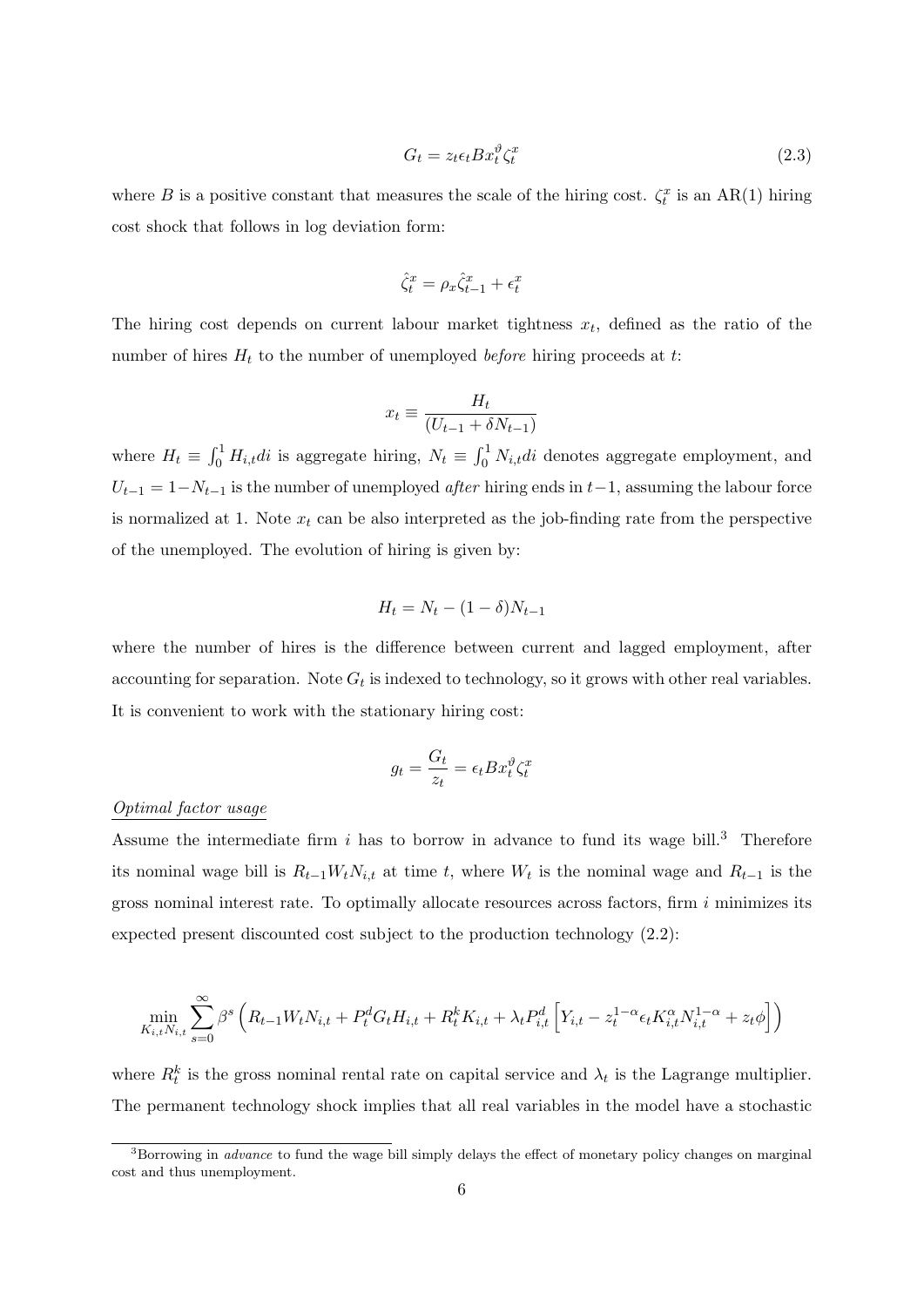$$G_t = z_t \epsilon_t B x_t^{\vartheta} \zeta_t^x \tag{2.3}$$

where $B$ is a positive constant that measures the scale of the hiring cost. $\zeta_t^x$ is an AR(1) hiring cost shock that follows in log deviation form:

$$\hat{\zeta}_t^x = \rho_x \hat{\zeta}_{t-1}^x + \epsilon_t^x$$

The hiring cost depends on current labour market tightness $x_t$, defined as the ratio of the number of hires $H_t$ to the number of unemployed *before* hiring proceeds at $t$:

$$x_t \equiv \frac{H_t}{(U_{t-1} + \delta N_{t-1})}$$

where $H_t \equiv \int_0^1 H_{i,t} di$ is aggregate hiring, $N_t \equiv \int_0^1 N_{i,t} di$ denotes aggregate employment, and $U_{t-1} = 1 - N_{t-1}$ is the number of unemployed *after* hiring ends in $t-1$, assuming the labour force is normalized at 1. Note $x_t$ can be also interpreted as the job-finding rate from the perspective of the unemployed. The evolution of hiring is given by:

$$H_t = N_t - (1 - \delta) N_{t-1}$$

where the number of hires is the difference between current and lagged employment, after accounting for separation. Note $G_t$ is indexed to technology, so it grows with other real variables. It is convenient to work with the stationary hiring cost:

$$g_t = \frac{G_t}{z_t} = \epsilon_t B x_t^{\vartheta} \zeta_t^x$$

*Optimal factor usage*

Assume the intermediate firm $i$ has to borrow in advance to fund its wage bill.[3] Therefore its nominal wage bill is $R_{t-1} W_t N_{i,t}$ at time $t$, where $W_t$ is the nominal wage and $R_{t-1}$ is the gross nominal interest rate. To optimally allocate resources across factors, firm $i$ minimizes its expected present discounted cost subject to the production technology (2.2):

$$\min_{K_{i,t} N_{i,t}} \sum_{s=0}^{\infty} \beta^s \left( R_{t-1} W_t N_{i,t} + P_t^d G_t H_{i,t} + R_t^k K_{i,t} + \lambda_t P_{i,t}^d \left[ Y_{i,t} - z_t^{1-\alpha} \epsilon_t K_{i,t}^{\alpha} N_{i,t}^{1-\alpha} + z_t \phi \right] \right)$$

where $R_t^k$ is the gross nominal rental rate on capital service and $\lambda_t$ is the Lagrange multiplier. The permanent technology shock implies that all real variables in the model have a stochastic

[3] Borrowing in *advance* to fund the wage bill simply delays the effect of monetary policy changes on marginal cost and thus unemployment.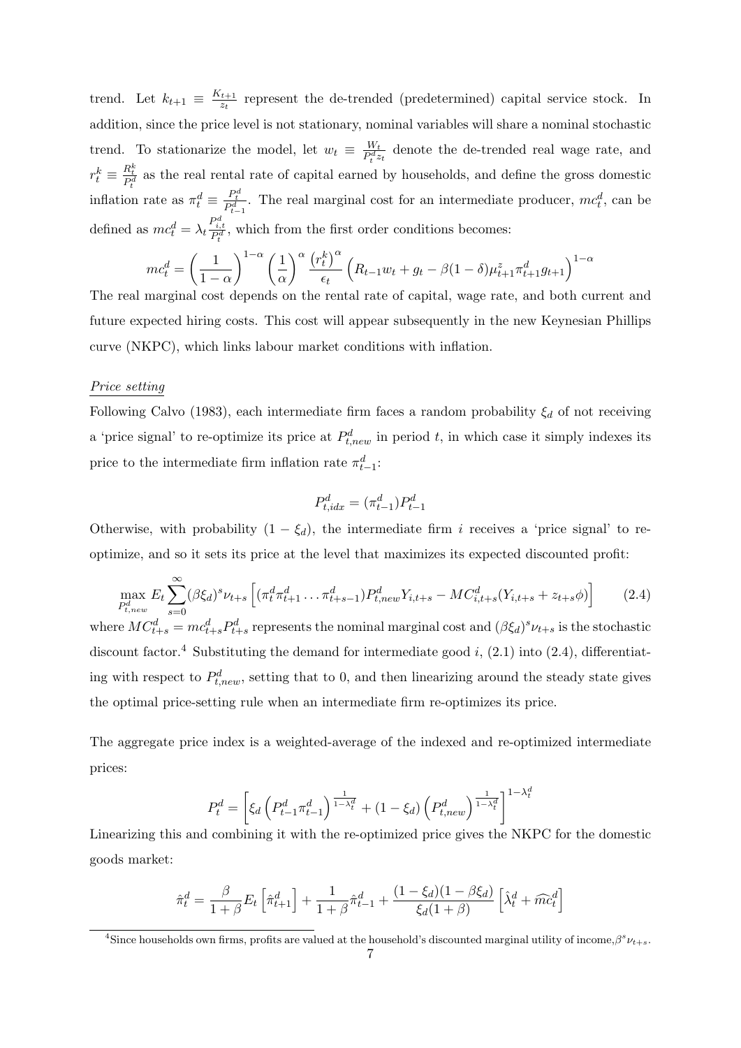trend. Let $k_{t+1} \equiv \frac{K_{t+1}}{z_t}$ represent the de-trended (predetermined) capital service stock. In addition, since the price level is not stationary, nominal variables will share a nominal stochastic trend. To stationarize the model, let $w_t \equiv \frac{W_t}{P_t^d z_t}$ denote the de-trended real wage rate, and $r_t^k \equiv \frac{R_t^k}{P_t^d}$ as the real rental rate of capital earned by households, and define the gross domestic inflation rate as $\pi_t^d \equiv \frac{P_t^d}{P_{t-1}^d}$. The real marginal cost for an intermediate producer, $mc_t^d$, can be defined as $mc_t^d = \lambda_t \frac{P_{i,t}^d}{P_t^d}$, which from the first order conditions becomes:

$$mc_t^d = \left(\frac{1}{1-\alpha}\right)^{1-\alpha} \left(\frac{1}{\alpha}\right)^{\alpha} \frac{\left(r_t^k\right)^{\alpha}}{\epsilon_t} \left(R_{t-1} w_t + g_t - \beta(1-\delta)\mu_{t+1}^z \pi_{t+1}^d g_{t+1}\right)^{1-\alpha}$$

The real marginal cost depends on the rental rate of capital, wage rate, and both current and future expected hiring costs. This cost will appear subsequently in the new Keynesian Phillips curve (NKPC), which links labour market conditions with inflation.

*Price setting*

Following Calvo (1983), each intermediate firm faces a random probability $\xi_d$ of not receiving a 'price signal' to re-optimize its price at $P_{t,new}^d$ in period $t$, in which case it simply indexes its price to the intermediate firm inflation rate $\pi_{t-1}^d$:

$$P_{t,idx}^d = (\pi_{t-1}^d) P_{t-1}^d$$

Otherwise, with probability $(1-\xi_d)$, the intermediate firm $i$ receives a 'price signal' to re-optimize, and so it sets its price at the level that maximizes its expected discounted profit:

$$\max_{P_{t,new}^d} E_t \sum_{s=0}^{\infty} (\beta \xi_d)^s \nu_{t+s} \left[ (\pi_t^d \pi_{t+1}^d \dots \pi_{t+s-1}^d) P_{t,new}^d Y_{i,t+s} - MC_{i,t+s}^d (Y_{i,t+s} + z_{t+s}\phi) \right] \tag{2.4}$$

where $MC_{t+s}^d = mc_{t+s}^d P_{t+s}^d$ represents the nominal marginal cost and $(\beta\xi_d)^s \nu_{t+s}$ is the stochastic discount factor.[4] Substituting the demand for intermediate good $i$, (2.1) into (2.4), differentiating with respect to $P_{t,new}^d$, setting that to 0, and then linearizing around the steady state gives the optimal price-setting rule when an intermediate firm re-optimizes its price.

The aggregate price index is a weighted-average of the indexed and re-optimized intermediate prices:

$$P_t^d = \left[ \xi_d \left(P_{t-1}^d \pi_{t-1}^d\right)^{\frac{1}{1-\lambda_t^d}} + (1-\xi_d) \left(P_{t,new}^d\right)^{\frac{1}{1-\lambda_t^d}} \right]^{1-\lambda_t^d}$$

Linearizing this and combining it with the re-optimized price gives the NKPC for the domestic goods market:

$$\hat{\pi}_t^d = \frac{\beta}{1+\beta} E_t \left[\hat{\pi}_{t+1}^d\right] + \frac{1}{1+\beta} \hat{\pi}_{t-1}^d + \frac{(1-\xi_d)(1-\beta\xi_d)}{\xi_d(1+\beta)} \left[\hat{\lambda}_t^d + \widehat{mc}_t^d\right]$$

[4] Since households own firms, profits are valued at the household's discounted marginal utility of income, $\beta^s \nu_{t+s}$.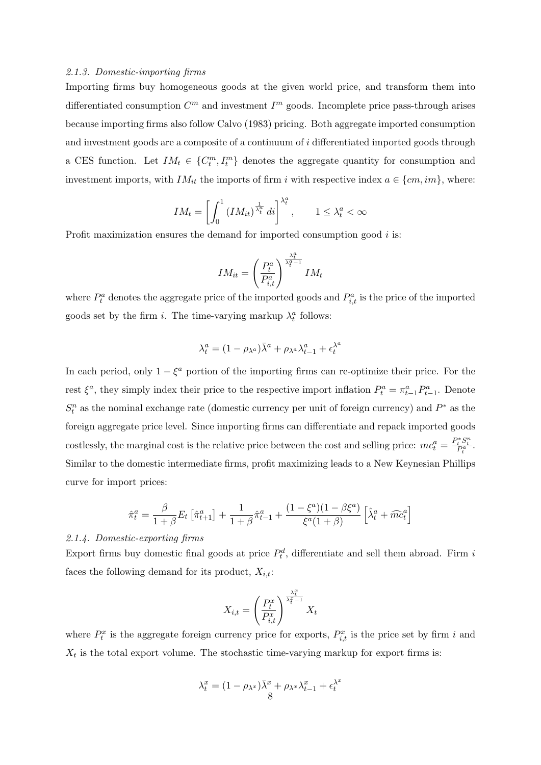*2.1.3. Domestic-importing firms*

Importing firms buy homogeneous goods at the given world price, and transform them into differentiated consumption $C^m$ and investment $I^m$ goods. Incomplete price pass-through arises because importing firms also follow Calvo (1983) pricing. Both aggregate imported consumption and investment goods are a composite of a continuum of $i$ differentiated imported goods through a CES function. Let $IM_t \in \{C_t^m, I_t^m\}$ denotes the aggregate quantity for consumption and investment imports, with $IM_{it}$ the imports of firm $i$ with respective index $a \in \{cm, im\}$, where:

$$IM_t = \left[ \int_0^1 (IM_{it})^{\frac{1}{\lambda_t^a}} \, di \right]^{\lambda_t^a}, \qquad 1 \leq \lambda_t^a < \infty$$

Profit maximization ensures the demand for imported consumption good $i$ is:

$$IM_{it} = \left( \frac{P_t^a}{P_{i,t}^a} \right)^{\frac{\lambda_t^a}{\lambda_t^a - 1}} IM_t$$

where $P_t^a$ denotes the aggregate price of the imported goods and $P_{i,t}^a$ is the price of the imported goods set by the firm $i$. The time-varying markup $\lambda_t^a$ follows:

$$\lambda_t^a = (1 - \rho_{\lambda^a})\bar{\lambda}^a + \rho_{\lambda^a}\lambda_{t-1}^a + \epsilon_t^{\lambda^a}$$

In each period, only $1 - \xi^a$ portion of the importing firms can re-optimize their price. For the rest $\xi^a$, they simply index their price to the respective import inflation $P_t^a = \pi_{t-1}^a P_{t-1}^a$. Denote $S_t^n$ as the nominal exchange rate (domestic currency per unit of foreign currency) and $P^*$ as the foreign aggregate price level. Since importing firms can differentiate and repack imported goods costlessly, the marginal cost is the relative price between the cost and selling price: $mc_t^a = \frac{P_t^* S_t^n}{P_t^a}$. Similar to the domestic intermediate firms, profit maximizing leads to a New Keynesian Phillips curve for import prices:

$$\hat{\pi}_t^a = \frac{\beta}{1+\beta} E_t\left[\hat{\pi}_{t+1}^a\right] + \frac{1}{1+\beta}\hat{\pi}_{t-1}^a + \frac{(1-\xi^a)(1-\beta\xi^a)}{\xi^a(1+\beta)}\left[\hat{\lambda}_t^a + \widehat{mc}_t^a\right]$$

*2.1.4. Domestic-exporting firms*

Export firms buy domestic final goods at price $P_t^d$, differentiate and sell them abroad. Firm $i$ faces the following demand for its product, $X_{i,t}$:

$$X_{i,t} = \left( \frac{P_t^x}{P_{i,t}^x} \right)^{\frac{\lambda_t^x}{\lambda_t^x - 1}} X_t$$

where $P_t^x$ is the aggregate foreign currency price for exports, $P_{i,t}^x$ is the price set by firm $i$ and $X_t$ is the total export volume. The stochastic time-varying markup for export firms is:

$$\lambda_t^x = (1 - \rho_{\lambda^x})\bar{\lambda}^x + \rho_{\lambda^x}\lambda_{t-1}^x + \epsilon_t^{\lambda^x}$$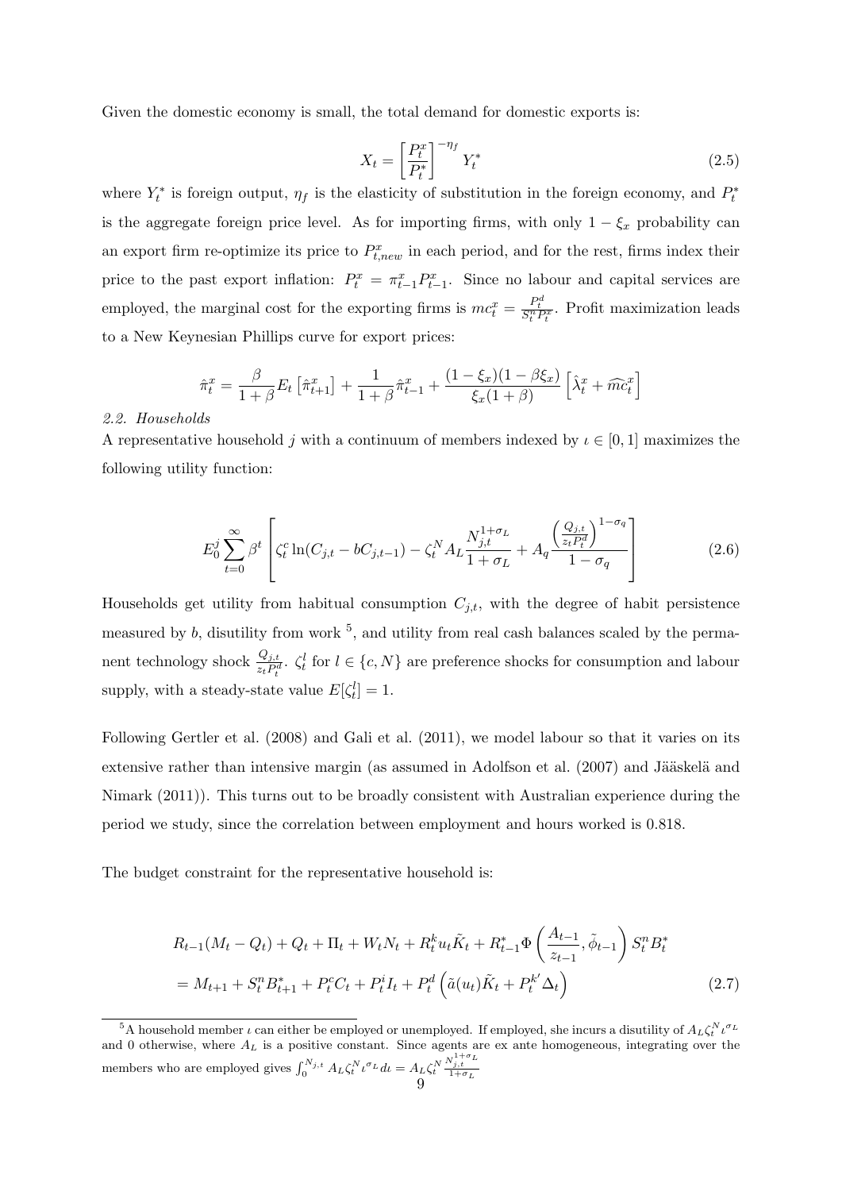Given the domestic economy is small, the total demand for domestic exports is:

$$X_t = \left[\frac{P_t^x}{P_t^*}\right]^{-\eta_f} Y_t^* \tag{2.5}$$

where $Y_t^*$ is foreign output, $\eta_f$ is the elasticity of substitution in the foreign economy, and $P_t^*$ is the aggregate foreign price level. As for importing firms, with only $1-\xi_x$ probability can an export firm re-optimize its price to $P_{t,new}^x$ in each period, and for the rest, firms index their price to the past export inflation: $P_t^x = \pi_{t-1}^x P_{t-1}^x$. Since no labour and capital services are employed, the marginal cost for the exporting firms is $mc_t^x = \frac{P_t^d}{S_t^n P_t^x}$. Profit maximization leads to a New Keynesian Phillips curve for export prices:

$$\hat{\pi}_t^x = \frac{\beta}{1+\beta} E_t\left[\hat{\pi}_{t+1}^x\right] + \frac{1}{1+\beta}\hat{\pi}_{t-1}^x + \frac{(1-\xi_x)(1-\beta\xi_x)}{\xi_x(1+\beta)}\left[\hat{\lambda}_t^x + \widehat{mc}_t^x\right]$$

*2.2. Households*

A representative household $j$ with a continuum of members indexed by $\iota \in [0,1]$ maximizes the following utility function:

$$E_0^j \sum_{t=0}^{\infty} \beta^t \left[\zeta_t^c \ln(C_{j,t} - bC_{j,t-1}) - \zeta_t^N A_L \frac{N_{j,t}^{1+\sigma_L}}{1+\sigma_L} + A_q \frac{\left(\frac{Q_{j,t}}{z_t P_t^d}\right)^{1-\sigma_q}}{1-\sigma_q}\right] \tag{2.6}$$

Households get utility from habitual consumption $C_{j,t}$, with the degree of habit persistence measured by $b$, disutility from work [5], and utility from real cash balances scaled by the permanent technology shock $\frac{Q_{j,t}}{z_t P_t^d}$. $\zeta_t^l$ for $l \in \{c, N\}$ are preference shocks for consumption and labour supply, with a steady-state value $E[\zeta_t^l] = 1$.

Following Gertler et al. (2008) and Gali et al. (2011), we model labour so that it varies on its extensive rather than intensive margin (as assumed in Adolfson et al. (2007) and Jääskelä and Nimark (2011)). This turns out to be broadly consistent with Australian experience during the period we study, since the correlation between employment and hours worked is 0.818.

The budget constraint for the representative household is:

$$\begin{aligned} &R_{t-1}(M_t - Q_t) + Q_t + \Pi_t + W_t N_t + R_t^k u_t \tilde{K}_t + R_{t-1}^* \Phi\left(\frac{A_{t-1}}{z_{t-1}}, \tilde{\phi}_{t-1}\right) S_t^n B_t^* \\ &= M_{t+1} + S_t^n B_{t+1}^* + P_t^c C_t + P_t^i I_t + P_t^d \left(\tilde{a}(u_t)\tilde{K}_t + P_t^{k'} \Delta_t\right) \end{aligned} \tag{2.7}$$

[5] A household member $\iota$ can either be employed or unemployed. If employed, she incurs a disutility of $A_L \zeta_t^N \iota^{\sigma_L}$ and 0 otherwise, where $A_L$ is a positive constant. Since agents are ex ante homogeneous, integrating over the members who are employed gives $\int_0^{N_{j,t}} A_L \zeta_t^N \iota^{\sigma_L} d\iota = A_L \zeta_t^N \frac{N_{j,t}^{1+\sigma_L}}{1+\sigma_L}$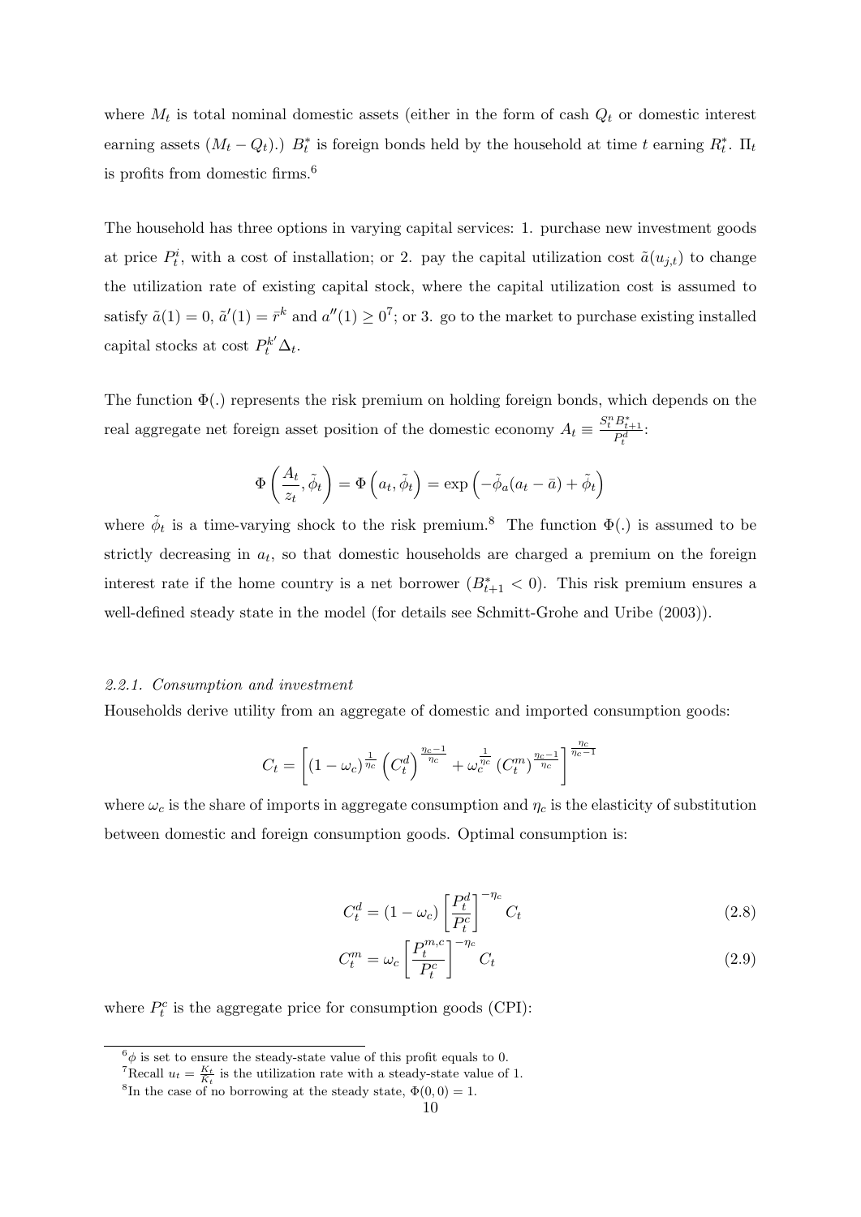where $M_t$ is total nominal domestic assets (either in the form of cash $Q_t$ or domestic interest earning assets $(M_t - Q_t)$.) $B_t^*$ is foreign bonds held by the household at time $t$ earning $R_t^*$. $\Pi_t$ is profits from domestic firms.[6]

The household has three options in varying capital services: 1. purchase new investment goods at price $P_t^i$, with a cost of installation; or 2. pay the capital utilization cost $\tilde{a}(u_{j,t})$ to change the utilization rate of existing capital stock, where the capital utilization cost is assumed to satisfy $\tilde{a}(1) = 0$, $\tilde{a}'(1) = \bar{r}^k$ and $a''(1) \geq 0$[7]; or 3. go to the market to purchase existing installed capital stocks at cost $P_t^{k'} \Delta_t$.

The function $\Phi(.)$ represents the risk premium on holding foreign bonds, which depends on the real aggregate net foreign asset position of the domestic economy $A_t \equiv \frac{S_t^n B_{t+1}^*}{P_t^d}$:

$$\Phi\left(\frac{A_t}{z_t}, \tilde{\phi}_t\right) = \Phi\left(a_t, \tilde{\phi}_t\right) = \exp\left(-\tilde{\phi}_a(a_t - \bar{a}) + \tilde{\phi}_t\right)$$

where $\tilde{\phi}_t$ is a time-varying shock to the risk premium.[8] The function $\Phi(.)$ is assumed to be strictly decreasing in $a_t$, so that domestic households are charged a premium on the foreign interest rate if the home country is a net borrower ($B_{t+1}^* < 0$). This risk premium ensures a well-defined steady state in the model (for details see Schmitt-Grohe and Uribe (2003)).

*2.2.1. Consumption and investment*

Households derive utility from an aggregate of domestic and imported consumption goods:

$$C_t = \left[(1-\omega_c)^{\frac{1}{\eta_c}} \left(C_t^d\right)^{\frac{\eta_c - 1}{\eta_c}} + \omega_c^{\frac{1}{\eta_c}} \left(C_t^m\right)^{\frac{\eta_c - 1}{\eta_c}}\right]^{\frac{\eta_c}{\eta_c - 1}}$$

where $\omega_c$ is the share of imports in aggregate consumption and $\eta_c$ is the elasticity of substitution between domestic and foreign consumption goods. Optimal consumption is:

$$C_t^d = (1-\omega_c)\left[\frac{P_t^d}{P_t^c}\right]^{-\eta_c} C_t \tag{2.8}$$

$$C_t^m = \omega_c \left[\frac{P_t^{m,c}}{P_t^c}\right]^{-\eta_c} C_t \tag{2.9}$$

where $P_t^c$ is the aggregate price for consumption goods (CPI):

[6] $\phi$ is set to ensure the steady-state value of this profit equals to 0.

[7] Recall $u_t = \frac{K_t}{\bar{K}_t}$ is the utilization rate with a steady-state value of 1.

[8] In the case of no borrowing at the steady state, $\Phi(0, 0) = 1$.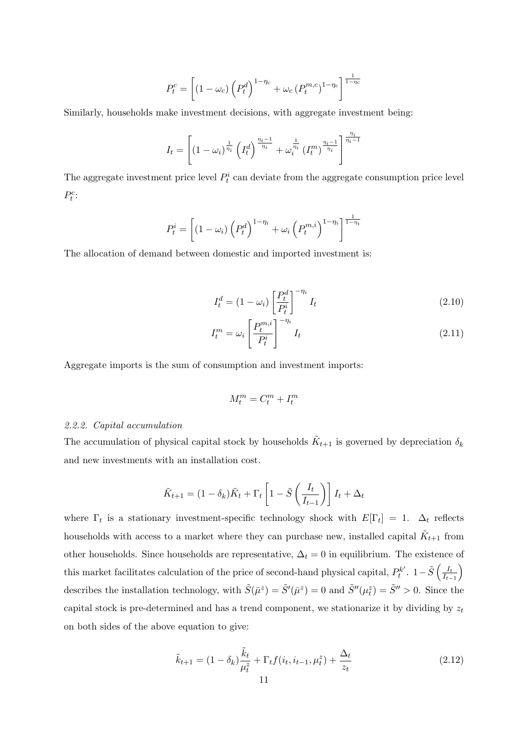$$P_t^c = \left[ (1-\omega_c) \left( P_t^d \right)^{1-\eta_c} + \omega_c \left( P_t^{m,c} \right)^{1-\eta_c} \right]^{\frac{1}{1-\eta_c}}$$

Similarly, households make investment decisions, with aggregate investment being:

$$I_t = \left[ (1-\omega_i)^{\frac{1}{\eta_i}} \left( I_t^d \right)^{\frac{\eta_i - 1}{\eta_i}} + \omega_i^{\frac{1}{\eta_i}} \left( I_t^m \right)^{\frac{\eta_i - 1}{\eta_i}} \right]^{\frac{\eta_i}{\eta_i - 1}}$$

The aggregate investment price level $P_t^i$ can deviate from the aggregate consumption price level $P_t^c$:

$$P_t^i = \left[ (1-\omega_i) \left( P_t^d \right)^{1-\eta_i} + \omega_i \left( P_t^{m,i} \right)^{1-\eta_i} \right]^{\frac{1}{1-\eta_i}}$$

The allocation of demand between domestic and imported investment is:

$$I_t^d = (1-\omega_i) \left[ \frac{P_t^d}{P_t^i} \right]^{-\eta_i} I_t \tag{2.10}$$

$$I_t^m = \omega_i \left[ \frac{P_t^{m,i}}{P_t^i} \right]^{-\eta_i} I_t \tag{2.11}$$

Aggregate imports is the sum of consumption and investment imports:

$$M_t^m = C_t^m + I_t^m$$

*2.2.2. Capital accumulation*

The accumulation of physical capital stock by households $\tilde{K}_{t+1}$ is governed by depreciation $\delta_k$ and new investments with an installation cost.

$$\tilde{K}_{t+1} = (1-\delta_k)\tilde{K}_t + \Gamma_t \left[ 1 - \tilde{S}\left( \frac{I_t}{I_{t-1}} \right) \right] I_t + \Delta_t$$

where $\Gamma_t$ is a stationary investment-specific technology shock with $E[\Gamma_t] = 1$. $\Delta_t$ reflects households with access to a market where they can purchase new, installed capital $\tilde{K}_{t+1}$ from other households. Since households are representative, $\Delta_t = 0$ in equilibrium. The existence of this market facilitates calculation of the price of second-hand physical capital, $P_t^{k'}$. $1 - \tilde{S}\left( \frac{I_t}{I_{t-1}} \right)$ describes the installation technology, with $\tilde{S}(\bar{\mu}^z) = \tilde{S}'(\bar{\mu}^z) = 0$ and $\tilde{S}''(\mu_t^z) = \tilde{S}'' > 0$. Since the capital stock is pre-determined and has a trend component, we stationarize it by dividing by $z_t$ on both sides of the above equation to give:

$$\tilde{k}_{t+1} = (1-\delta_k)\frac{\tilde{k}_t}{\mu_t^z} + \Gamma_t f(i_t, i_{t-1}, \mu_t^z) + \frac{\Delta_t}{z_t} \tag{2.12}$$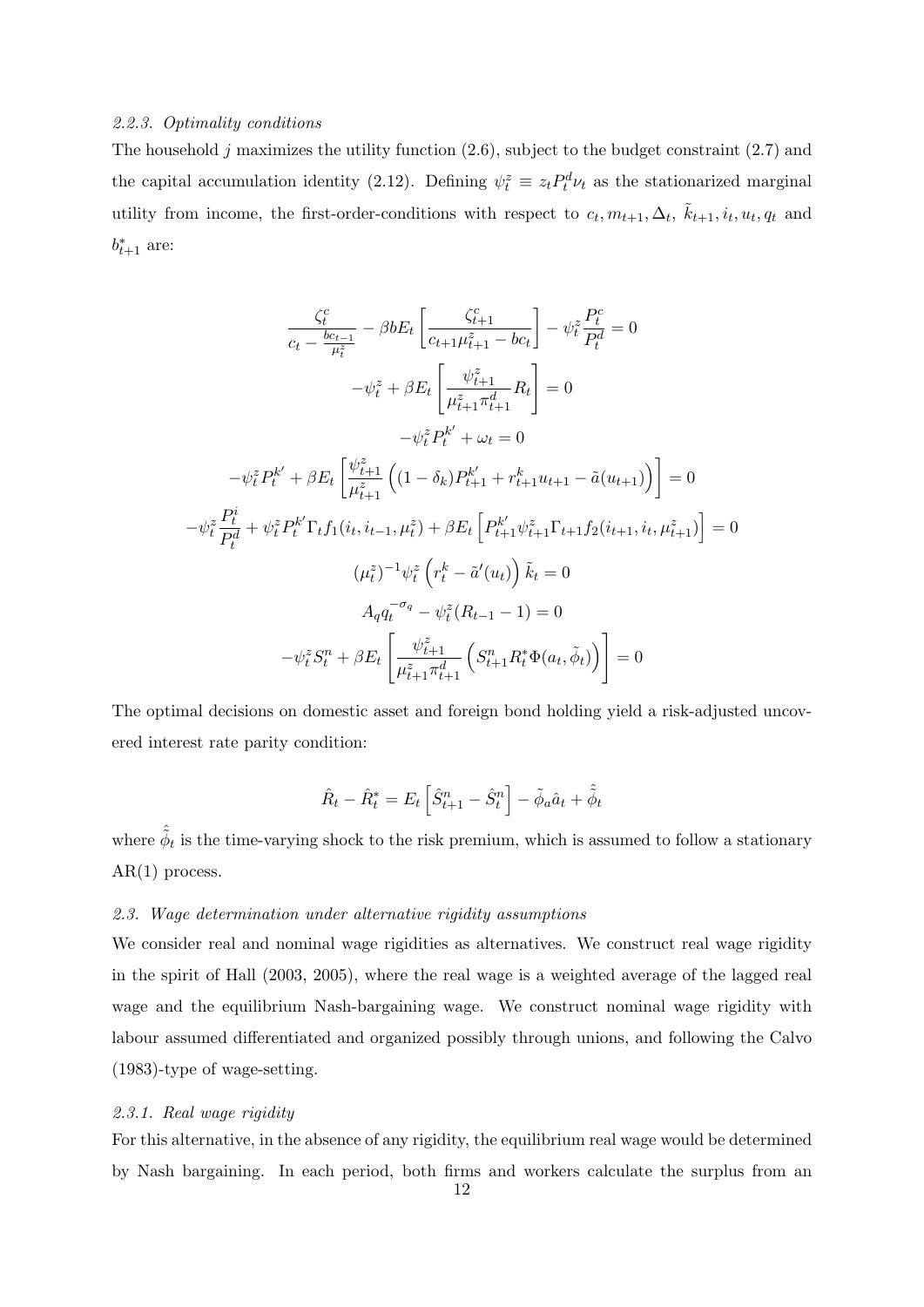#### 2.2.3. Optimality conditions

The household $j$ maximizes the utility function (2.6), subject to the budget constraint (2.7) and the capital accumulation identity (2.12). Defining $\psi_t^z \equiv z_t P_t^d \nu_t$ as the stationarized marginal utility from income, the first-order-conditions with respect to $c_t, m_{t+1}, \Delta_t, \tilde{k}_{t+1}, i_t, u_t, q_t$ and $b_{t+1}^*$ are:

$$\frac{\zeta_t^c}{c_t - \frac{bc_{t-1}}{\mu_t^z}} - \beta b E_t \left[ \frac{\zeta_{t+1}^c}{c_{t+1}\mu_{t+1}^z - bc_t} \right] - \psi_t^z \frac{P_t^c}{P_t^d} = 0$$

$$-\psi_t^z + \beta E_t \left[ \frac{\psi_{t+1}^z}{\mu_{t+1}^z \pi_{t+1}^d} R_t \right] = 0$$

$$-\psi_t^z P_t^{k'} + \omega_t = 0$$

$$-\psi_t^z P_t^{k'} + \beta E_t \left[ \frac{\psi_{t+1}^z}{\mu_{t+1}^z} \left( (1 - \delta_k) P_{t+1}^{k'} + r_{t+1}^k u_{t+1} - \tilde{a}(u_{t+1}) \right) \right] = 0$$

$$-\psi_t^z \frac{P_t^i}{P_t^d} + \psi_t^z P_t^{k'} \Gamma_t f_1(i_t, i_{t-1}, \mu_t^z) + \beta E_t \left[ P_{t+1}^{k'} \psi_{t+1}^z \Gamma_{t+1} f_2(i_{t+1}, i_t, \mu_{t+1}^z) \right] = 0$$

$$(\mu_t^z)^{-1} \psi_t^z \left( r_t^k - \tilde{a}'(u_t) \right) \tilde{k}_t = 0$$

$$A_q q_t^{-\sigma_q} - \psi_t^z (R_{t-1} - 1) = 0$$

$$-\psi_t^z S_t^n + \beta E_t \left[ \frac{\psi_{t+1}^z}{\mu_{t+1}^z \pi_{t+1}^d} \left( S_{t+1}^n R_t^* \Phi(a_t, \tilde{\phi}_t) \right) \right] = 0$$

The optimal decisions on domestic asset and foreign bond holding yield a risk-adjusted uncovered interest rate parity condition:

$$\hat{R}_t - \hat{R}_t^* = E_t \left[ \hat{S}_{t+1}^n - \hat{S}_t^n \right] - \tilde{\phi}_a \hat{a}_t + \hat{\tilde{\phi}}_t$$

where $\hat{\tilde{\phi}}_t$ is the time-varying shock to the risk premium, which is assumed to follow a stationary AR(1) process.

### 2.3. Wage determination under alternative rigidity assumptions

We consider real and nominal wage rigidities as alternatives. We construct real wage rigidity in the spirit of Hall (2003, 2005), where the real wage is a weighted average of the lagged real wage and the equilibrium Nash-bargaining wage. We construct nominal wage rigidity with labour assumed differentiated and organized possibly through unions, and following the Calvo (1983)-type of wage-setting.

#### 2.3.1. Real wage rigidity

For this alternative, in the absence of any rigidity, the equilibrium real wage would be determined by Nash bargaining. In each period, both firms and workers calculate the surplus from an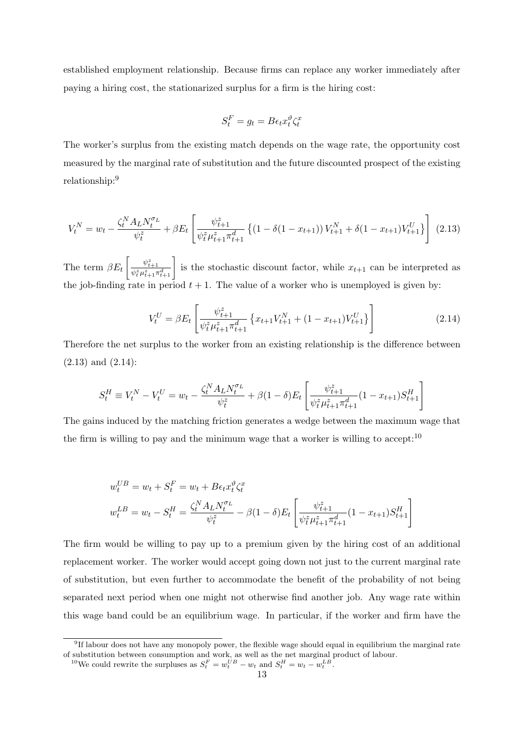established employment relationship. Because firms can replace any worker immediately after paying a hiring cost, the stationarized surplus for a firm is the hiring cost:

$$S_t^F = g_t = B\epsilon_t x_t^{\vartheta} \zeta_t^x$$

The worker's surplus from the existing match depends on the wage rate, the opportunity cost measured by the marginal rate of substitution and the future discounted prospect of the existing relationship:[9]

$$V_t^N = w_t - \frac{\zeta_t^N A_L N_t^{\sigma_L}}{\psi_t^z} + \beta E_t \left[ \frac{\psi_{t+1}^z}{\psi_t^z \mu_{t+1}^z \pi_{t+1}^d} \left\{ (1 - \delta(1 - x_{t+1})) V_{t+1}^N + \delta(1 - x_{t+1}) V_{t+1}^U \right\} \right] \tag{2.13}$$

The term $\beta E_t \left[ \frac{\psi_{t+1}^z}{\psi_t^z \mu_{t+1}^z \pi_{t+1}^d} \right]$ is the stochastic discount factor, while $x_{t+1}$ can be interpreted as the job-finding rate in period $t+1$. The value of a worker who is unemployed is given by:

$$V_t^U = \beta E_t \left[ \frac{\psi_{t+1}^z}{\psi_t^z \mu_{t+1}^z \pi_{t+1}^d} \left\{ x_{t+1} V_{t+1}^N + (1 - x_{t+1}) V_{t+1}^U \right\} \right] \tag{2.14}$$

Therefore the net surplus to the worker from an existing relationship is the difference between (2.13) and (2.14):

$$S_t^H \equiv V_t^N - V_t^U = w_t - \frac{\zeta_t^N A_L N_t^{\sigma_L}}{\psi_t^z} + \beta(1 - \delta) E_t \left[ \frac{\psi_{t+1}^z}{\psi_t^z \mu_{t+1}^z \pi_{t+1}^d} (1 - x_{t+1}) S_{t+1}^H \right]$$

The gains induced by the matching friction generates a wedge between the maximum wage that the firm is willing to pay and the minimum wage that a worker is willing to accept:[10]

$$w_t^{UB} = w_t + S_t^F = w_t + B\epsilon_t x_t^{\vartheta} \zeta_t^x$$

$$w_t^{LB} = w_t - S_t^H = \frac{\zeta_t^N A_L N_t^{\sigma_L}}{\psi_t^z} - \beta(1 - \delta) E_t \left[ \frac{\psi_{t+1}^z}{\psi_t^z \mu_{t+1}^z \pi_{t+1}^d} (1 - x_{t+1}) S_{t+1}^H \right]$$

The firm would be willing to pay up to a premium given by the hiring cost of an additional replacement worker. The worker would accept going down not just to the current marginal rate of substitution, but even further to accommodate the benefit of the probability of not being separated next period when one might not otherwise find another job. Any wage rate within this wage band could be an equilibrium wage. In particular, if the worker and firm have the

---

[9] If labour does not have any monopoly power, the flexible wage should equal in equilibrium the marginal rate of substitution between consumption and work, as well as the net marginal product of labour.

[10] We could rewrite the surpluses as $S_t^F = w_t^{UB} - w_t$ and $S_t^H = w_t - w_t^{LB}$.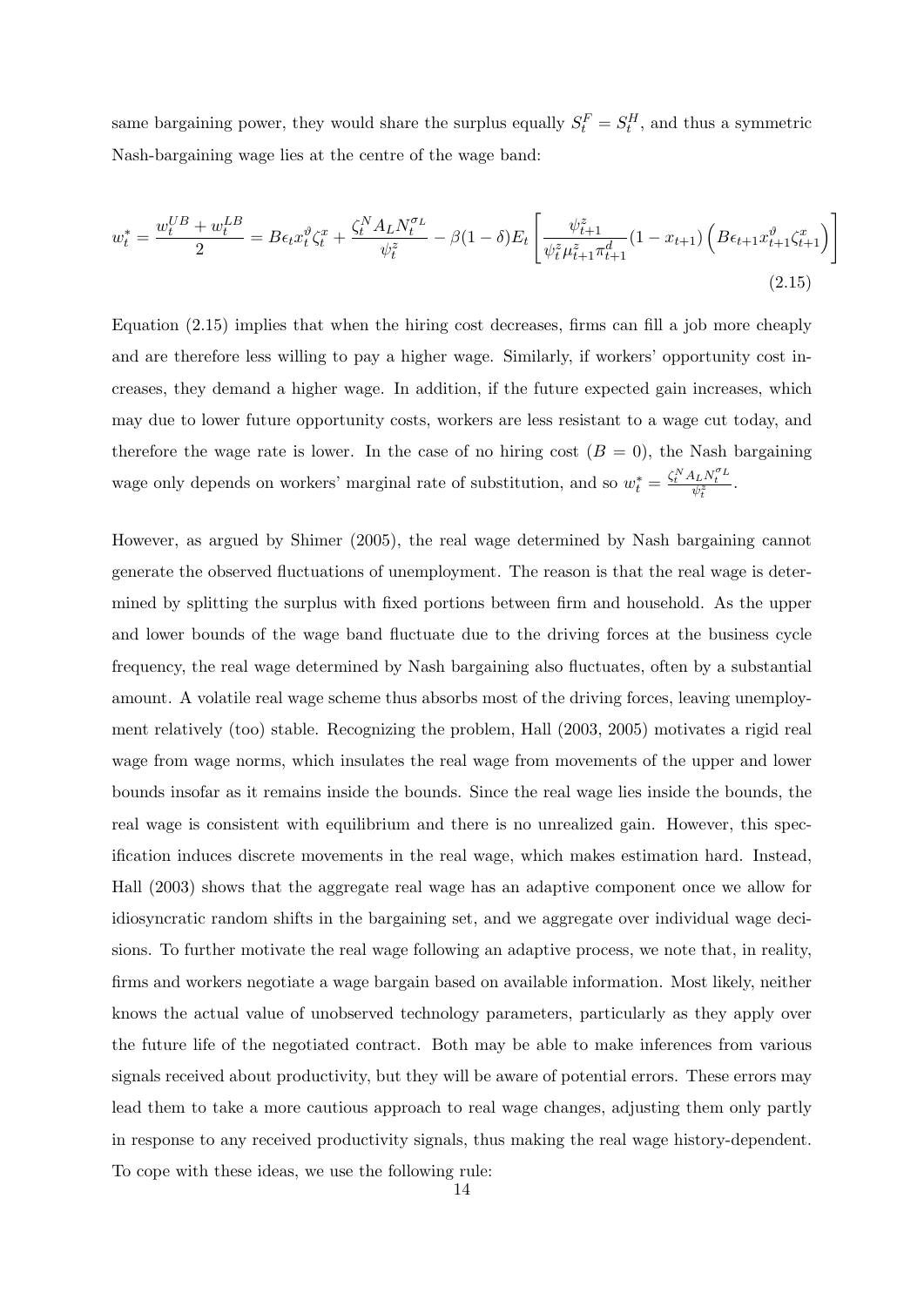same bargaining power, they would share the surplus equally $S_t^F = S_t^H$, and thus a symmetric Nash-bargaining wage lies at the centre of the wage band:

$$w_t^* = \frac{w_t^{UB} + w_t^{LB}}{2} = B\epsilon_t x_t^{\vartheta} \zeta_t^x + \frac{\zeta_t^N A_L N_t^{\sigma_L}}{\psi_t^z} - \beta(1-\delta) E_t \left[ \frac{\psi_{t+1}^z}{\psi_t^z \mu_{t+1}^z \pi_{t+1}^d} (1 - x_{t+1}) \left( B\epsilon_{t+1} x_{t+1}^{\vartheta} \zeta_{t+1}^x \right) \right] \tag{2.15}$$

Equation (2.15) implies that when the hiring cost decreases, firms can fill a job more cheaply and are therefore less willing to pay a higher wage. Similarly, if workers' opportunity cost increases, they demand a higher wage. In addition, if the future expected gain increases, which may due to lower future opportunity costs, workers are less resistant to a wage cut today, and therefore the wage rate is lower. In the case of no hiring cost ($B = 0$), the Nash bargaining wage only depends on workers' marginal rate of substitution, and so $w_t^* = \frac{\zeta_t^N A_L N_t^{\sigma_L}}{\psi_t^z}$.

However, as argued by Shimer (2005), the real wage determined by Nash bargaining cannot generate the observed fluctuations of unemployment. The reason is that the real wage is determined by splitting the surplus with fixed portions between firm and household. As the upper and lower bounds of the wage band fluctuate due to the driving forces at the business cycle frequency, the real wage determined by Nash bargaining also fluctuates, often by a substantial amount. A volatile real wage scheme thus absorbs most of the driving forces, leaving unemployment relatively (too) stable. Recognizing the problem, Hall (2003, 2005) motivates a rigid real wage from wage norms, which insulates the real wage from movements of the upper and lower bounds insofar as it remains inside the bounds. Since the real wage lies inside the bounds, the real wage is consistent with equilibrium and there is no unrealized gain. However, this specification induces discrete movements in the real wage, which makes estimation hard. Instead, Hall (2003) shows that the aggregate real wage has an adaptive component once we allow for idiosyncratic random shifts in the bargaining set, and we aggregate over individual wage decisions. To further motivate the real wage following an adaptive process, we note that, in reality, firms and workers negotiate a wage bargain based on available information. Most likely, neither knows the actual value of unobserved technology parameters, particularly as they apply over the future life of the negotiated contract. Both may be able to make inferences from various signals received about productivity, but they will be aware of potential errors. These errors may lead them to take a more cautious approach to real wage changes, adjusting them only partly in response to any received productivity signals, thus making the real wage history-dependent. To cope with these ideas, we use the following rule: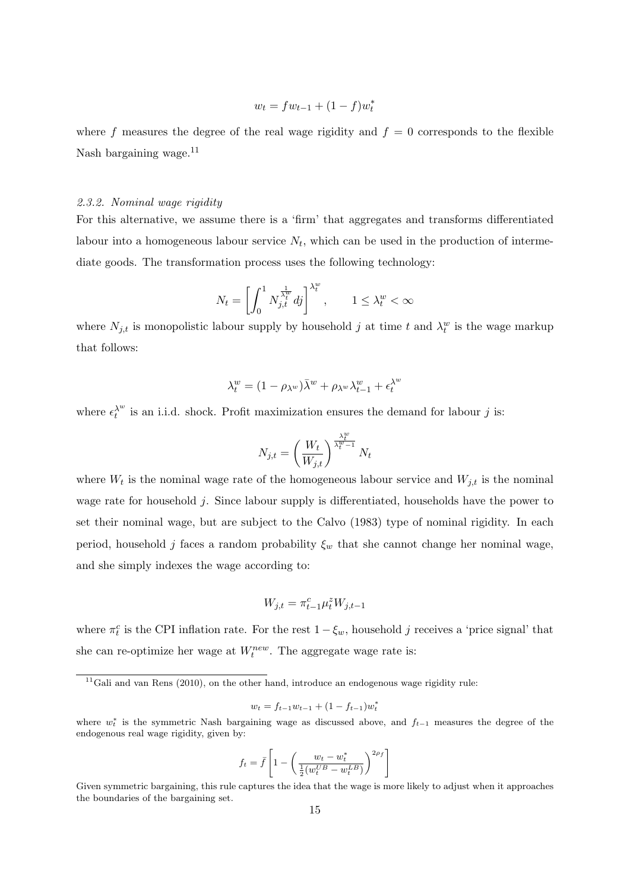$$w_t = f w_{t-1} + (1-f) w_t^*$$

where $f$ measures the degree of the real wage rigidity and $f = 0$ corresponds to the flexible Nash bargaining wage.[11]

### *2.3.2. Nominal wage rigidity*

For this alternative, we assume there is a 'firm' that aggregates and transforms differentiated labour into a homogeneous labour service $N_t$, which can be used in the production of intermediate goods. The transformation process uses the following technology:

$$N_t = \left[ \int_0^1 N_{j,t}^{\frac{1}{\lambda_t^w}} dj \right]^{\lambda_t^w}, \qquad 1 \leq \lambda_t^w < \infty$$

where $N_{j,t}$ is monopolistic labour supply by household $j$ at time $t$ and $\lambda_t^w$ is the wage markup that follows:

$$\lambda_t^w = (1 - \rho_{\lambda^w}) \bar{\lambda}^w + \rho_{\lambda^w} \lambda_{t-1}^w + \epsilon_t^{\lambda^w}$$

where $\epsilon_t^{\lambda^w}$ is an i.i.d. shock. Profit maximization ensures the demand for labour $j$ is:

$$N_{j,t} = \left( \frac{W_t}{W_{j,t}} \right)^{\frac{\lambda_t^w}{\lambda_t^w - 1}} N_t$$

where $W_t$ is the nominal wage rate of the homogeneous labour service and $W_{j,t}$ is the nominal wage rate for household $j$. Since labour supply is differentiated, households have the power to set their nominal wage, but are subject to the Calvo (1983) type of nominal rigidity. In each period, household $j$ faces a random probability $\xi_w$ that she cannot change her nominal wage, and she simply indexes the wage according to:

$$W_{j,t} = \pi_{t-1}^c \mu_t^z W_{j,t-1}$$

where $\pi_t^c$ is the CPI inflation rate. For the rest $1 - \xi_w$, household $j$ receives a 'price signal' that she can re-optimize her wage at $W_t^{new}$. The aggregate wage rate is:

---

[11] Gali and van Rens (2010), on the other hand, introduce an endogenous wage rigidity rule:

$$w_t = f_{t-1} w_{t-1} + (1 - f_{t-1}) w_t^*$$

where $w_t^*$ is the symmetric Nash bargaining wage as discussed above, and $f_{t-1}$ measures the degree of the endogenous real wage rigidity, given by:

$$f_t = \bar{f} \left[ 1 - \left( \frac{w_t - w_t^*}{\frac{1}{2}(w_t^{UB} - w_t^{LB})} \right)^{2\rho_f} \right]$$

Given symmetric bargaining, this rule captures the idea that the wage is more likely to adjust when it approaches the boundaries of the bargaining set.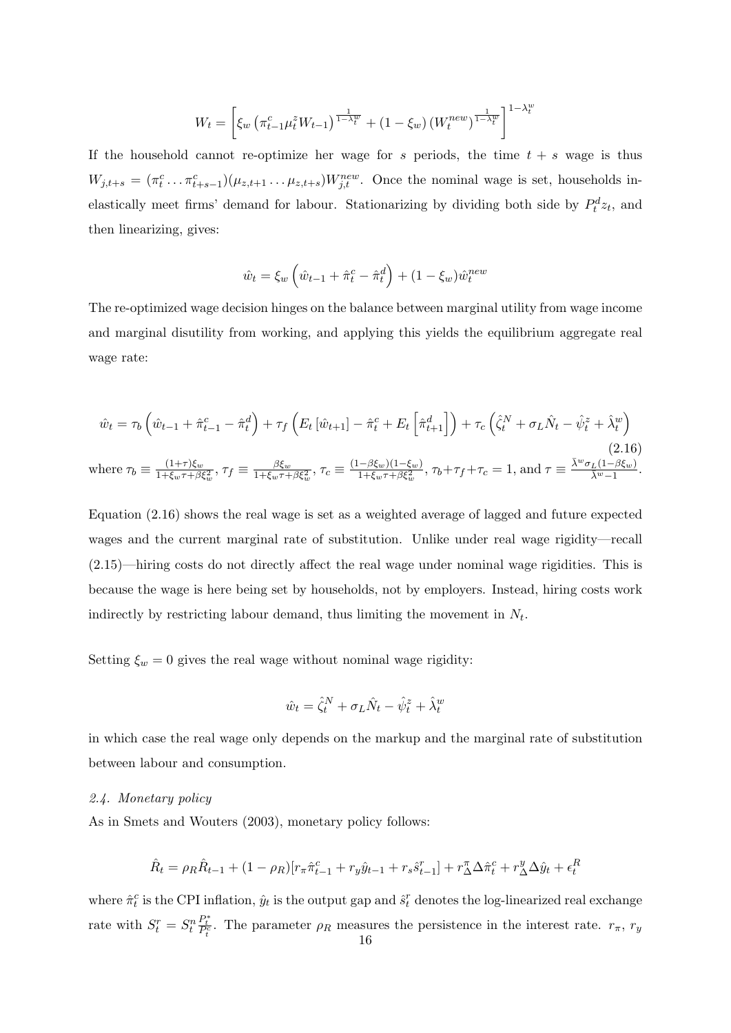$$W_t = \left[ \xi_w \left( \pi^c_{t-1} \mu^z_t W_{t-1} \right)^{\frac{1}{1-\lambda^w_t}} + (1-\xi_w) \left( W^{new}_t \right)^{\frac{1}{1-\lambda^w_t}} \right]^{1-\lambda^w_t}$$

If the household cannot re-optimize her wage for $s$ periods, the time $t+s$ wage is thus $W_{j,t+s} = (\pi^c_t \ldots \pi^c_{t+s-1})(\mu_{z,t+1} \ldots \mu_{z,t+s}) W^{new}_{j,t}$. Once the nominal wage is set, households inelastically meet firms' demand for labour. Stationarizing by dividing both side by $P^d_t z_t$, and then linearizing, gives:

$$\hat{w}_t = \xi_w \left( \hat{w}_{t-1} + \hat{\pi}^c_t - \hat{\pi}^d_t \right) + (1-\xi_w) \hat{w}^{new}_t$$

The re-optimized wage decision hinges on the balance between marginal utility from wage income and marginal disutility from working, and applying this yields the equilibrium aggregate real wage rate:

$$\hat{w}_t = \tau_b \left( \hat{w}_{t-1} + \hat{\pi}^c_{t-1} - \hat{\pi}^d_t \right) + \tau_f \left( E_t \left[ \hat{w}_{t+1} \right] - \hat{\pi}^c_t + E_t \left[ \hat{\pi}^d_{t+1} \right] \right) + \tau_c \left( \hat{\zeta}^N_t + \sigma_L \hat{N}_t - \hat{\psi}^z_t + \hat{\lambda}^w_t \right) \tag{2.16}$$

where $\tau_b \equiv \frac{(1+\tau)\xi_w}{1+\xi_w \tau + \beta \xi_w^2}$, $\tau_f \equiv \frac{\beta \xi_w}{1+\xi_w \tau + \beta \xi_w^2}$, $\tau_c \equiv \frac{(1-\beta\xi_w)(1-\xi_w)}{1+\xi_w \tau + \beta \xi_w^2}$, $\tau_b + \tau_f + \tau_c = 1$, and $\tau \equiv \frac{\bar{\lambda}^w \sigma_L (1-\beta\xi_w)}{\bar{\lambda}^w - 1}$.

Equation (2.16) shows the real wage is set as a weighted average of lagged and future expected wages and the current marginal rate of substitution. Unlike under real wage rigidity—recall (2.15)—hiring costs do not directly affect the real wage under nominal wage rigidities. This is because the wage is here being set by households, not by employers. Instead, hiring costs work indirectly by restricting labour demand, thus limiting the movement in $N_t$.

Setting $\xi_w = 0$ gives the real wage without nominal wage rigidity:

$$\hat{w}_t = \hat{\zeta}^N_t + \sigma_L \hat{N}_t - \hat{\psi}^z_t + \hat{\lambda}^w_t$$

in which case the real wage only depends on the markup and the marginal rate of substitution between labour and consumption.

*2.4. Monetary policy*

As in Smets and Wouters (2003), monetary policy follows:

$$\hat{R}_t = \rho_R \hat{R}_{t-1} + (1-\rho_R)[r_\pi \hat{\pi}^c_{t-1} + r_y \hat{y}_{t-1} + r_s \hat{s}^r_{t-1}] + r^\pi_\Delta \Delta \hat{\pi}^c_t + r^y_\Delta \Delta \hat{y}_t + \epsilon^R_t$$

where $\hat{\pi}^c_t$ is the CPI inflation, $\hat{y}_t$ is the output gap and $\hat{s}^r_t$ denotes the log-linearized real exchange rate with $S^r_t = S^n_t \frac{P^*_t}{P^c_t}$. The parameter $\rho_R$ measures the persistence in the interest rate. $r_\pi$, $r_y$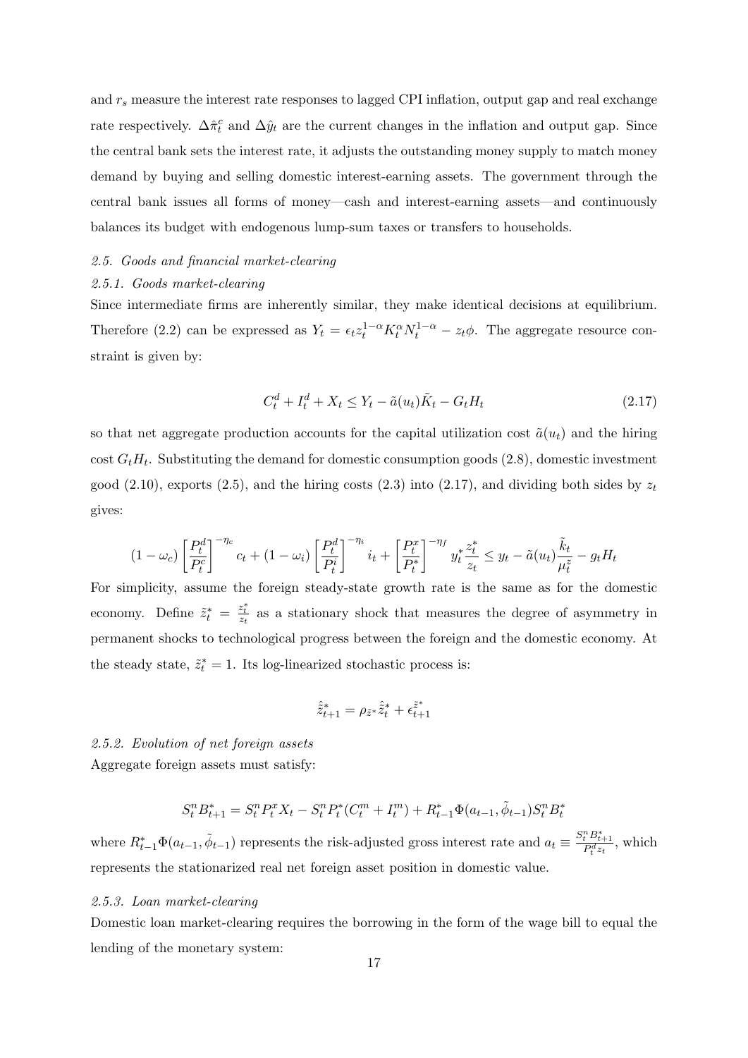and $r_s$ measure the interest rate responses to lagged CPI inflation, output gap and real exchange rate respectively. $\Delta\hat{\pi}_t^c$ and $\Delta\hat{y}_t$ are the current changes in the inflation and output gap. Since the central bank sets the interest rate, it adjusts the outstanding money supply to match money demand by buying and selling domestic interest-earning assets. The government through the central bank issues all forms of money—cash and interest-earning assets—and continuously balances its budget with endogenous lump-sum taxes or transfers to households.

### *2.5. Goods and financial market-clearing*

#### *2.5.1. Goods market-clearing*

Since intermediate firms are inherently similar, they make identical decisions at equilibrium. Therefore (2.2) can be expressed as $Y_t = \epsilon_t z_t^{1-\alpha} K_t^{\alpha} N_t^{1-\alpha} - z_t\phi$. The aggregate resource constraint is given by:

$$C_t^d + I_t^d + X_t \leq Y_t - \tilde{a}(u_t)\tilde{K}_t - G_t H_t \tag{2.17}$$

so that net aggregate production accounts for the capital utilization cost $\tilde{a}(u_t)$ and the hiring cost $G_t H_t$. Substituting the demand for domestic consumption goods (2.8), domestic investment good (2.10), exports (2.5), and the hiring costs (2.3) into (2.17), and dividing both sides by $z_t$ gives:

$$(1-\omega_c)\left[\frac{P_t^d}{P_t^c}\right]^{-\eta_c} c_t + (1-\omega_i)\left[\frac{P_t^d}{P_t^i}\right]^{-\eta_i} i_t + \left[\frac{P_t^x}{P_t^*}\right]^{-\eta_f} y_t^* \frac{z_t^*}{z_t} \leq y_t - \tilde{a}(u_t)\frac{\tilde{k}_t}{\mu_t^z} - g_t H_t$$

For simplicity, assume the foreign steady-state growth rate is the same as for the domestic economy. Define $\tilde{z}_t^* = \frac{z_t^*}{z_t}$ as a stationary shock that measures the degree of asymmetry in permanent shocks to technological progress between the foreign and the domestic economy. At the steady state, $\tilde{z}_t^* = 1$. Its log-linearized stochastic process is:

$$\hat{\tilde{z}}_{t+1}^* = \rho_{\tilde{z}^*}\hat{\tilde{z}}_t^* + \epsilon_{t+1}^{\tilde{z}^*}$$

#### *2.5.2. Evolution of net foreign assets*

Aggregate foreign assets must satisfy:

$$S_t^n B_{t+1}^* = S_t^n P_t^x X_t - S_t^n P_t^*(C_t^m + I_t^m) + R_{t-1}^*\Phi(a_{t-1}, \tilde{\phi}_{t-1}) S_t^n B_t^*$$

where $R_{t-1}^*\Phi(a_{t-1}, \tilde{\phi}_{t-1})$ represents the risk-adjusted gross interest rate and $a_t \equiv \frac{S_t^n B_{t+1}^*}{P_t^d z_t}$, which represents the stationarized real net foreign asset position in domestic value.

#### *2.5.3. Loan market-clearing*

Domestic loan market-clearing requires the borrowing in the form of the wage bill to equal the lending of the monetary system: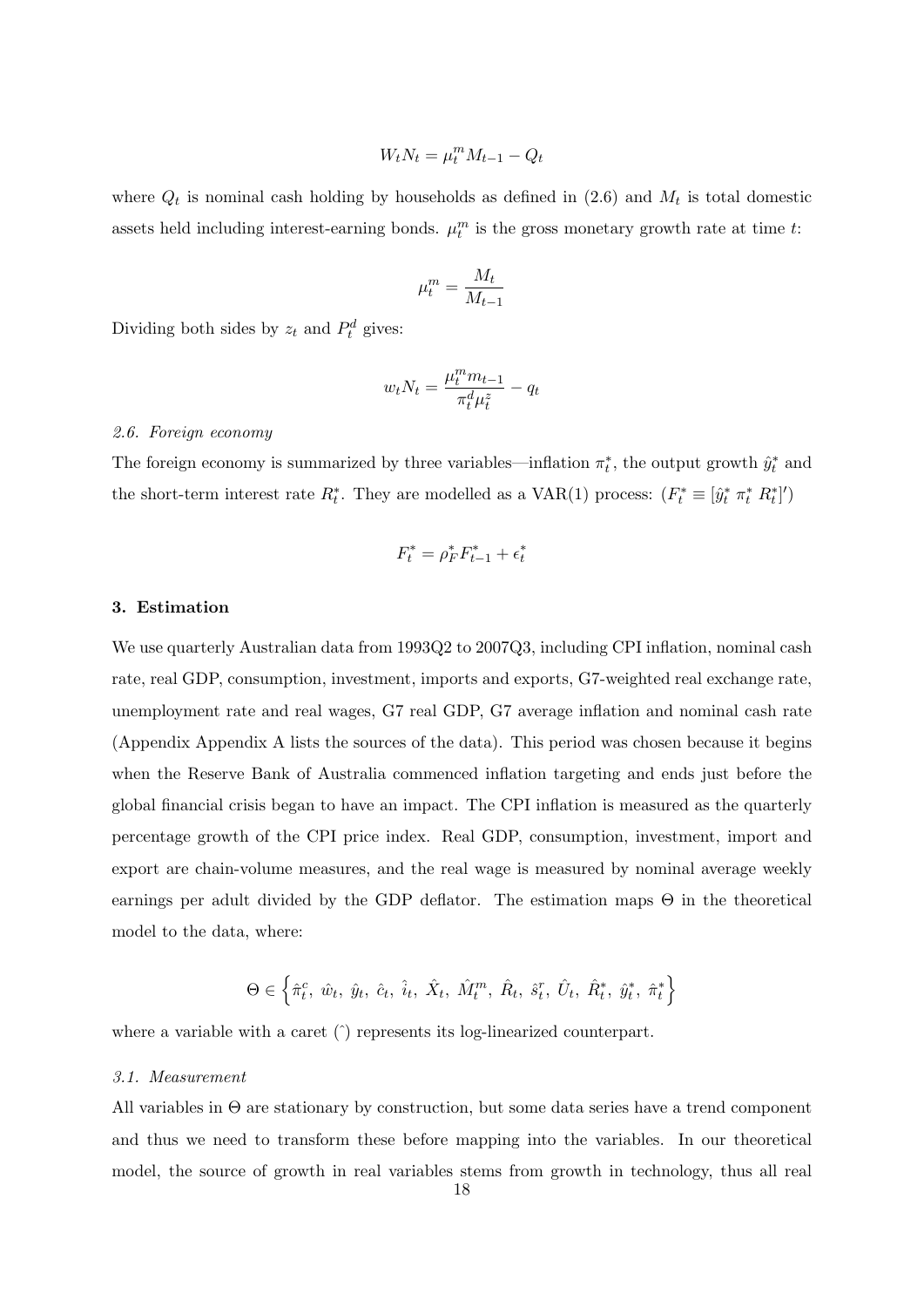$$W_t N_t = \mu_t^m M_{t-1} - Q_t$$

where $Q_t$ is nominal cash holding by households as defined in (2.6) and $M_t$ is total domestic assets held including interest-earning bonds. $\mu_t^m$ is the gross monetary growth rate at time $t$:

$$\mu_t^m = \frac{M_t}{M_{t-1}}$$

Dividing both sides by $z_t$ and $P_t^d$ gives:

$$w_t N_t = \frac{\mu_t^m m_{t-1}}{\pi_t^d \mu_t^z} - q_t$$

*2.6. Foreign economy*

The foreign economy is summarized by three variables—inflation $\pi_t^*$, the output growth $\hat{y}_t^*$ and the short-term interest rate $R_t^*$. They are modelled as a VAR(1) process: ($F_t^* \equiv [\hat{y}_t^* \; \pi_t^* \; R_t^*]'$)

$$F_t^* = \rho_F^* F_{t-1}^* + \epsilon_t^*$$

## 3. Estimation

We use quarterly Australian data from 1993Q2 to 2007Q3, including CPI inflation, nominal cash rate, real GDP, consumption, investment, imports and exports, G7-weighted real exchange rate, unemployment rate and real wages, G7 real GDP, G7 average inflation and nominal cash rate (Appendix Appendix A lists the sources of the data). This period was chosen because it begins when the Reserve Bank of Australia commenced inflation targeting and ends just before the global financial crisis began to have an impact. The CPI inflation is measured as the quarterly percentage growth of the CPI price index. Real GDP, consumption, investment, import and export are chain-volume measures, and the real wage is measured by nominal average weekly earnings per adult divided by the GDP deflator. The estimation maps $\Theta$ in the theoretical model to the data, where:

$$\Theta \in \left\{ \hat{\pi}_t^c, \; \hat{w}_t, \; \hat{y}_t, \; \hat{c}_t, \; \hat{i}_t, \; \hat{X}_t, \; \hat{M}_t^m, \; \hat{R}_t, \; \hat{s}_t^r, \; \hat{U}_t, \; \hat{R}_t^*, \; \hat{y}_t^*, \; \hat{\pi}_t^* \right\}$$

where a variable with a caret ($\hat{}$) represents its log-linearized counterpart.

*3.1. Measurement*

All variables in $\Theta$ are stationary by construction, but some data series have a trend component and thus we need to transform these before mapping into the variables. In our theoretical model, the source of growth in real variables stems from growth in technology, thus all real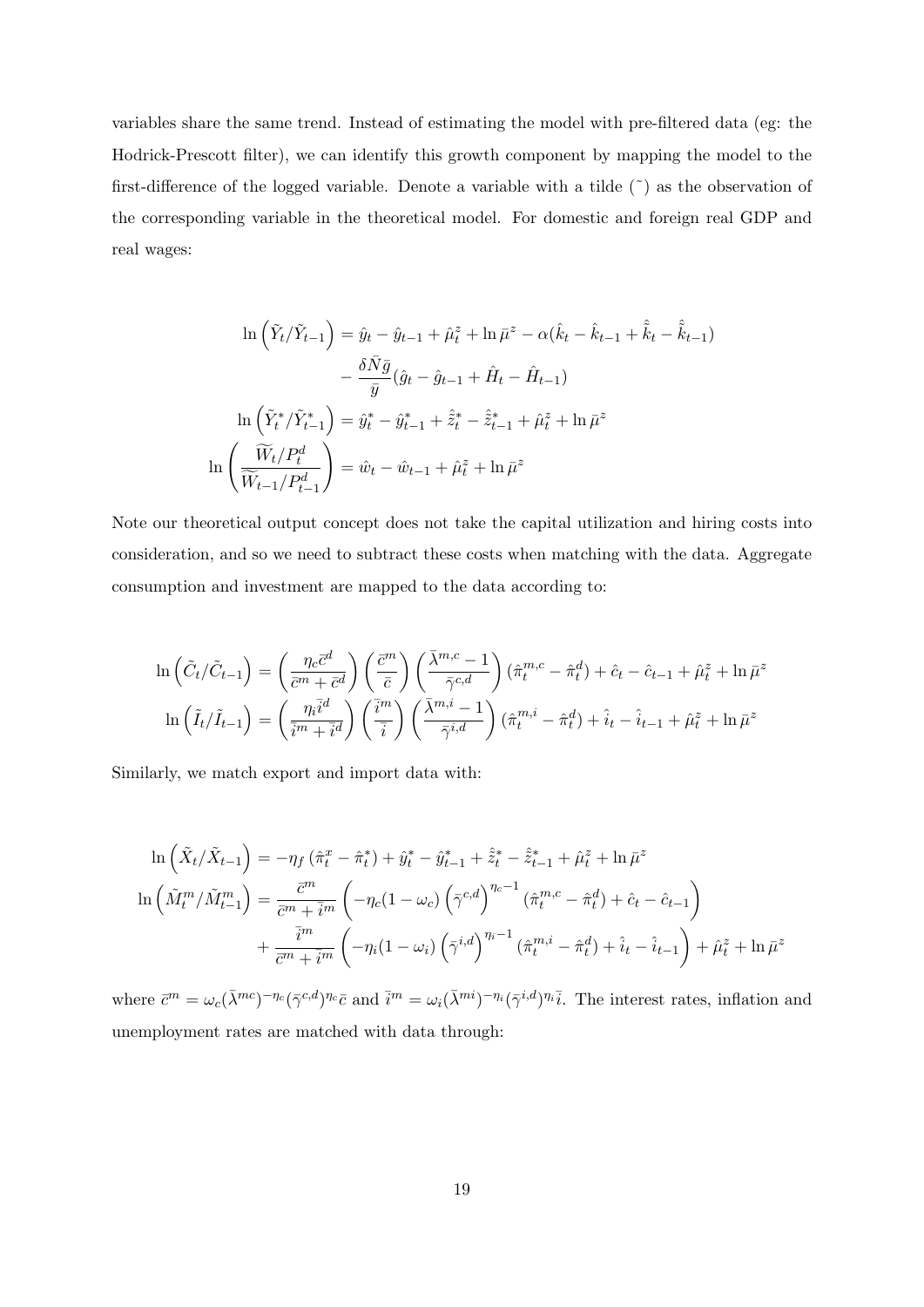variables share the same trend. Instead of estimating the model with pre-filtered data (eg: the Hodrick-Prescott filter), we can identify this growth component by mapping the model to the first-difference of the logged variable. Denote a variable with a tilde ($\tilde{}$) as the observation of the corresponding variable in the theoretical model. For domestic and foreign real GDP and real wages:

$$
\begin{aligned}
\ln\left(\tilde{Y}_t/\tilde{Y}_{t-1}\right) &= \hat{y}_t - \hat{y}_{t-1} + \hat{\mu}_t^z + \ln\bar{\mu}^z - \alpha(\hat{k}_t - \hat{k}_{t-1} + \hat{\bar{k}}_t - \hat{\bar{k}}_{t-1}) \\
&\quad - \frac{\delta\bar{N}\bar{g}}{\bar{y}}(\hat{g}_t - \hat{g}_{t-1} + \hat{H}_t - \hat{H}_{t-1}) \\
\ln\left(\tilde{Y}_t^*/\tilde{Y}_{t-1}^*\right) &= \hat{y}_t^* - \hat{y}_{t-1}^* + \hat{\tilde{z}}_t^* - \hat{\tilde{z}}_{t-1}^* + \hat{\mu}_t^z + \ln\bar{\mu}^z \\
\ln\left(\frac{\widetilde{W}_t/P_t^d}{\widetilde{W}_{t-1}/P_{t-1}^d}\right) &= \hat{w}_t - \hat{w}_{t-1} + \hat{\mu}_t^z + \ln\bar{\mu}^z
\end{aligned}
$$

Note our theoretical output concept does not take the capital utilization and hiring costs into consideration, and so we need to subtract these costs when matching with the data. Aggregate consumption and investment are mapped to the data according to:

$$
\begin{aligned}
\ln\left(\tilde{C}_t/\tilde{C}_{t-1}\right) &= \left(\frac{\eta_c\bar{c}^d}{\bar{c}^m + \bar{c}^d}\right)\left(\frac{\bar{c}^m}{\bar{c}}\right)\left(\frac{\bar{\lambda}^{m,c} - 1}{\bar{\gamma}^{c,d}}\right)(\hat{\pi}_t^{m,c} - \hat{\pi}_t^d) + \hat{c}_t - \hat{c}_{t-1} + \hat{\mu}_t^z + \ln\bar{\mu}^z \\
\ln\left(\tilde{I}_t/\tilde{I}_{t-1}\right) &= \left(\frac{\eta_i\bar{i}^d}{\bar{i}^m + \bar{i}^d}\right)\left(\frac{\bar{i}^m}{\bar{i}}\right)\left(\frac{\bar{\lambda}^{m,i} - 1}{\bar{\gamma}^{i,d}}\right)(\hat{\pi}_t^{m,i} - \hat{\pi}_t^d) + \hat{i}_t - \hat{i}_{t-1} + \hat{\mu}_t^z + \ln\bar{\mu}^z
\end{aligned}
$$

Similarly, we match export and import data with:

$$
\begin{aligned}
\ln\left(\tilde{X}_t/\tilde{X}_{t-1}\right) &= -\eta_f\left(\hat{\pi}_t^x - \hat{\pi}_t^*\right) + \hat{y}_t^* - \hat{y}_{t-1}^* + \hat{\tilde{z}}_t^* - \hat{\tilde{z}}_{t-1}^* + \hat{\mu}_t^z + \ln\bar{\mu}^z \\
\ln\left(\tilde{M}_t^m/\tilde{M}_{t-1}^m\right) &= \frac{\bar{c}^m}{\bar{c}^m + \bar{i}^m}\left(-\eta_c(1-\omega_c)\left(\bar{\gamma}^{c,d}\right)^{\eta_c - 1}(\hat{\pi}_t^{m,c} - \hat{\pi}_t^d) + \hat{c}_t - \hat{c}_{t-1}\right) \\
&\quad + \frac{\bar{i}^m}{\bar{c}^m + \bar{i}^m}\left(-\eta_i(1-\omega_i)\left(\bar{\gamma}^{i,d}\right)^{\eta_i - 1}(\hat{\pi}_t^{m,i} - \hat{\pi}_t^d) + \hat{i}_t - \hat{i}_{t-1}\right) + \hat{\mu}_t^z + \ln\bar{\mu}^z
\end{aligned}
$$

where $\bar{c}^m = \omega_c(\bar{\lambda}^{mc})^{-\eta_c}(\bar{\gamma}^{c,d})^{\eta_c}\bar{c}$ and $\bar{i}^m = \omega_i(\bar{\lambda}^{mi})^{-\eta_i}(\bar{\gamma}^{i,d})^{\eta_i}\bar{i}$. The interest rates, inflation and unemployment rates are matched with data through: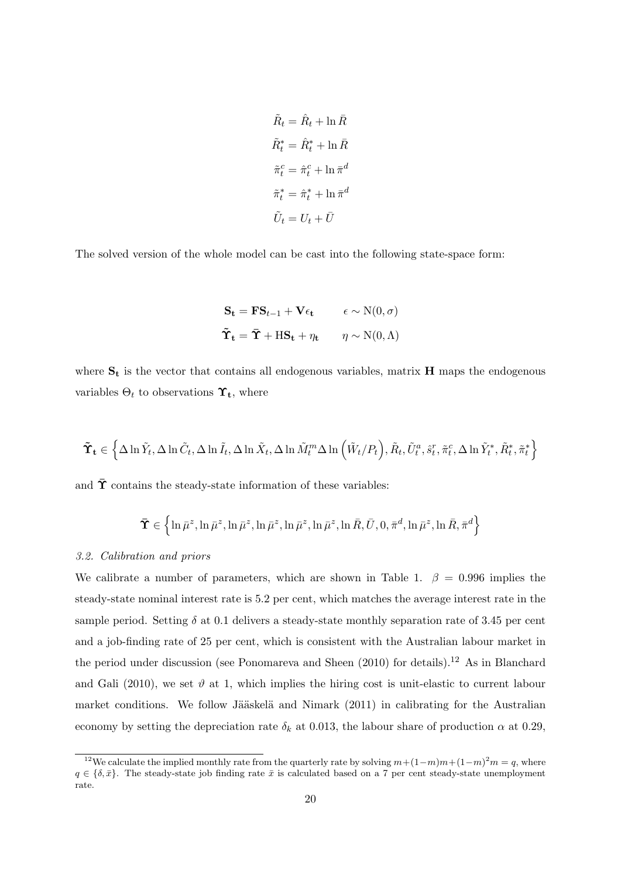$$\tilde{R}_t = \hat{R}_t + \ln \bar{R}$$

$$\tilde{R}^*_t = \hat{R}^*_t + \ln \bar{R}$$

$$\tilde{\pi}^c_t = \hat{\pi}^c_t + \ln \bar{\pi}^d$$

$$\tilde{\pi}^*_t = \hat{\pi}^*_t + \ln \bar{\pi}^d$$

$$\tilde{U}_t = U_t + \bar{U}$$

The solved version of the whole model can be cast into the following state-space form:

$$\mathbf{S_t} = \mathbf{F}\mathbf{S}_{t-1} + \mathbf{V}\epsilon_\mathbf{t} \qquad \epsilon \sim \mathrm{N}(0, \sigma)$$

$$\tilde{\mathbf{\Upsilon}}_\mathbf{t} = \bar{\mathbf{\Upsilon}} + \mathrm{H}\mathbf{S_t} + \eta_\mathbf{t} \qquad \eta \sim \mathrm{N}(0, \Lambda)$$

where $\mathbf{S_t}$ is the vector that contains all endogenous variables, matrix $\mathbf{H}$ maps the endogenous variables $\Theta_t$ to observations $\mathbf{\Upsilon_t}$, where

$$\tilde{\mathbf{\Upsilon}}_\mathbf{t} \in \left\{ \Delta \ln \tilde{Y}_t, \Delta \ln \tilde{C}_t, \Delta \ln \tilde{I}_t, \Delta \ln \tilde{X}_t, \Delta \ln \tilde{M}^m_t \Delta \ln \left( \tilde{W}_t / P_t \right), \tilde{R}_t, \tilde{U}^a_t, \hat{s}^r_t, \tilde{\pi}^c_t, \Delta \ln \tilde{Y}^*_t, \tilde{R}^*_t, \tilde{\pi}^*_t \right\}$$

and $\bar{\mathbf{\Upsilon}}$ contains the steady-state information of these variables:

$$\bar{\mathbf{\Upsilon}} \in \left\{ \ln \bar{\mu}^z, \ln \bar{\mu}^z, \ln \bar{\mu}^z, \ln \bar{\mu}^z, \ln \bar{\mu}^z, \ln \bar{\mu}^z, \ln \bar{R}, \bar{U}, 0, \bar{\pi}^d, \ln \bar{\mu}^z, \ln \bar{R}, \bar{\pi}^d \right\}$$

### *3.2. Calibration and priors*

We calibrate a number of parameters, which are shown in Table 1. $\beta = 0.996$ implies the steady-state nominal interest rate is 5.2 per cent, which matches the average interest rate in the sample period. Setting $\delta$ at 0.1 delivers a steady-state monthly separation rate of 3.45 per cent and a job-finding rate of 25 per cent, which is consistent with the Australian labour market in the period under discussion (see Ponomareva and Sheen (2010) for details).[12] As in Blanchard and Gali (2010), we set $\vartheta$ at 1, which implies the hiring cost is unit-elastic to current labour market conditions. We follow Jääskelä and Nimark (2011) in calibrating for the Australian economy by setting the depreciation rate $\delta_k$ at 0.013, the labour share of production $\alpha$ at 0.29,

[12] We calculate the implied monthly rate from the quarterly rate by solving $m + (1-m)m + (1-m)^2 m = q$, where $q \in \{\delta, \bar{x}\}$. The steady-state job finding rate $\bar{x}$ is calculated based on a 7 per cent steady-state unemployment rate.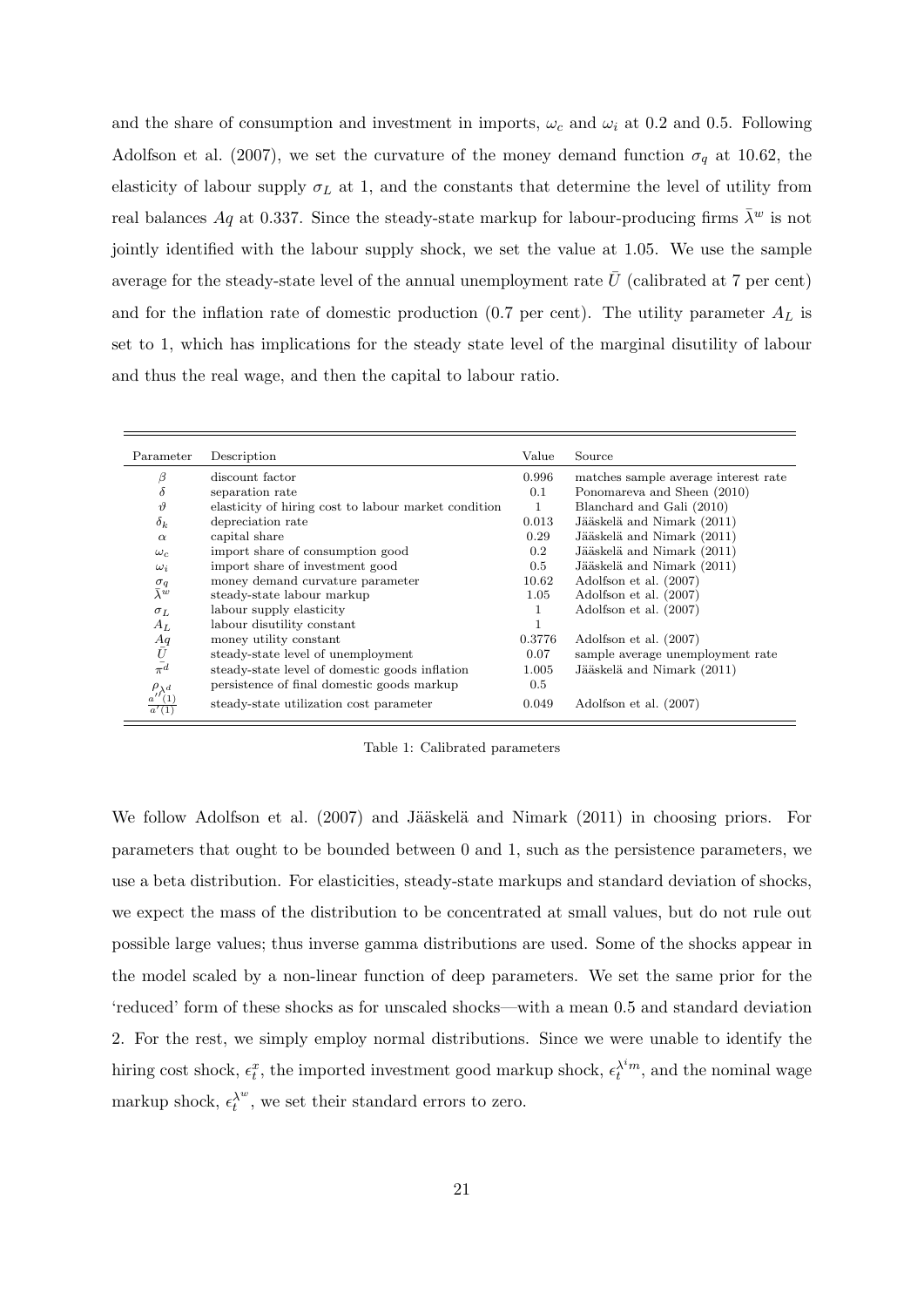and the share of consumption and investment in imports, $\omega_c$ and $\omega_i$ at 0.2 and 0.5. Following Adolfson et al. (2007), we set the curvature of the money demand function $\sigma_q$ at 10.62, the elasticity of labour supply $\sigma_L$ at 1, and the constants that determine the level of utility from real balances $Aq$ at 0.337. Since the steady-state markup for labour-producing firms $\bar{\lambda}^w$ is not jointly identified with the labour supply shock, we set the value at 1.05. We use the sample average for the steady-state level of the annual unemployment rate $\bar{U}$ (calibrated at 7 per cent) and for the inflation rate of domestic production (0.7 per cent). The utility parameter $A_L$ is set to 1, which has implications for the steady state level of the marginal disutility of labour and thus the real wage, and then the capital to labour ratio.

| Parameter | Description | Value | Source |
|---|---|---|---|
| $\beta$ | discount factor | 0.996 | matches sample average interest rate |
| $\delta$ | separation rate | 0.1 | Ponomareva and Sheen (2010) |
| $\vartheta$ | elasticity of hiring cost to labour market condition | 1 | Blanchard and Gali (2010) |
| $\delta_k$ | depreciation rate | 0.013 | Jääskelä and Nimark (2011) |
| $\alpha$ | capital share | 0.29 | Jääskelä and Nimark (2011) |
| $\omega_c$ | import share of consumption good | 0.2 | Jääskelä and Nimark (2011) |
| $\omega_i$ | import share of investment good | 0.5 | Jääskelä and Nimark (2011) |
| $\sigma_q$ | money demand curvature parameter | 10.62 | Adolfson et al. (2007) |
| $\bar{\lambda}^w$ | steady-state labour markup | 1.05 | Adolfson et al. (2007) |
| $\sigma_L$ | labour supply elasticity | 1 | Adolfson et al. (2007) |
| $A_L$ | labour disutility constant | 1 | |
| $Aq$ | money utility constant | 0.3776 | Adolfson et al. (2007) |
| $\bar{U}$ | steady-state level of unemployment | 0.07 | sample average unemployment rate |
| $\bar{\pi}^d$ | steady-state level of domestic goods inflation | 1.005 | Jääskelä and Nimark (2011) |
| $\rho_{\lambda^d}$ | persistence of final domestic goods markup | 0.5 | |
| $\frac{a''(1)}{a'(1)}$ | steady-state utilization cost parameter | 0.049 | Adolfson et al. (2007) |

Table 1: Calibrated parameters

We follow Adolfson et al. (2007) and Jääskelä and Nimark (2011) in choosing priors. For parameters that ought to be bounded between 0 and 1, such as the persistence parameters, we use a beta distribution. For elasticities, steady-state markups and standard deviation of shocks, we expect the mass of the distribution to be concentrated at small values, but do not rule out possible large values; thus inverse gamma distributions are used. Some of the shocks appear in the model scaled by a non-linear function of deep parameters. We set the same prior for the 'reduced' form of these shocks as for unscaled shocks—with a mean 0.5 and standard deviation 2. For the rest, we simply employ normal distributions. Since we were unable to identify the hiring cost shock, $\epsilon_t^x$, the imported investment good markup shock, $\epsilon_t^{\lambda^i m}$, and the nominal wage markup shock, $\epsilon_t^{\lambda^w}$, we set their standard errors to zero.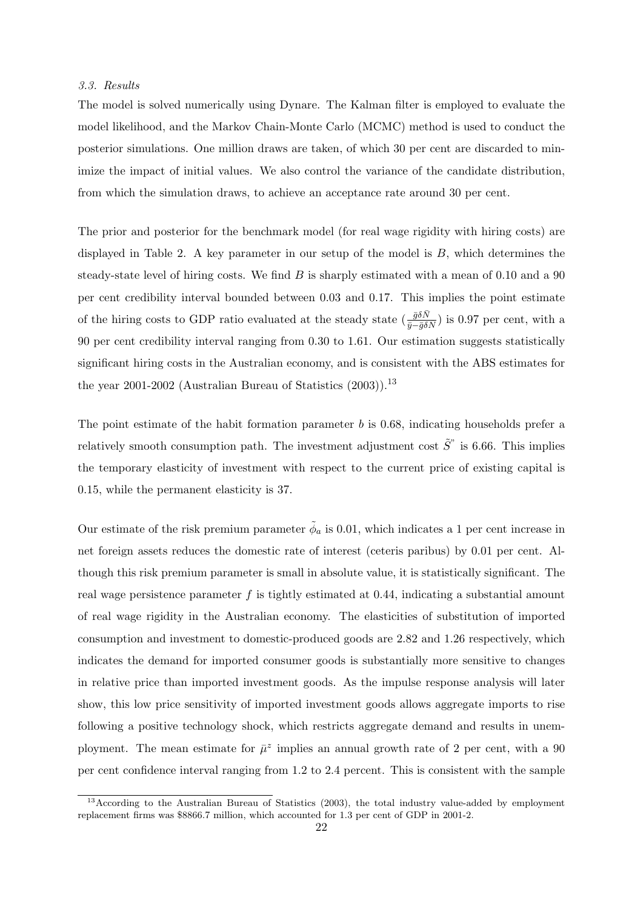### *3.3. Results*

The model is solved numerically using Dynare. The Kalman filter is employed to evaluate the model likelihood, and the Markov Chain-Monte Carlo (MCMC) method is used to conduct the posterior simulations. One million draws are taken, of which 30 per cent are discarded to minimize the impact of initial values. We also control the variance of the candidate distribution, from which the simulation draws, to achieve an acceptance rate around 30 per cent.

The prior and posterior for the benchmark model (for real wage rigidity with hiring costs) are displayed in Table 2. A key parameter in our setup of the model is $B$, which determines the steady-state level of hiring costs. We find $B$ is sharply estimated with a mean of 0.10 and a 90 per cent credibility interval bounded between 0.03 and 0.17. This implies the point estimate of the hiring costs to GDP ratio evaluated at the steady state ($\frac{\bar{g}\delta\bar{N}}{\bar{y}-\bar{g}\delta\bar{N}}$) is 0.97 per cent, with a 90 per cent credibility interval ranging from 0.30 to 1.61. Our estimation suggests statistically significant hiring costs in the Australian economy, and is consistent with the ABS estimates for the year 2001-2002 (Australian Bureau of Statistics (2003)).[13]

The point estimate of the habit formation parameter $b$ is 0.68, indicating households prefer a relatively smooth consumption path. The investment adjustment cost $\tilde{S}''$ is 6.66. This implies the temporary elasticity of investment with respect to the current price of existing capital is 0.15, while the permanent elasticity is 37.

Our estimate of the risk premium parameter $\tilde{\phi}_a$ is 0.01, which indicates a 1 per cent increase in net foreign assets reduces the domestic rate of interest (ceteris paribus) by 0.01 per cent. Although this risk premium parameter is small in absolute value, it is statistically significant. The real wage persistence parameter $f$ is tightly estimated at 0.44, indicating a substantial amount of real wage rigidity in the Australian economy. The elasticities of substitution of imported consumption and investment to domestic-produced goods are 2.82 and 1.26 respectively, which indicates the demand for imported consumer goods is substantially more sensitive to changes in relative price than imported investment goods. As the impulse response analysis will later show, this low price sensitivity of imported investment goods allows aggregate imports to rise following a positive technology shock, which restricts aggregate demand and results in unemployment. The mean estimate for $\bar{\mu}^z$ implies an annual growth rate of 2 per cent, with a 90 per cent confidence interval ranging from 1.2 to 2.4 percent. This is consistent with the sample

[13]According to the Australian Bureau of Statistics (2003), the total industry value-added by employment replacement firms was \$8866.7 million, which accounted for 1.3 per cent of GDP in 2001-2.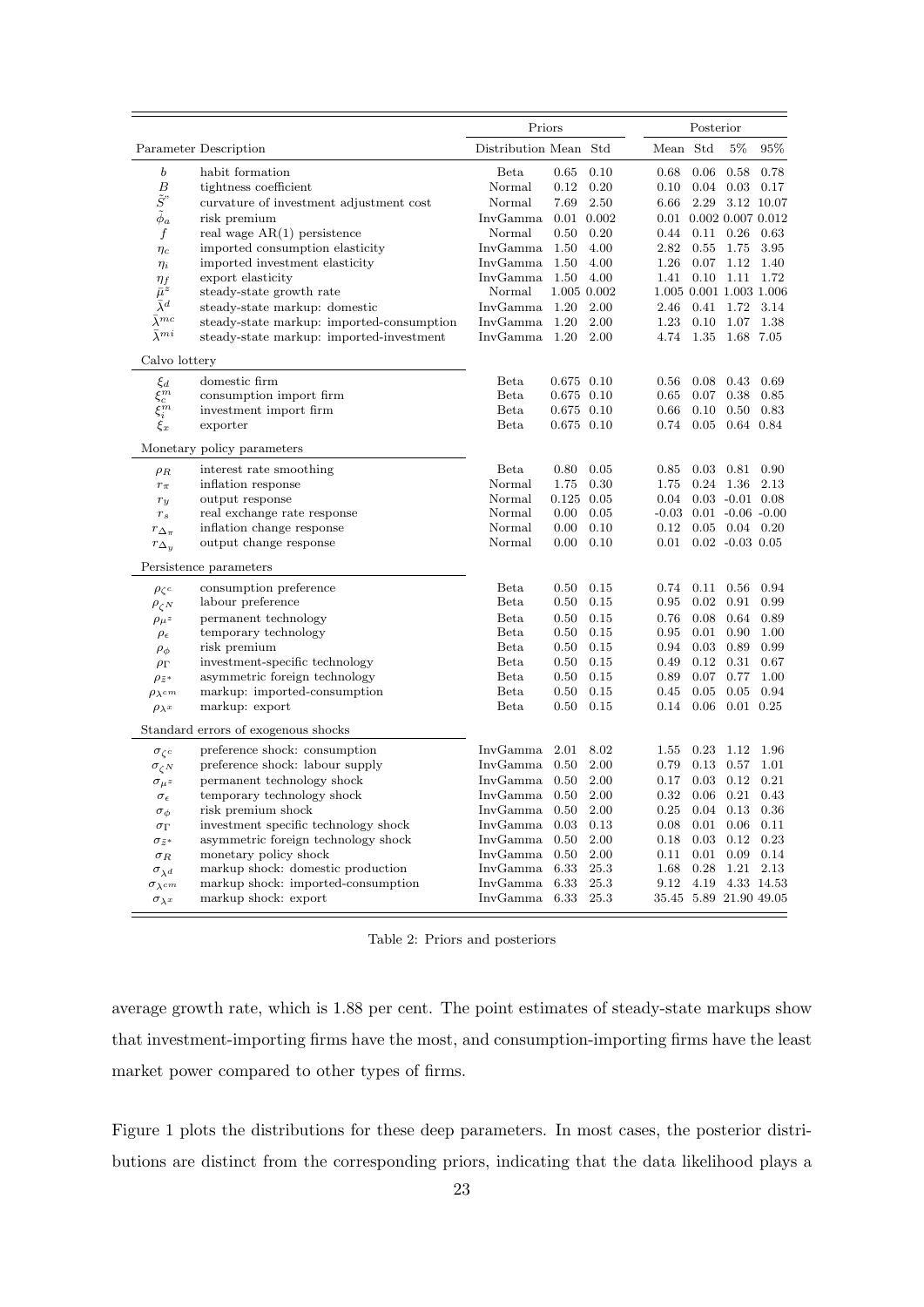| Parameter | Description | Priors | | | Posterior | | | |
|---|---|---|---|---|---|---|---|---|
| | | Distribution | Mean | Std | Mean | Std | 5% | 95% |
| $b$ | habit formation | Beta | 0.65 | 0.10 | 0.68 | 0.06 | 0.58 | 0.78 |
| $B$ | tightness coefficient | Normal | 0.12 | 0.20 | 0.10 | 0.04 | 0.03 | 0.17 |
| $\tilde{S}''$ | curvature of investment adjustment cost | Normal | 7.69 | 2.50 | 6.66 | 2.29 | 3.12 | 10.07 |
| $\tilde{\phi}_a$ | risk premium | InvGamma | 0.01 | 0.002 | 0.01 | 0.002 | 0.007 | 0.012 |
| $f$ | real wage AR(1) persistence | Normal | 0.50 | 0.20 | 0.44 | 0.11 | 0.26 | 0.63 |
| $\eta_c$ | imported consumption elasticity | InvGamma | 1.50 | 4.00 | 2.82 | 0.55 | 1.75 | 3.95 |
| $\eta_i$ | imported investment elasticity | InvGamma | 1.50 | 4.00 | 1.26 | 0.07 | 1.12 | 1.40 |
| $\eta_f$ | export elasticity | InvGamma | 1.50 | 4.00 | 1.41 | 0.10 | 1.11 | 1.72 |
| $\bar{\mu}^z$ | steady-state growth rate | Normal | 1.005 | 0.002 | 1.005 | 0.001 | 1.003 | 1.006 |
| $\bar{\lambda}^d$ | steady-state markup: domestic | InvGamma | 1.20 | 2.00 | 2.46 | 0.41 | 1.72 | 3.14 |
| $\bar{\lambda}^{mc}$ | steady-state markup: imported-consumption | InvGamma | 1.20 | 2.00 | 1.23 | 0.10 | 1.07 | 1.38 |
| $\bar{\lambda}^{mi}$ | steady-state markup: imported-investment | InvGamma | 1.20 | 2.00 | 4.74 | 1.35 | 1.68 | 7.05 |
| Calvo lottery | | | | | | | | |
| $\xi_d$ | domestic firm | Beta | 0.675 | 0.10 | 0.56 | 0.08 | 0.43 | 0.69 |
| $\xi_c^m$ | consumption import firm | Beta | 0.675 | 0.10 | 0.65 | 0.07 | 0.38 | 0.85 |
| $\xi_i^m$ | investment import firm | Beta | 0.675 | 0.10 | 0.66 | 0.10 | 0.50 | 0.83 |
| $\xi_x$ | exporter | Beta | 0.675 | 0.10 | 0.74 | 0.05 | 0.64 | 0.84 |
| Monetary policy parameters | | | | | | | | |
| $\rho_R$ | interest rate smoothing | Beta | 0.80 | 0.05 | 0.85 | 0.03 | 0.81 | 0.90 |
| $r_\pi$ | inflation response | Normal | 1.75 | 0.30 | 1.75 | 0.24 | 1.36 | 2.13 |
| $r_y$ | output response | Normal | 0.125 | 0.05 | 0.04 | 0.03 | -0.01 | 0.08 |
| $r_s$ | real exchange rate response | Normal | 0.00 | 0.05 | -0.03 | 0.01 | -0.06 | -0.00 |
| $r_{\Delta_\pi}$ | inflation change response | Normal | 0.00 | 0.10 | 0.12 | 0.05 | 0.04 | 0.20 |
| $r_{\Delta_y}$ | output change response | Normal | 0.00 | 0.10 | 0.01 | 0.02 | -0.03 | 0.05 |
| Persistence parameters | | | | | | | | |
| $\rho_{\zeta^c}$ | consumption preference | Beta | 0.50 | 0.15 | 0.74 | 0.11 | 0.56 | 0.94 |
| $\rho_{\zeta^N}$ | labour preference | Beta | 0.50 | 0.15 | 0.95 | 0.02 | 0.91 | 0.99 |
| $\rho_{\mu^z}$ | permanent technology | Beta | 0.50 | 0.15 | 0.76 | 0.08 | 0.64 | 0.89 |
| $\rho_\epsilon$ | temporary technology | Beta | 0.50 | 0.15 | 0.95 | 0.01 | 0.90 | 1.00 |
| $\rho_\phi$ | risk premium | Beta | 0.50 | 0.15 | 0.94 | 0.03 | 0.89 | 0.99 |
| $\rho_\Gamma$ | investment-specific technology | Beta | 0.50 | 0.15 | 0.49 | 0.12 | 0.31 | 0.67 |
| $\rho_{\tilde{z}^*}$ | asymmetric foreign technology | Beta | 0.50 | 0.15 | 0.89 | 0.07 | 0.77 | 1.00 |
| $\rho_{\lambda^{cm}}$ | markup: imported-consumption | Beta | 0.50 | 0.15 | 0.45 | 0.05 | 0.05 | 0.94 |
| $\rho_{\lambda^x}$ | markup: export | Beta | 0.50 | 0.15 | 0.14 | 0.06 | 0.01 | 0.25 |
| Standard errors of exogenous shocks | | | | | | | | |
| $\sigma_{\zeta^c}$ | preference shock: consumption | InvGamma | 2.01 | 8.02 | 1.55 | 0.23 | 1.12 | 1.96 |
| $\sigma_{\zeta^N}$ | preference shock: labour supply | InvGamma | 0.50 | 2.00 | 0.79 | 0.13 | 0.57 | 1.01 |
| $\sigma_{\mu^z}$ | permanent technology shock | InvGamma | 0.50 | 2.00 | 0.17 | 0.03 | 0.12 | 0.21 |
| $\sigma_\epsilon$ | temporary technology shock | InvGamma | 0.50 | 2.00 | 0.32 | 0.06 | 0.21 | 0.43 |
| $\sigma_\phi$ | risk premium shock | InvGamma | 0.50 | 2.00 | 0.25 | 0.04 | 0.13 | 0.36 |
| $\sigma_\Gamma$ | investment specific technology shock | InvGamma | 0.03 | 0.13 | 0.08 | 0.01 | 0.06 | 0.11 |
| $\sigma_{\tilde{z}^*}$ | asymmetric foreign technology shock | InvGamma | 0.50 | 2.00 | 0.18 | 0.03 | 0.12 | 0.23 |
| $\sigma_R$ | monetary policy shock | InvGamma | 0.50 | 2.00 | 0.11 | 0.01 | 0.09 | 0.14 |
| $\sigma_{\lambda^d}$ | markup shock: domestic production | InvGamma | 6.33 | 25.3 | 1.68 | 0.28 | 1.21 | 2.13 |
| $\sigma_{\lambda^{cm}}$ | markup shock: imported-consumption | InvGamma | 6.33 | 25.3 | 9.12 | 4.19 | 4.33 | 14.53 |
| $\sigma_{\lambda^x}$ | markup shock: export | InvGamma | 6.33 | 25.3 | 35.45 | 5.89 | 21.90 | 49.05 |

Table 2: Priors and posteriors

average growth rate, which is 1.88 per cent. The point estimates of steady-state markups show that investment-importing firms have the most, and consumption-importing firms have the least market power compared to other types of firms.

Figure 1 plots the distributions for these deep parameters. In most cases, the posterior distributions are distinct from the corresponding priors, indicating that the data likelihood plays a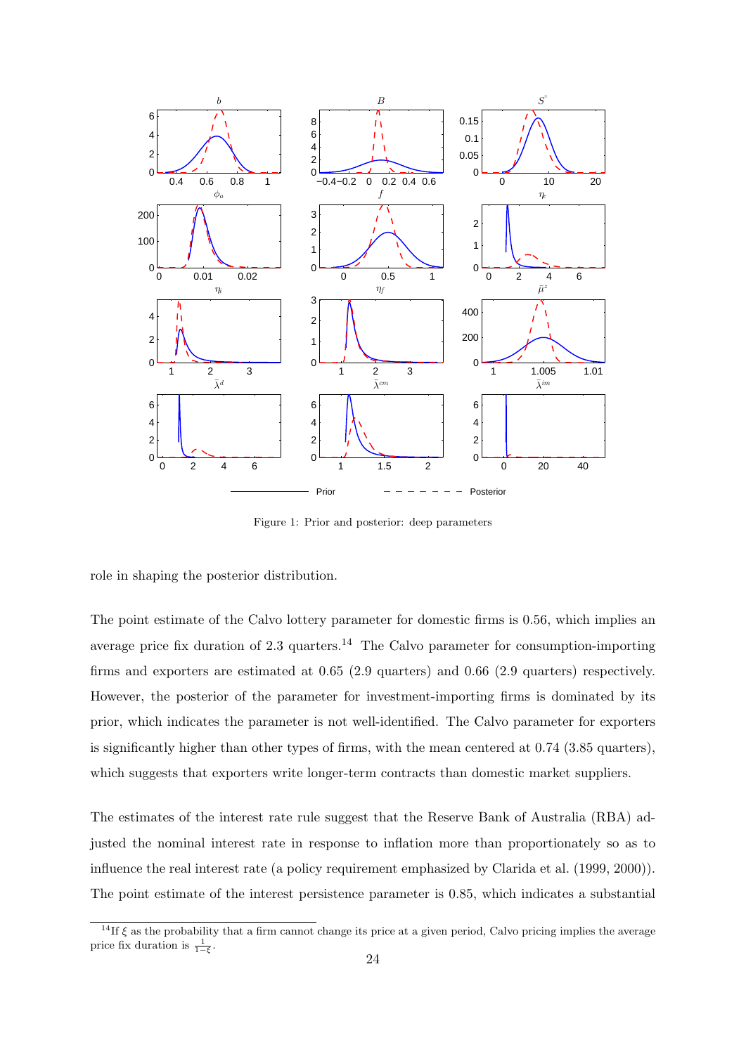Figure 1: Prior and posterior: deep parameters

role in shaping the posterior distribution.

The point estimate of the Calvo lottery parameter for domestic firms is 0.56, which implies an average price fix duration of 2.3 quarters.[14] The Calvo parameter for consumption-importing firms and exporters are estimated at 0.65 (2.9 quarters) and 0.66 (2.9 quarters) respectively. However, the posterior of the parameter for investment-importing firms is dominated by its prior, which indicates the parameter is not well-identified. The Calvo parameter for exporters is significantly higher than other types of firms, with the mean centered at 0.74 (3.85 quarters), which suggests that exporters write longer-term contracts than domestic market suppliers.

The estimates of the interest rate rule suggest that the Reserve Bank of Australia (RBA) adjusted the nominal interest rate in response to inflation more than proportionately so as to influence the real interest rate (a policy requirement emphasized by Clarida et al. (1999, 2000)). The point estimate of the interest persistence parameter is 0.85, which indicates a substantial

[14] If $\xi$ as the probability that a firm cannot change its price at a given period, Calvo pricing implies the average price fix duration is $\frac{1}{1-\xi}$.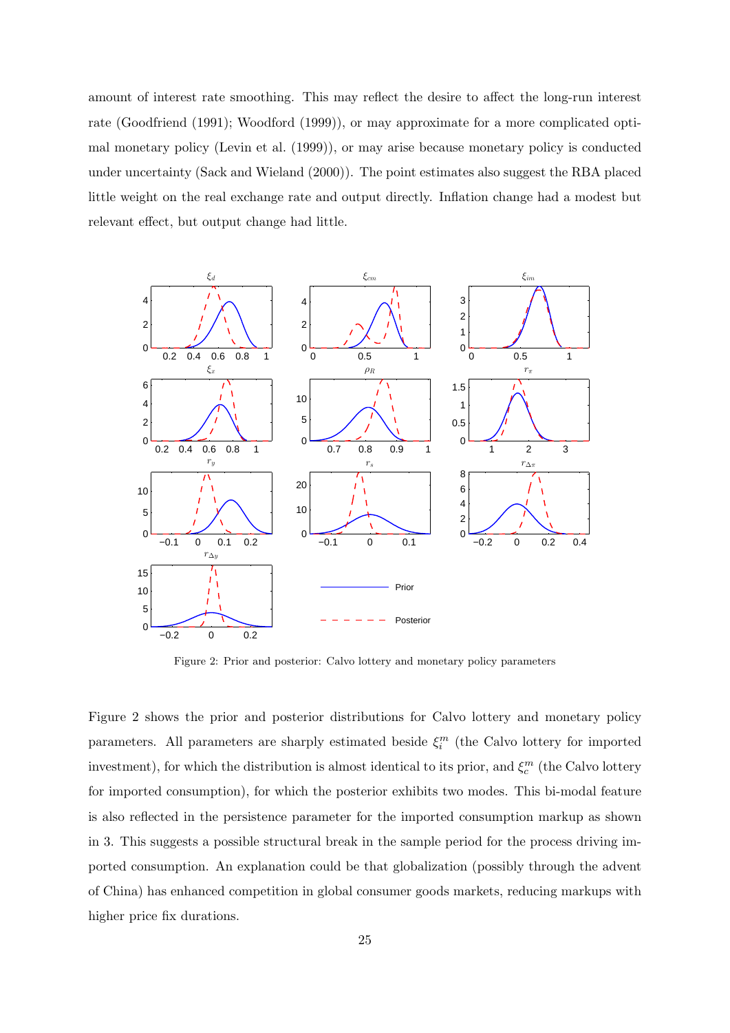amount of interest rate smoothing. This may reflect the desire to affect the long-run interest rate (Goodfriend (1991); Woodford (1999)), or may approximate for a more complicated optimal monetary policy (Levin et al. (1999)), or may arise because monetary policy is conducted under uncertainty (Sack and Wieland (2000)). The point estimates also suggest the RBA placed little weight on the real exchange rate and output directly. Inflation change had a modest but relevant effect, but output change had little.

Figure 2: Prior and posterior: Calvo lottery and monetary policy parameters

Figure 2 shows the prior and posterior distributions for Calvo lottery and monetary policy parameters. All parameters are sharply estimated beside $\xi_i^m$ (the Calvo lottery for imported investment), for which the distribution is almost identical to its prior, and $\xi_c^m$ (the Calvo lottery for imported consumption), for which the posterior exhibits two modes. This bi-modal feature is also reflected in the persistence parameter for the imported consumption markup as shown in 3. This suggests a possible structural break in the sample period for the process driving imported consumption. An explanation could be that globalization (possibly through the advent of China) has enhanced competition in global consumer goods markets, reducing markups with higher price fix durations.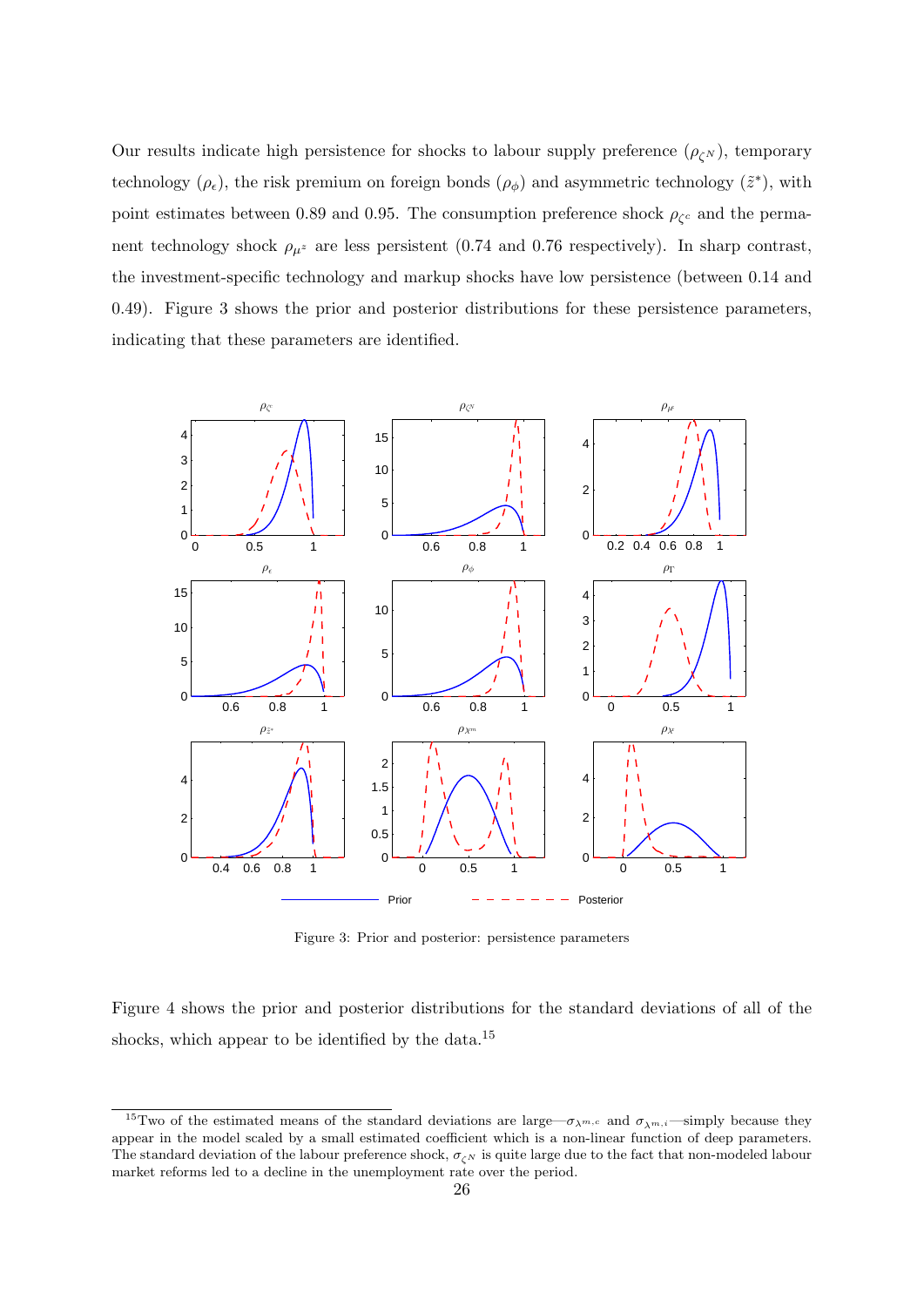Our results indicate high persistence for shocks to labour supply preference ($\rho_{\zeta^N}$), temporary technology ($\rho_\epsilon$), the risk premium on foreign bonds ($\rho_\phi$) and asymmetric technology ($\tilde{z}^*$), with point estimates between 0.89 and 0.95. The consumption preference shock $\rho_{\zeta^c}$ and the permanent technology shock $\rho_{\mu^z}$ are less persistent (0.74 and 0.76 respectively). In sharp contrast, the investment-specific technology and markup shocks have low persistence (between 0.14 and 0.49). Figure 3 shows the prior and posterior distributions for these persistence parameters, indicating that these parameters are identified.

Figure 3: Prior and posterior: persistence parameters

Figure 4 shows the prior and posterior distributions for the standard deviations of all of the shocks, which appear to be identified by the data.[15]

[15]Two of the estimated means of the standard deviations are large—$\sigma_{\lambda^{m,c}}$ and $\sigma_{\lambda^{m,i}}$—simply because they appear in the model scaled by a small estimated coefficient which is a non-linear function of deep parameters. The standard deviation of the labour preference shock, $\sigma_{\zeta^N}$ is quite large due to the fact that non-modeled labour market reforms led to a decline in the unemployment rate over the period.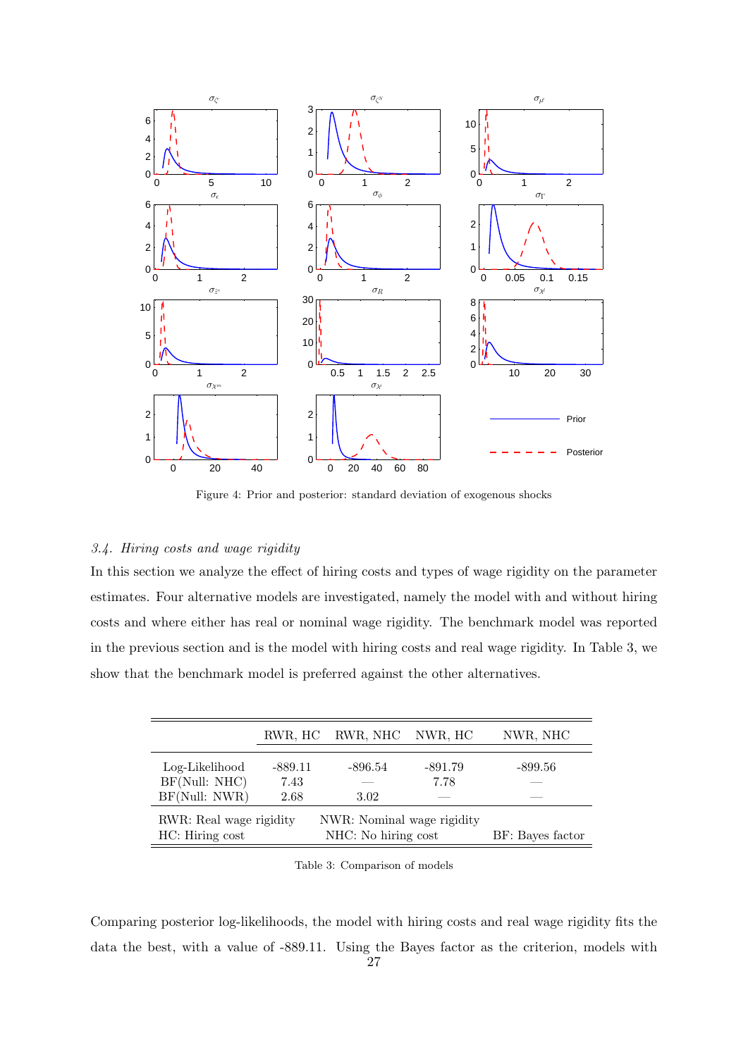Figure 4: Prior and posterior: standard deviation of exogenous shocks

### *3.4. Hiring costs and wage rigidity*

In this section we analyze the effect of hiring costs and types of wage rigidity on the parameter estimates. Four alternative models are investigated, namely the model with and without hiring costs and where either has real or nominal wage rigidity. The benchmark model was reported in the previous section and is the model with hiring costs and real wage rigidity. In Table 3, we show that the benchmark model is preferred against the other alternatives.

| | RWR, HC | RWR, NHC | NWR, HC | NWR, NHC |
|---|---|---|---|---|
| Log-Likelihood | -889.11 | -896.54 | -891.79 | -899.56 |
| BF(Null: NHC) | 7.43 | — | 7.78 | — |
| BF(Null: NWR) | 2.68 | 3.02 | — | — |
| RWR: Real wage rigidity | | NWR: Nominal wage rigidity | | |
| HC: Hiring cost | | NHC: No hiring cost | | BF: Bayes factor |

Table 3: Comparison of models

Comparing posterior log-likelihoods, the model with hiring costs and real wage rigidity fits the data the best, with a value of -889.11. Using the Bayes factor as the criterion, models with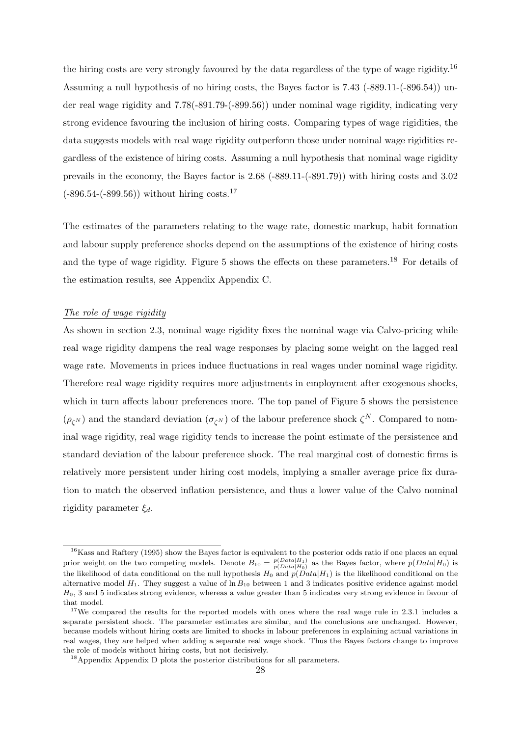the hiring costs are very strongly favoured by the data regardless of the type of wage rigidity.[16] Assuming a null hypothesis of no hiring costs, the Bayes factor is 7.43 (-889.11-(-896.54)) under real wage rigidity and 7.78(-891.79-(-899.56)) under nominal wage rigidity, indicating very strong evidence favouring the inclusion of hiring costs. Comparing types of wage rigidities, the data suggests models with real wage rigidity outperform those under nominal wage rigidities regardless of the existence of hiring costs. Assuming a null hypothesis that nominal wage rigidity prevails in the economy, the Bayes factor is 2.68 (-889.11-(-891.79)) with hiring costs and 3.02 (-896.54-(-899.56)) without hiring costs.[17]

The estimates of the parameters relating to the wage rate, domestic markup, habit formation and labour supply preference shocks depend on the assumptions of the existence of hiring costs and the type of wage rigidity. Figure 5 shows the effects on these parameters.[18] For details of the estimation results, see Appendix Appendix C.

*The role of wage rigidity*

As shown in section 2.3, nominal wage rigidity fixes the nominal wage via Calvo-pricing while real wage rigidity dampens the real wage responses by placing some weight on the lagged real wage rate. Movements in prices induce fluctuations in real wages under nominal wage rigidity. Therefore real wage rigidity requires more adjustments in employment after exogenous shocks, which in turn affects labour preferences more. The top panel of Figure 5 shows the persistence ($\rho_{\zeta^N}$) and the standard deviation ($\sigma_{\zeta^N}$) of the labour preference shock $\zeta^N$. Compared to nominal wage rigidity, real wage rigidity tends to increase the point estimate of the persistence and standard deviation of the labour preference shock. The real marginal cost of domestic firms is relatively more persistent under hiring cost models, implying a smaller average price fix duration to match the observed inflation persistence, and thus a lower value of the Calvo nominal rigidity parameter $\xi_d$.

[16] Kass and Raftery (1995) show the Bayes factor is equivalent to the posterior odds ratio if one places an equal prior weight on the two competing models. Denote $B_{10} = \frac{p(Data|H_1)}{p(Data|H_0)}$ as the Bayes factor, where $p(Data|H_0)$ is the likelihood of data conditional on the null hypothesis $H_0$ and $p(Data|H_1)$ is the likelihood conditional on the alternative model $H_1$. They suggest a value of $\ln B_{10}$ between 1 and 3 indicates positive evidence against model $H_0$, 3 and 5 indicates strong evidence, whereas a value greater than 5 indicates very strong evidence in favour of that model.

[17] We compared the results for the reported models with ones where the real wage rule in 2.3.1 includes a separate persistent shock. The parameter estimates are similar, and the conclusions are unchanged. However, because models without hiring costs are limited to shocks in labour preferences in explaining actual variations in real wages, they are helped when adding a separate real wage shock. Thus the Bayes factors change to improve the role of models without hiring costs, but not decisively.

[18] Appendix Appendix D plots the posterior distributions for all parameters.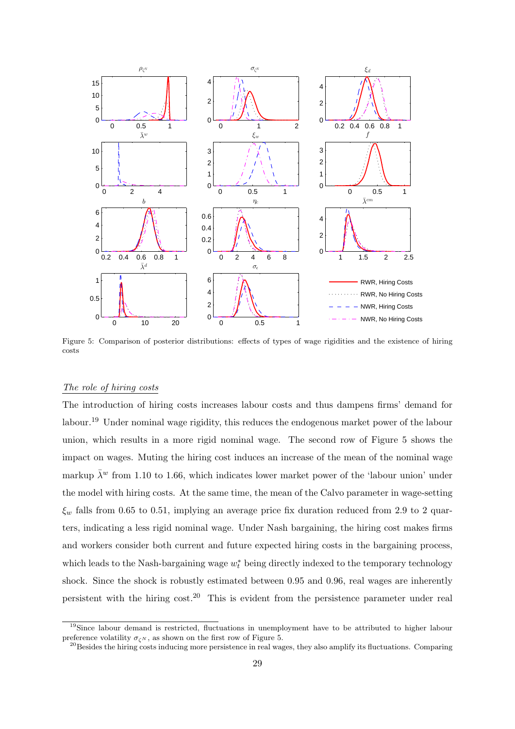Figure 5: Comparison of posterior distributions: effects of types of wage rigidities and the existence of hiring costs

*The role of hiring costs*

The introduction of hiring costs increases labour costs and thus dampens firms' demand for labour.[19] Under nominal wage rigidity, this reduces the endogenous market power of the labour union, which results in a more rigid nominal wage. The second row of Figure 5 shows the impact on wages. Muting the hiring cost induces an increase of the mean of the nominal wage markup $\bar{\lambda}^w$ from 1.10 to 1.66, which indicates lower market power of the 'labour union' under the model with hiring costs. At the same time, the mean of the Calvo parameter in wage-setting $\xi_w$ falls from 0.65 to 0.51, implying an average price fix duration reduced from 2.9 to 2 quarters, indicating a less rigid nominal wage. Under Nash bargaining, the hiring cost makes firms and workers consider both current and future expected hiring costs in the bargaining process, which leads to the Nash-bargaining wage $w_t^*$ being directly indexed to the temporary technology shock. Since the shock is robustly estimated between 0.95 and 0.96, real wages are inherently persistent with the hiring cost.[20] This is evident from the persistence parameter under real

[19]Since labour demand is restricted, fluctuations in unemployment have to be attributed to higher labour preference volatility $\sigma_{\zeta^N}$, as shown on the first row of Figure 5.

[20]Besides the hiring costs inducing more persistence in real wages, they also amplify its fluctuations. Comparing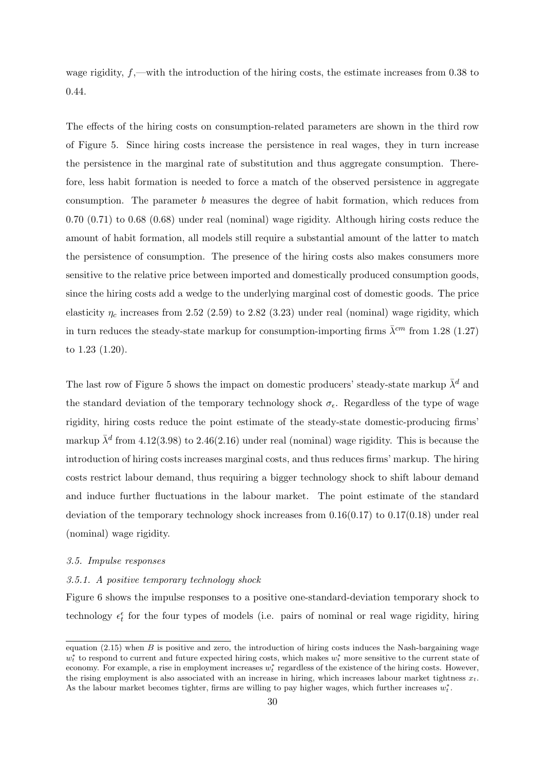wage rigidity, $f$,—with the introduction of the hiring costs, the estimate increases from 0.38 to 0.44.

The effects of the hiring costs on consumption-related parameters are shown in the third row of Figure 5. Since hiring costs increase the persistence in real wages, they in turn increase the persistence in the marginal rate of substitution and thus aggregate consumption. Therefore, less habit formation is needed to force a match of the observed persistence in aggregate consumption. The parameter $b$ measures the degree of habit formation, which reduces from 0.70 (0.71) to 0.68 (0.68) under real (nominal) wage rigidity. Although hiring costs reduce the amount of habit formation, all models still require a substantial amount of the latter to match the persistence of consumption. The presence of the hiring costs also makes consumers more sensitive to the relative price between imported and domestically produced consumption goods, since the hiring costs add a wedge to the underlying marginal cost of domestic goods. The price elasticity $\eta_c$ increases from 2.52 (2.59) to 2.82 (3.23) under real (nominal) wage rigidity, which in turn reduces the steady-state markup for consumption-importing firms $\bar{\lambda}^{cm}$ from 1.28 (1.27) to 1.23 (1.20).

The last row of Figure 5 shows the impact on domestic producers' steady-state markup $\bar{\lambda}^{d}$ and the standard deviation of the temporary technology shock $\sigma_{\epsilon}$. Regardless of the type of wage rigidity, hiring costs reduce the point estimate of the steady-state domestic-producing firms' markup $\bar{\lambda}^{d}$ from 4.12(3.98) to 2.46(2.16) under real (nominal) wage rigidity. This is because the introduction of hiring costs increases marginal costs, and thus reduces firms' markup. The hiring costs restrict labour demand, thus requiring a bigger technology shock to shift labour demand and induce further fluctuations in the labour market. The point estimate of the standard deviation of the temporary technology shock increases from 0.16(0.17) to 0.17(0.18) under real (nominal) wage rigidity.

### *3.5. Impulse responses*

#### *3.5.1. A positive temporary technology shock*

Figure 6 shows the impulse responses to a positive one-standard-deviation temporary shock to technology $\epsilon_t^{\epsilon}$ for the four types of models (i.e. pairs of nominal or real wage rigidity, hiring

---

equation (2.15) when $B$ is positive and zero, the introduction of hiring costs induces the Nash-bargaining wage $w_t^*$ to respond to current and future expected hiring costs, which makes $w_t^*$ more sensitive to the current state of economy. For example, a rise in employment increases $w_t^*$ regardless of the existence of the hiring costs. However, the rising employment is also associated with an increase in hiring, which increases labour market tightness $x_t$. As the labour market becomes tighter, firms are willing to pay higher wages, which further increases $w_t^*$.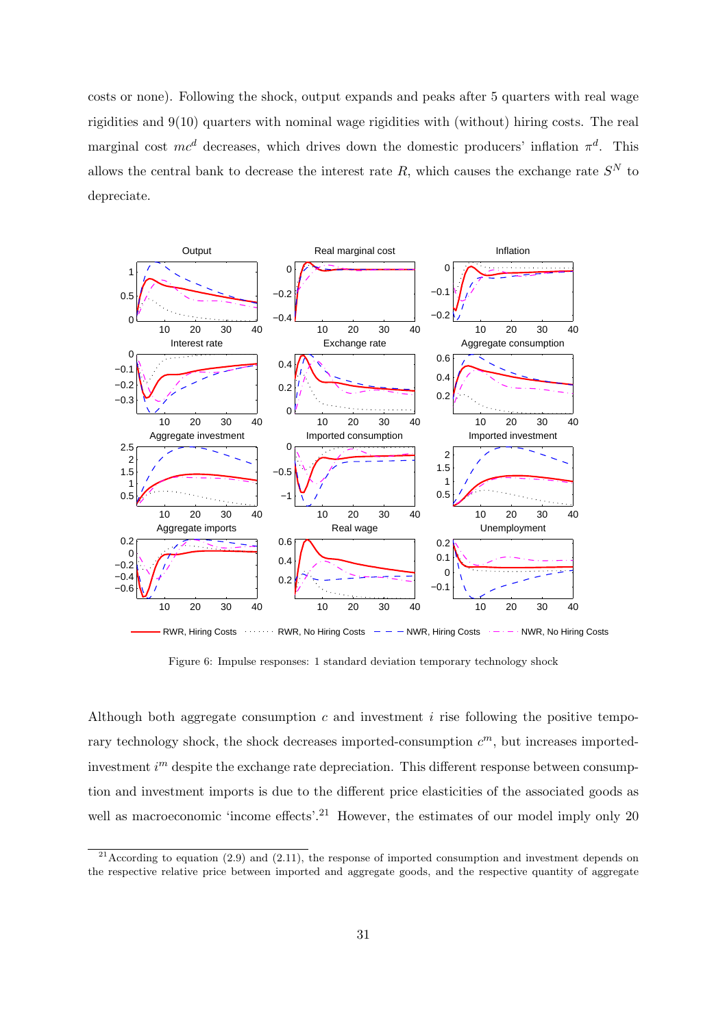costs or none). Following the shock, output expands and peaks after 5 quarters with real wage rigidities and 9(10) quarters with nominal wage rigidities with (without) hiring costs. The real marginal cost $mc^d$ decreases, which drives down the domestic producers' inflation $\pi^d$. This allows the central bank to decrease the interest rate $R$, which causes the exchange rate $S^N$ to depreciate.

Figure 6: Impulse responses: 1 standard deviation temporary technology shock

Although both aggregate consumption $c$ and investment $i$ rise following the positive temporary technology shock, the shock decreases imported-consumption $c^m$, but increases imported-investment $i^m$ despite the exchange rate depreciation. This different response between consumption and investment imports is due to the different price elasticities of the associated goods as well as macroeconomic 'income effects'.[21] However, the estimates of our model imply only 20

[21] According to equation (2.9) and (2.11), the response of imported consumption and investment depends on the respective relative price between imported and aggregate goods, and the respective quantity of aggregate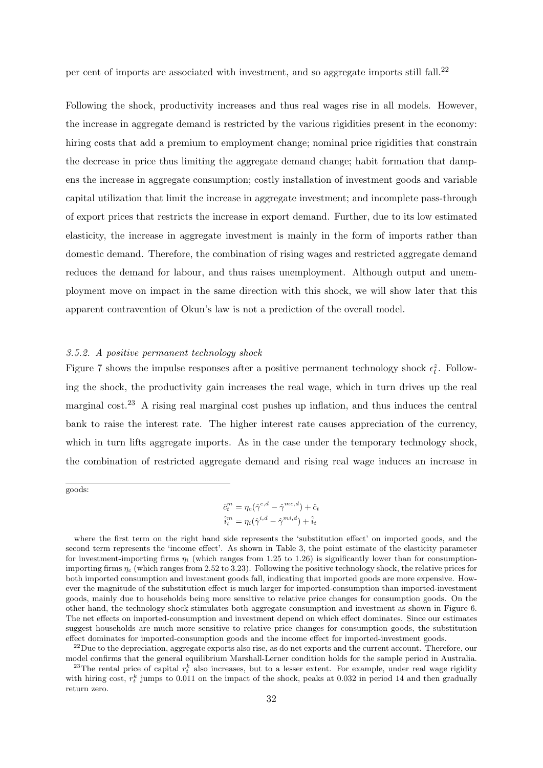per cent of imports are associated with investment, and so aggregate imports still fall.[22]

Following the shock, productivity increases and thus real wages rise in all models. However, the increase in aggregate demand is restricted by the various rigidities present in the economy: hiring costs that add a premium to employment change; nominal price rigidities that constrain the decrease in price thus limiting the aggregate demand change; habit formation that dampens the increase in aggregate consumption; costly installation of investment goods and variable capital utilization that limit the increase in aggregate investment; and incomplete pass-through of export prices that restricts the increase in export demand. Further, due to its low estimated elasticity, the increase in aggregate investment is mainly in the form of imports rather than domestic demand. Therefore, the combination of rising wages and restricted aggregate demand reduces the demand for labour, and thus raises unemployment. Although output and unemployment move on impact in the same direction with this shock, we will show later that this apparent contravention of Okun's law is not a prediction of the overall model.

### *3.5.2. A positive permanent technology shock*

Figure 7 shows the impulse responses after a positive permanent technology shock $\epsilon_t^{\tilde{z}}$. Following the shock, the productivity gain increases the real wage, which in turn drives up the real marginal cost.[23] A rising real marginal cost pushes up inflation, and thus induces the central bank to raise the interest rate. The higher interest rate causes appreciation of the currency, which in turn lifts aggregate imports. As in the case under the temporary technology shock, the combination of restricted aggregate demand and rising real wage induces an increase in

---

goods:

$$\hat{c}_t^m = \eta_c(\hat{\gamma}^{c,d} - \hat{\gamma}^{mc,d}) + \hat{c}_t$$
$$\hat{i}_t^m = \eta_i(\hat{\gamma}^{i,d} - \hat{\gamma}^{mi,d}) + \hat{i}_t$$

where the first term on the right hand side represents the 'substitution effect' on imported goods, and the second term represents the 'income effect'. As shown in Table 3, the point estimate of the elasticity parameter for investment-importing firms $\eta_i$ (which ranges from 1.25 to 1.26) is significantly lower than for consumption-importing firms $\eta_c$ (which ranges from 2.52 to 3.23). Following the positive technology shock, the relative prices for both imported consumption and investment goods fall, indicating that imported goods are more expensive. However the magnitude of the substitution effect is much larger for imported-consumption than imported-investment goods, mainly due to households being more sensitive to relative price changes for consumption goods. On the other hand, the technology shock stimulates both aggregate consumption and investment as shown in Figure 6. The net effects on imported-consumption and investment depend on which effect dominates. Since our estimates suggest households are much more sensitive to relative price changes for consumption goods, the substitution effect dominates for imported-consumption goods and the income effect for imported-investment goods.

[22] Due to the depreciation, aggregate exports also rise, as do net exports and the current account. Therefore, our model confirms that the general equilibrium Marshall-Lerner condition holds for the sample period in Australia.

[23] The rental price of capital $r_t^k$ also increases, but to a lesser extent. For example, under real wage rigidity with hiring cost, $r_t^k$ jumps to 0.011 on the impact of the shock, peaks at 0.032 in period 14 and then gradually return zero.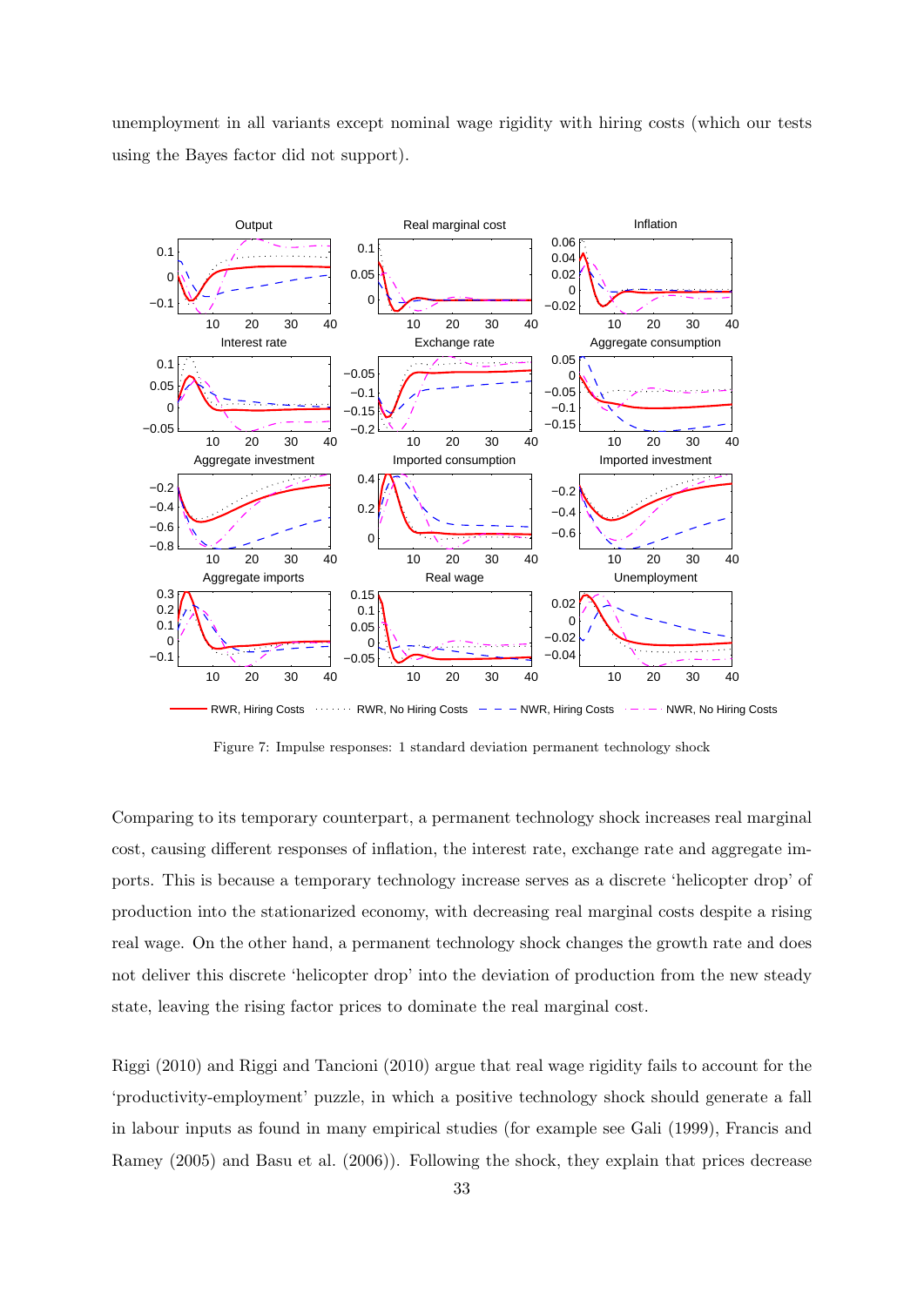unemployment in all variants except nominal wage rigidity with hiring costs (which our tests using the Bayes factor did not support).

Figure 7: Impulse responses: 1 standard deviation permanent technology shock

Comparing to its temporary counterpart, a permanent technology shock increases real marginal cost, causing different responses of inflation, the interest rate, exchange rate and aggregate imports. This is because a temporary technology increase serves as a discrete 'helicopter drop' of production into the stationarized economy, with decreasing real marginal costs despite a rising real wage. On the other hand, a permanent technology shock changes the growth rate and does not deliver this discrete 'helicopter drop' into the deviation of production from the new steady state, leaving the rising factor prices to dominate the real marginal cost.

Riggi (2010) and Riggi and Tancioni (2010) argue that real wage rigidity fails to account for the 'productivity-employment' puzzle, in which a positive technology shock should generate a fall in labour inputs as found in many empirical studies (for example see Gali (1999), Francis and Ramey (2005) and Basu et al. (2006)). Following the shock, they explain that prices decrease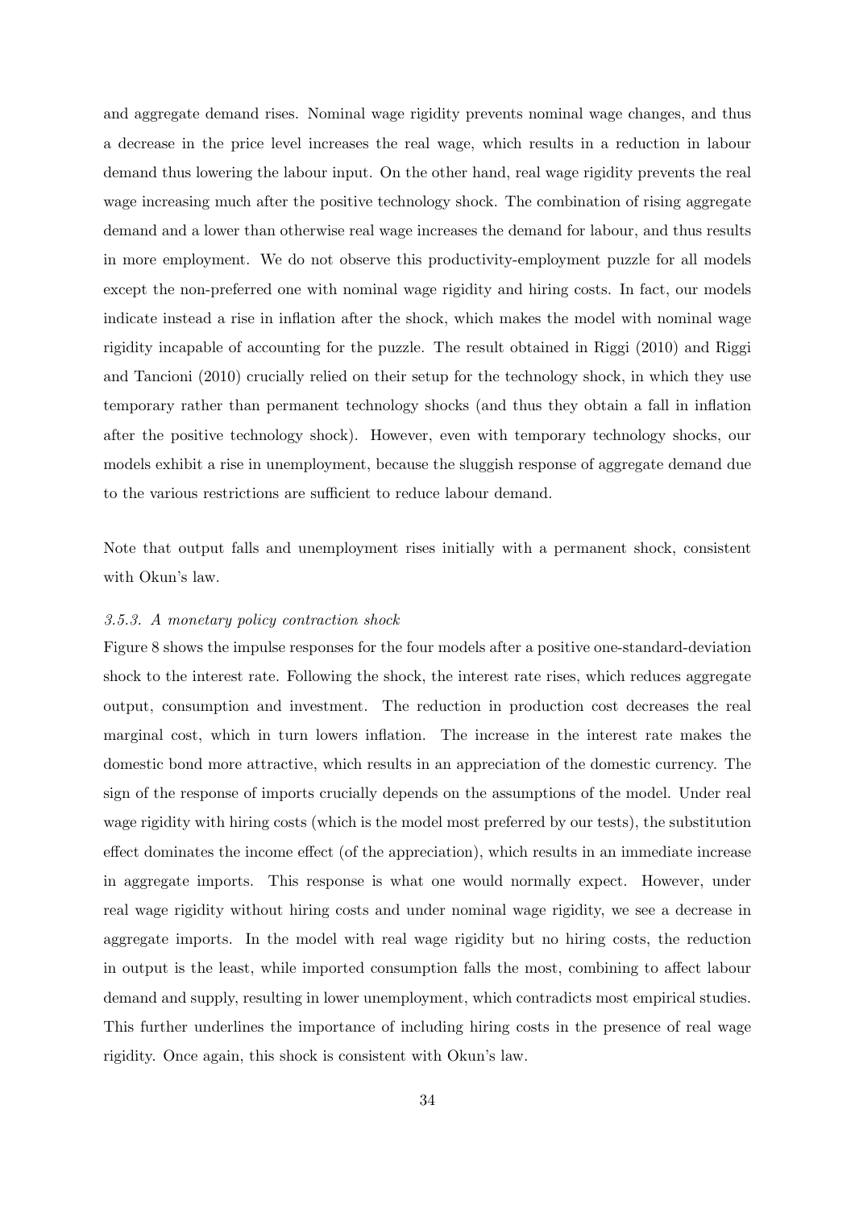and aggregate demand rises. Nominal wage rigidity prevents nominal wage changes, and thus a decrease in the price level increases the real wage, which results in a reduction in labour demand thus lowering the labour input. On the other hand, real wage rigidity prevents the real wage increasing much after the positive technology shock. The combination of rising aggregate demand and a lower than otherwise real wage increases the demand for labour, and thus results in more employment. We do not observe this productivity-employment puzzle for all models except the non-preferred one with nominal wage rigidity and hiring costs. In fact, our models indicate instead a rise in inflation after the shock, which makes the model with nominal wage rigidity incapable of accounting for the puzzle. The result obtained in Riggi (2010) and Riggi and Tancioni (2010) crucially relied on their setup for the technology shock, in which they use temporary rather than permanent technology shocks (and thus they obtain a fall in inflation after the positive technology shock). However, even with temporary technology shocks, our models exhibit a rise in unemployment, because the sluggish response of aggregate demand due to the various restrictions are sufficient to reduce labour demand.

Note that output falls and unemployment rises initially with a permanent shock, consistent with Okun's law.

*3.5.3. A monetary policy contraction shock*

Figure 8 shows the impulse responses for the four models after a positive one-standard-deviation shock to the interest rate. Following the shock, the interest rate rises, which reduces aggregate output, consumption and investment. The reduction in production cost decreases the real marginal cost, which in turn lowers inflation. The increase in the interest rate makes the domestic bond more attractive, which results in an appreciation of the domestic currency. The sign of the response of imports crucially depends on the assumptions of the model. Under real wage rigidity with hiring costs (which is the model most preferred by our tests), the substitution effect dominates the income effect (of the appreciation), which results in an immediate increase in aggregate imports. This response is what one would normally expect. However, under real wage rigidity without hiring costs and under nominal wage rigidity, we see a decrease in aggregate imports. In the model with real wage rigidity but no hiring costs, the reduction in output is the least, while imported consumption falls the most, combining to affect labour demand and supply, resulting in lower unemployment, which contradicts most empirical studies. This further underlines the importance of including hiring costs in the presence of real wage rigidity. Once again, this shock is consistent with Okun's law.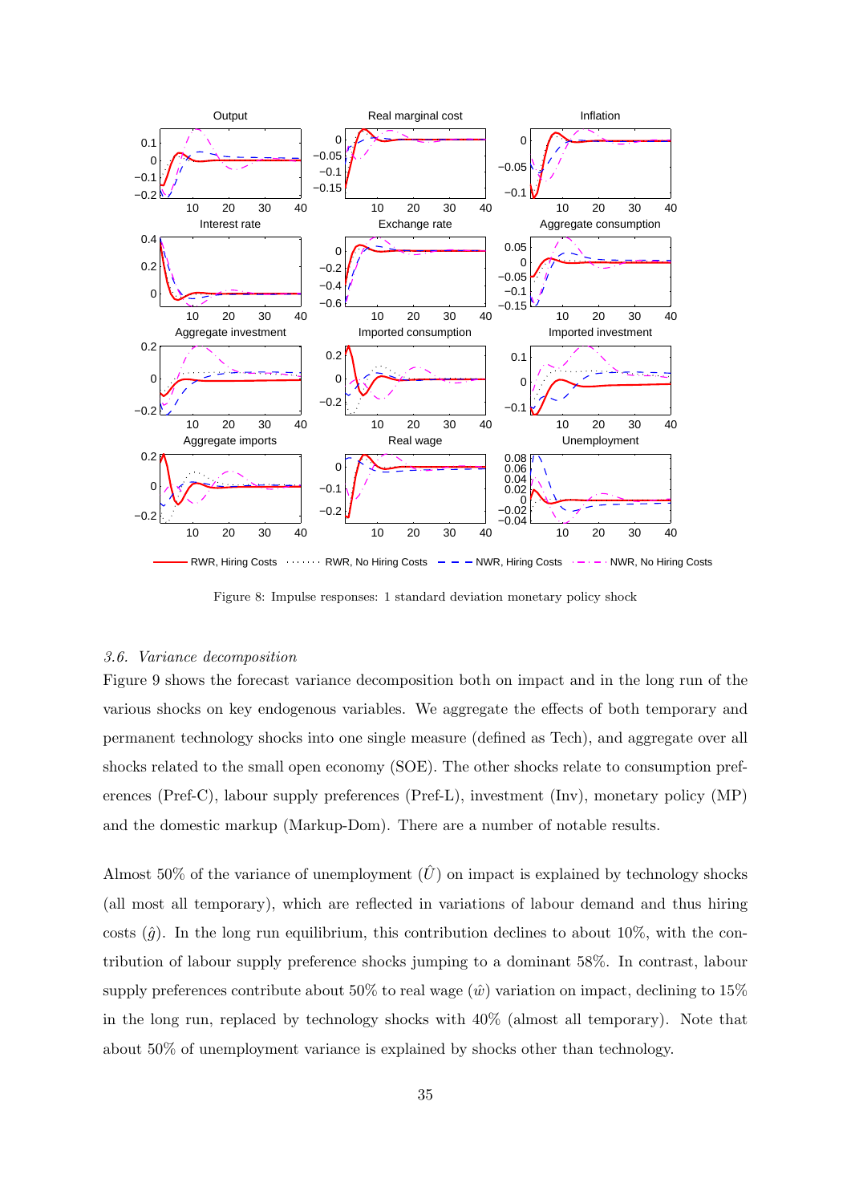Figure 8: Impulse responses: 1 standard deviation monetary policy shock

### *3.6. Variance decomposition*

Figure 9 shows the forecast variance decomposition both on impact and in the long run of the various shocks on key endogenous variables. We aggregate the effects of both temporary and permanent technology shocks into one single measure (defined as Tech), and aggregate over all shocks related to the small open economy (SOE). The other shocks relate to consumption preferences (Pref-C), labour supply preferences (Pref-L), investment (Inv), monetary policy (MP) and the domestic markup (Markup-Dom). There are a number of notable results.

Almost 50% of the variance of unemployment ($\hat{U}$) on impact is explained by technology shocks (all most all temporary), which are reflected in variations of labour demand and thus hiring costs ($\hat{g}$). In the long run equilibrium, this contribution declines to about 10%, with the contribution of labour supply preference shocks jumping to a dominant 58%. In contrast, labour supply preferences contribute about 50% to real wage ($\hat{w}$) variation on impact, declining to 15% in the long run, replaced by technology shocks with 40% (almost all temporary). Note that about 50% of unemployment variance is explained by shocks other than technology.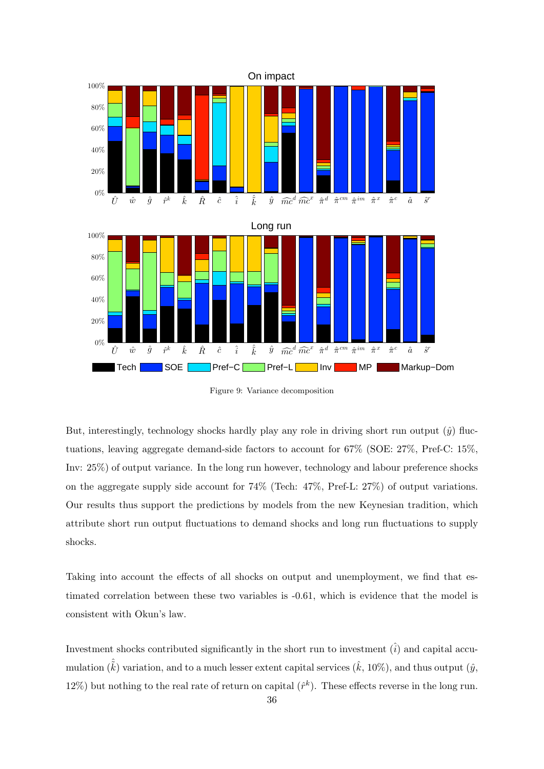Figure 9: Variance decomposition

But, interestingly, technology shocks hardly play any role in driving short run output ($\hat{y}$) fluctuations, leaving aggregate demand-side factors to account for 67% (SOE: 27%, Pref-C: 15%, Inv: 25%) of output variance. In the long run however, technology and labour preference shocks on the aggregate supply side account for 74% (Tech: 47%, Pref-L: 27%) of output variations. Our results thus support the predictions by models from the new Keynesian tradition, which attribute short run output fluctuations to demand shocks and long run fluctuations to supply shocks.

Taking into account the effects of all shocks on output and unemployment, we find that estimated correlation between these two variables is -0.61, which is evidence that the model is consistent with Okun's law.

Investment shocks contributed significantly in the short run to investment ($\hat{i}$) and capital accumulation ($\hat{\bar{k}}$) variation, and to a much lesser extent capital services ($\hat{k}$, 10%), and thus output ($\hat{y}$, 12%) but nothing to the real rate of return on capital ($\hat{r}^k$). These effects reverse in the long run.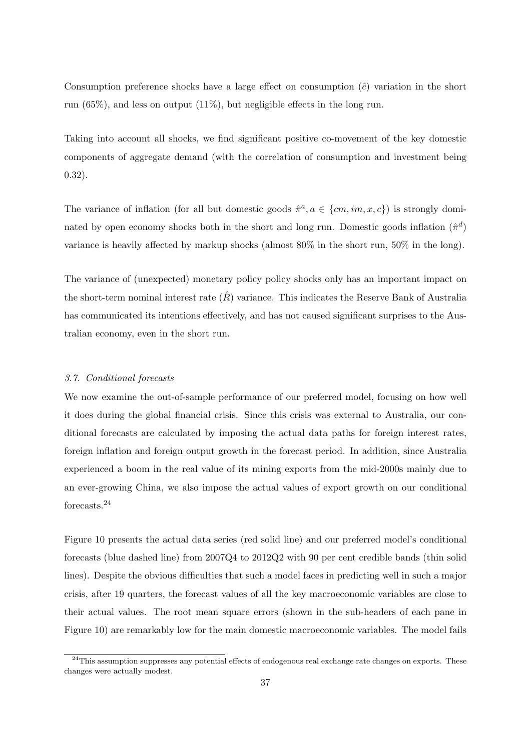Consumption preference shocks have a large effect on consumption ($\hat{c}$) variation in the short run (65%), and less on output (11%), but negligible effects in the long run.

Taking into account all shocks, we find significant positive co-movement of the key domestic components of aggregate demand (with the correlation of consumption and investment being 0.32).

The variance of inflation (for all but domestic goods $\hat{\pi}^a, a \in \{cm, im, x, c\}$) is strongly dominated by open economy shocks both in the short and long run. Domestic goods inflation ($\hat{\pi}^d$) variance is heavily affected by markup shocks (almost 80% in the short run, 50% in the long).

The variance of (unexpected) monetary policy policy shocks only has an important impact on the short-term nominal interest rate ($\hat{R}$) variance. This indicates the Reserve Bank of Australia has communicated its intentions effectively, and has not caused significant surprises to the Australian economy, even in the short run.

### *3.7. Conditional forecasts*

We now examine the out-of-sample performance of our preferred model, focusing on how well it does during the global financial crisis. Since this crisis was external to Australia, our conditional forecasts are calculated by imposing the actual data paths for foreign interest rates, foreign inflation and foreign output growth in the forecast period. In addition, since Australia experienced a boom in the real value of its mining exports from the mid-2000s mainly due to an ever-growing China, we also impose the actual values of export growth on our conditional forecasts.[24]

Figure 10 presents the actual data series (red solid line) and our preferred model's conditional forecasts (blue dashed line) from 2007Q4 to 2012Q2 with 90 per cent credible bands (thin solid lines). Despite the obvious difficulties that such a model faces in predicting well in such a major crisis, after 19 quarters, the forecast values of all the key macroeconomic variables are close to their actual values. The root mean square errors (shown in the sub-headers of each pane in Figure 10) are remarkably low for the main domestic macroeconomic variables. The model fails

[24] This assumption suppresses any potential effects of endogenous real exchange rate changes on exports. These changes were actually modest.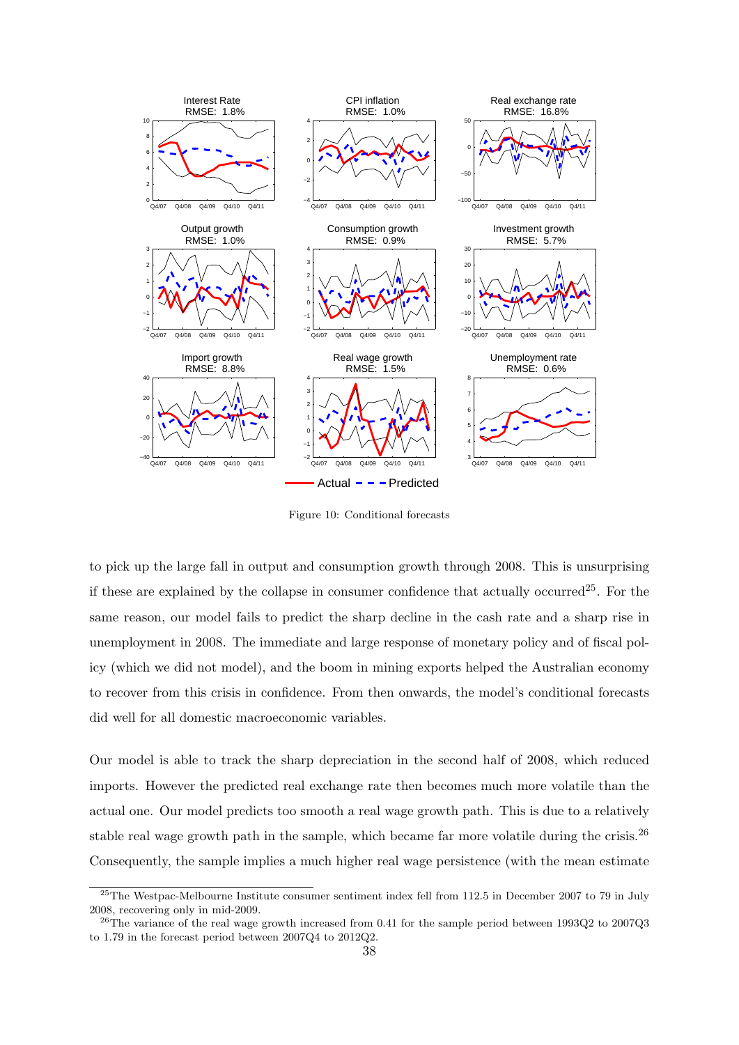Figure 10: Conditional forecasts

to pick up the large fall in output and consumption growth through 2008. This is unsurprising if these are explained by the collapse in consumer confidence that actually occurred[25]. For the same reason, our model fails to predict the sharp decline in the cash rate and a sharp rise in unemployment in 2008. The immediate and large response of monetary policy and of fiscal policy (which we did not model), and the boom in mining exports helped the Australian economy to recover from this crisis in confidence. From then onwards, the model's conditional forecasts did well for all domestic macroeconomic variables.

Our model is able to track the sharp depreciation in the second half of 2008, which reduced imports. However the predicted real exchange rate then becomes much more volatile than the actual one. Our model predicts too smooth a real wage growth path. This is due to a relatively stable real wage growth path in the sample, which became far more volatile during the crisis.[26] Consequently, the sample implies a much higher real wage persistence (with the mean estimate

[25] The Westpac-Melbourne Institute consumer sentiment index fell from 112.5 in December 2007 to 79 in July 2008, recovering only in mid-2009.

[26] The variance of the real wage growth increased from 0.41 for the sample period between 1993Q2 to 2007Q3 to 1.79 in the forecast period between 2007Q4 to 2012Q2.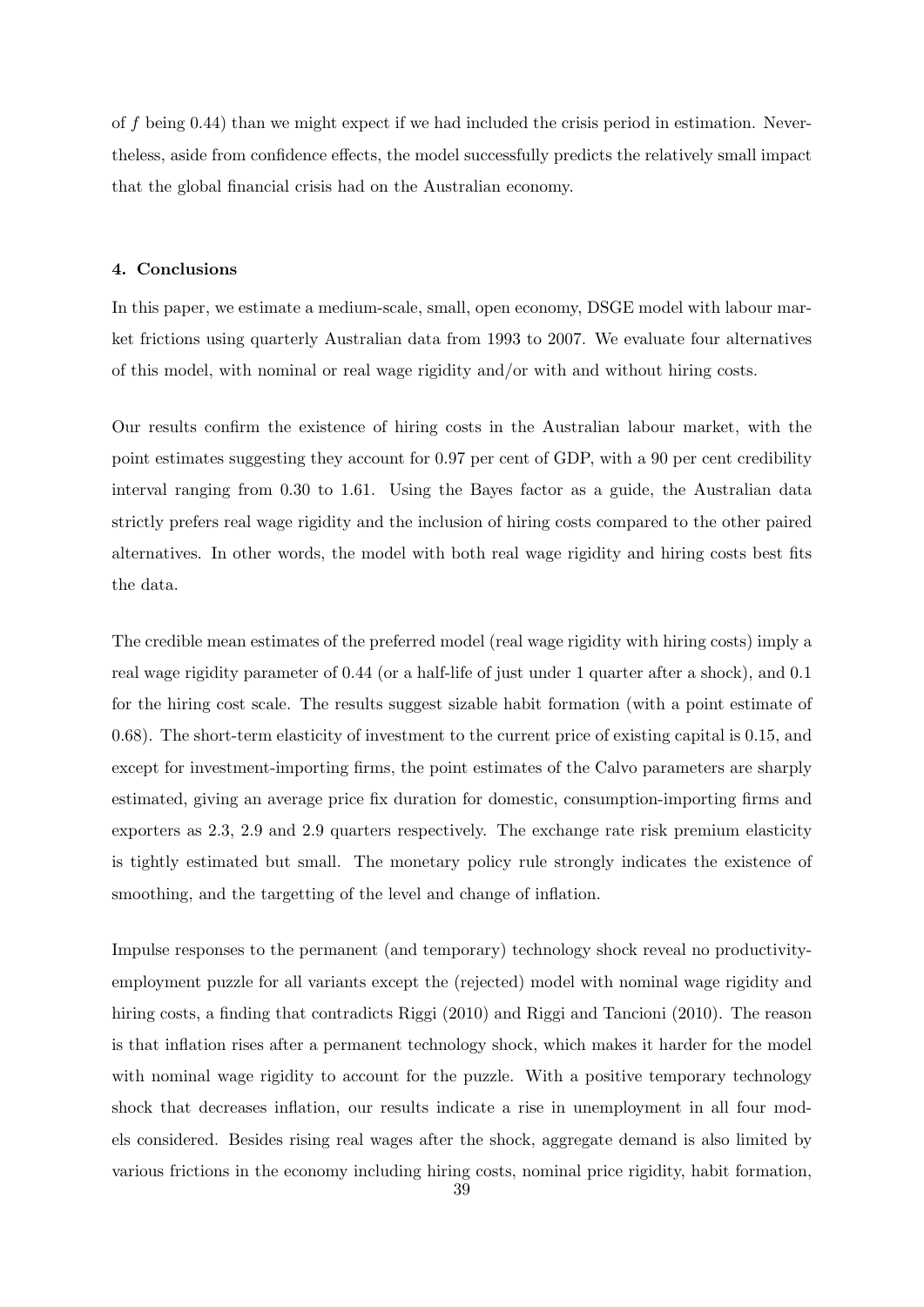of $f$ being 0.44) than we might expect if we had included the crisis period in estimation. Nevertheless, aside from confidence effects, the model successfully predicts the relatively small impact that the global financial crisis had on the Australian economy.

#### 4. Conclusions

In this paper, we estimate a medium-scale, small, open economy, DSGE model with labour market frictions using quarterly Australian data from 1993 to 2007. We evaluate four alternatives of this model, with nominal or real wage rigidity and/or with and without hiring costs.

Our results confirm the existence of hiring costs in the Australian labour market, with the point estimates suggesting they account for 0.97 per cent of GDP, with a 90 per cent credibility interval ranging from 0.30 to 1.61. Using the Bayes factor as a guide, the Australian data strictly prefers real wage rigidity and the inclusion of hiring costs compared to the other paired alternatives. In other words, the model with both real wage rigidity and hiring costs best fits the data.

The credible mean estimates of the preferred model (real wage rigidity with hiring costs) imply a real wage rigidity parameter of 0.44 (or a half-life of just under 1 quarter after a shock), and 0.1 for the hiring cost scale. The results suggest sizable habit formation (with a point estimate of 0.68). The short-term elasticity of investment to the current price of existing capital is 0.15, and except for investment-importing firms, the point estimates of the Calvo parameters are sharply estimated, giving an average price fix duration for domestic, consumption-importing firms and exporters as 2.3, 2.9 and 2.9 quarters respectively. The exchange rate risk premium elasticity is tightly estimated but small. The monetary policy rule strongly indicates the existence of smoothing, and the targetting of the level and change of inflation.

Impulse responses to the permanent (and temporary) technology shock reveal no productivity-employment puzzle for all variants except the (rejected) model with nominal wage rigidity and hiring costs, a finding that contradicts Riggi (2010) and Riggi and Tancioni (2010). The reason is that inflation rises after a permanent technology shock, which makes it harder for the model with nominal wage rigidity to account for the puzzle. With a positive temporary technology shock that decreases inflation, our results indicate a rise in unemployment in all four models considered. Besides rising real wages after the shock, aggregate demand is also limited by various frictions in the economy including hiring costs, nominal price rigidity, habit formation,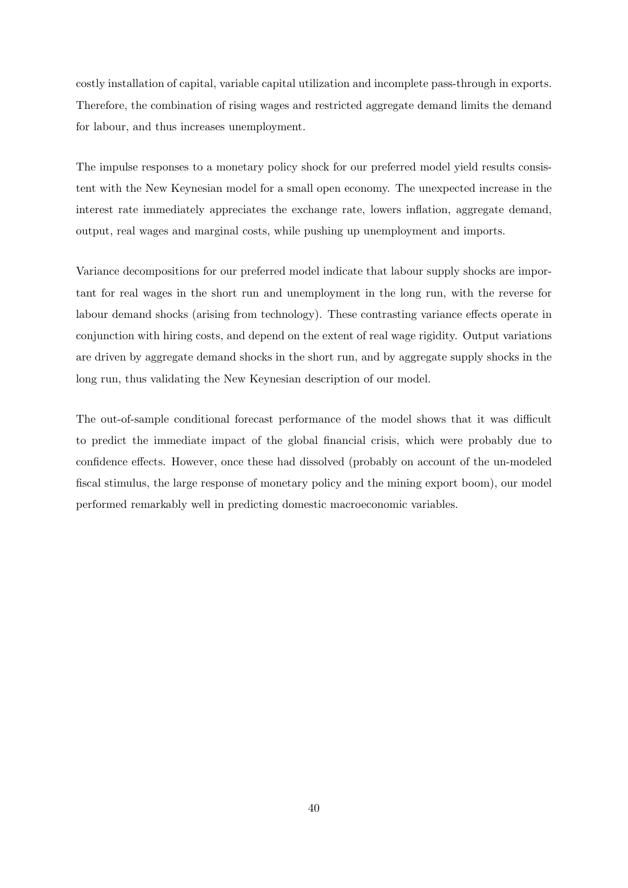costly installation of capital, variable capital utilization and incomplete pass-through in exports. Therefore, the combination of rising wages and restricted aggregate demand limits the demand for labour, and thus increases unemployment.

The impulse responses to a monetary policy shock for our preferred model yield results consistent with the New Keynesian model for a small open economy. The unexpected increase in the interest rate immediately appreciates the exchange rate, lowers inflation, aggregate demand, output, real wages and marginal costs, while pushing up unemployment and imports.

Variance decompositions for our preferred model indicate that labour supply shocks are important for real wages in the short run and unemployment in the long run, with the reverse for labour demand shocks (arising from technology). These contrasting variance effects operate in conjunction with hiring costs, and depend on the extent of real wage rigidity. Output variations are driven by aggregate demand shocks in the short run, and by aggregate supply shocks in the long run, thus validating the New Keynesian description of our model.

The out-of-sample conditional forecast performance of the model shows that it was difficult to predict the immediate impact of the global financial crisis, which were probably due to confidence effects. However, once these had dissolved (probably on account of the un-modeled fiscal stimulus, the large response of monetary policy and the mining export boom), our model performed remarkably well in predicting domestic macroeconomic variables.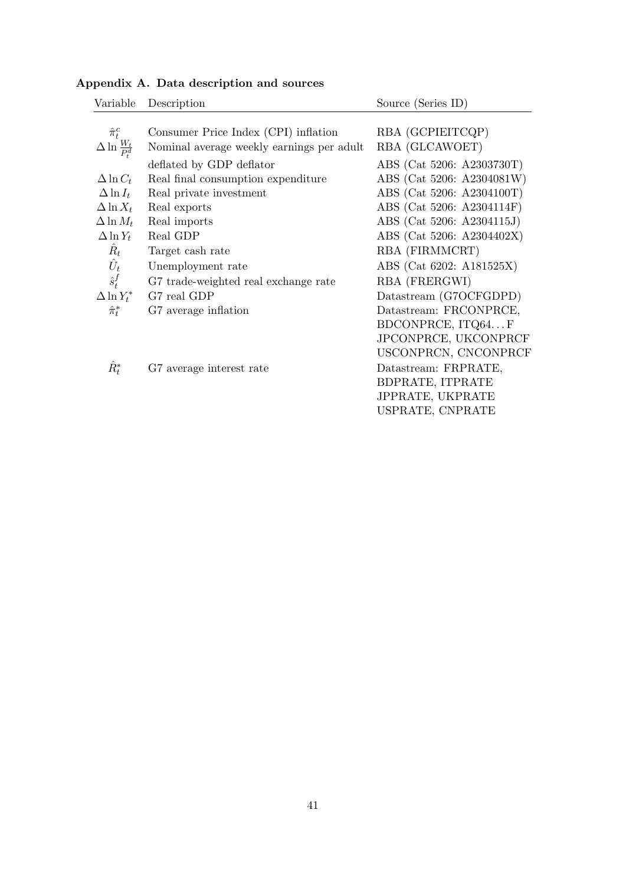## Appendix A. Data description and sources

| Variable | Description | Source (Series ID) |
|---|---|---|
| $\hat{\pi}_t^c$ | Consumer Price Index (CPI) inflation | RBA (GCPIEITCQP) |
| $\Delta \ln \frac{W_t}{P_t^d}$ | Nominal average weekly earnings per adult | RBA (GLCAWOET) |
| | deflated by GDP deflator | ABS (Cat 5206: A2303730T) |
| $\Delta \ln C_t$ | Real final consumption expenditure | ABS (Cat 5206: A2304081W) |
| $\Delta \ln I_t$ | Real private investment | ABS (Cat 5206: A2304100T) |
| $\Delta \ln X_t$ | Real exports | ABS (Cat 5206: A2304114F) |
| $\Delta \ln M_t$ | Real imports | ABS (Cat 5206: A2304115J) |
| $\Delta \ln Y_t$ | Real GDP | ABS (Cat 5206: A2304402X) |
| $\hat{R}_t$ | Target cash rate | RBA (FIRMMCRT) |
| $\hat{U}_t$ | Unemployment rate | ABS (Cat 6202: A181525X) |
| $\hat{s}_t^f$ | G7 trade-weighted real exchange rate | RBA (FRERGWI) |
| $\Delta \ln Y_t^*$ | G7 real GDP | Datastream (G7OCFGDPD) |
| $\hat{\pi}_t^*$ | G7 average inflation | Datastream: FRCONPRCE, BDCONPRCE, ITQ64...F JPCONPRCE, UKCONPRCF USCONPRCN, CNCONPRCF |
| $\hat{R}_t^*$ | G7 average interest rate | Datastream: FRPRATE, BDPRATE, ITPRATE JPPRATE, UKPRATE USPRATE, CNPRATE |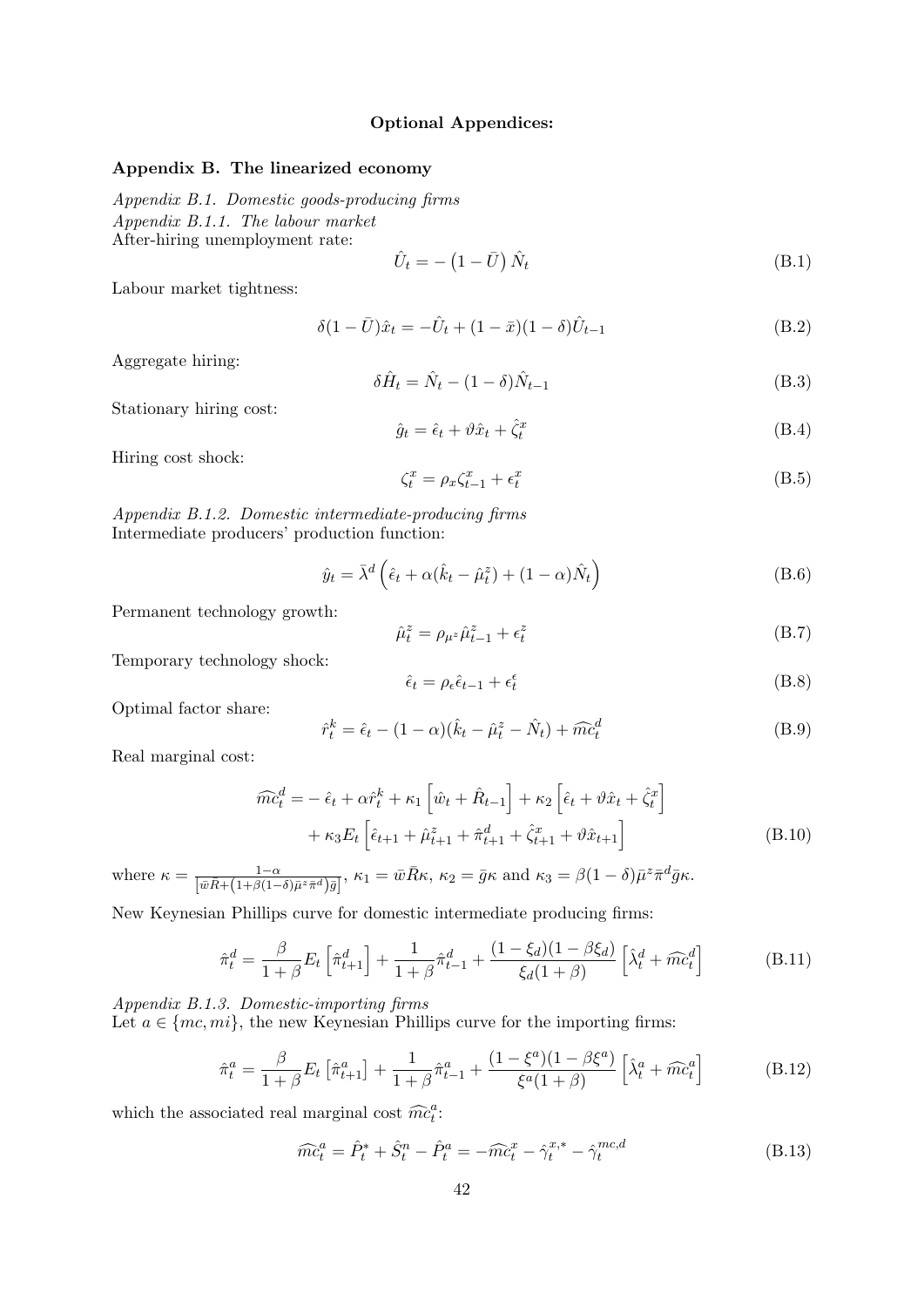**Optional Appendices:**

## Appendix B. The linearized economy

*Appendix B.1. Domestic goods-producing firms*

*Appendix B.1.1. The labour market*

After-hiring unemployment rate:

$$\hat{U}_t = -\left(1 - \bar{U}\right)\hat{N}_t \tag{B.1}$$

Labour market tightness:

$$\delta(1-\bar{U})\hat{x}_t = -\hat{U}_t + (1-\bar{x})(1-\delta)\hat{U}_{t-1} \tag{B.2}$$

Aggregate hiring:

$$\delta\hat{H}_t = \hat{N}_t - (1-\delta)\hat{N}_{t-1} \tag{B.3}$$

Stationary hiring cost:

$$\hat{g}_t = \hat{\epsilon}_t + \vartheta\hat{x}_t + \hat{\zeta}^x_t \tag{B.4}$$

Hiring cost shock:

$$\zeta^x_t = \rho_x\zeta^x_{t-1} + \epsilon^x_t \tag{B.5}$$

*Appendix B.1.2. Domestic intermediate-producing firms*

Intermediate producers' production function:

$$\hat{y}_t = \bar{\lambda}^d\left(\hat{\epsilon}_t + \alpha(\hat{k}_t - \hat{\mu}^z_t) + (1-\alpha)\hat{N}_t\right) \tag{B.6}$$

Permanent technology growth:

$$\hat{\mu}^z_t = \rho_{\mu^z}\hat{\mu}^z_{t-1} + \epsilon^z_t \tag{B.7}$$

Temporary technology shock:

$$\hat{\epsilon}_t = \rho_\epsilon\hat{\epsilon}_{t-1} + \epsilon^\epsilon_t \tag{B.8}$$

Optimal factor share:

$$\hat{r}^k_t = \hat{\epsilon}_t - (1-\alpha)(\hat{k}_t - \hat{\mu}^z_t - \hat{N}_t) + \widehat{mc}^d_t \tag{B.9}$$

Real marginal cost:

$$\begin{aligned}\widehat{mc}^d_t =& -\hat{\epsilon}_t + \alpha\hat{r}^k_t + \kappa_1\left[\hat{w}_t + \hat{R}_{t-1}\right] + \kappa_2\left[\hat{\epsilon}_t + \vartheta\hat{x}_t + \hat{\zeta}^x_t\right] \\ &+ \kappa_3 E_t\left[\hat{\epsilon}_{t+1} + \hat{\mu}^z_{t+1} + \hat{\pi}^d_{t+1} + \hat{\zeta}^x_{t+1} + \vartheta\hat{x}_{t+1}\right]\end{aligned} \tag{B.10}$$

where $\kappa = \frac{1-\alpha}{\left[\bar{w}\bar{R} + \left(1+\beta(1-\delta)\bar{\mu}^z\bar{\pi}^d\right)\bar{g}\right]}$, $\kappa_1 = \bar{w}\bar{R}\kappa$, $\kappa_2 = \bar{g}\kappa$ and $\kappa_3 = \beta(1-\delta)\bar{\mu}^z\bar{\pi}^d\bar{g}\kappa$.

New Keynesian Phillips curve for domestic intermediate producing firms:

$$\hat{\pi}^d_t = \frac{\beta}{1+\beta}E_t\left[\hat{\pi}^d_{t+1}\right] + \frac{1}{1+\beta}\hat{\pi}^d_{t-1} + \frac{(1-\xi_d)(1-\beta\xi_d)}{\xi_d(1+\beta)}\left[\hat{\lambda}^d_t + \widehat{mc}^d_t\right] \tag{B.11}$$

*Appendix B.1.3. Domestic-importing firms*

Let $a \in \{mc, mi\}$, the new Keynesian Phillips curve for the importing firms:

$$\hat{\pi}^a_t = \frac{\beta}{1+\beta}E_t\left[\hat{\pi}^a_{t+1}\right] + \frac{1}{1+\beta}\hat{\pi}^a_{t-1} + \frac{(1-\xi^a)(1-\beta\xi^a)}{\xi^a(1+\beta)}\left[\hat{\lambda}^a_t + \widehat{mc}^a_t\right] \tag{B.12}$$

which the associated real marginal cost $\widehat{mc}^a_t$:

$$\widehat{mc}^a_t = \hat{P}^*_t + \hat{S}^n_t - \hat{P}^a_t = -\widehat{mc}^x_t - \hat{\gamma}^{x,*}_t - \hat{\gamma}^{mc,d}_t \tag{B.13}$$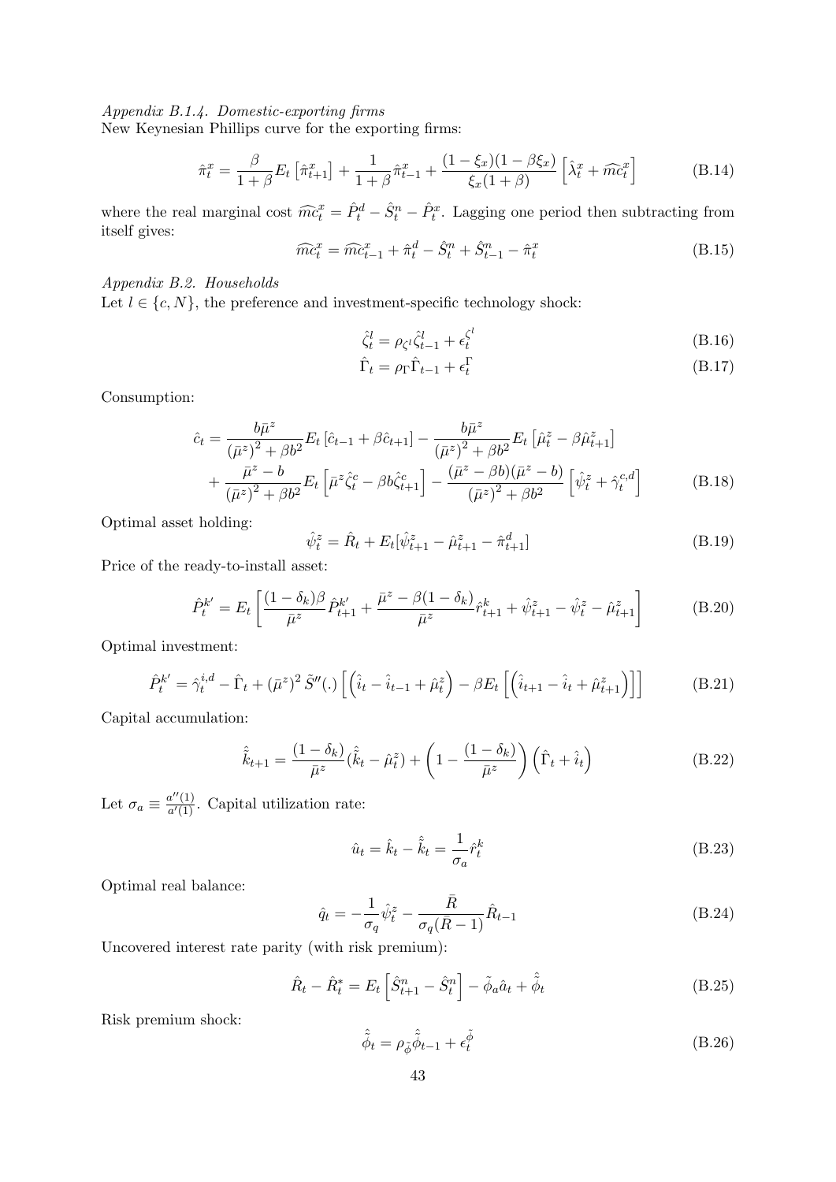*Appendix B.1.4. Domestic-exporting firms*

New Keynesian Phillips curve for the exporting firms:

$$\hat{\pi}_t^x = \frac{\beta}{1+\beta} E_t\left[\hat{\pi}_{t+1}^x\right] + \frac{1}{1+\beta}\hat{\pi}_{t-1}^x + \frac{(1-\xi_x)(1-\beta\xi_x)}{\xi_x(1+\beta)}\left[\hat{\lambda}_t^x + \widehat{mc}_t^x\right] \tag{B.14}$$

where the real marginal cost $\widehat{mc}_t^x = \hat{P}_t^d - \hat{S}_t^n - \hat{P}_t^x$. Lagging one period then subtracting from itself gives:

$$\widehat{mc}_t^x = \widehat{mc}_{t-1}^x + \hat{\pi}_t^d - \hat{S}_t^n + \hat{S}_{t-1}^n - \hat{\pi}_t^x \tag{B.15}$$

*Appendix B.2. Households*

Let $l \in \{c, N\}$, the preference and investment-specific technology shock:

$$\hat{\zeta}_t^l = \rho_{\zeta^l}\hat{\zeta}_{t-1}^l + \epsilon_t^{\zeta^l} \tag{B.16}$$

$$\hat{\Gamma}_t = \rho_\Gamma \hat{\Gamma}_{t-1} + \epsilon_t^\Gamma \tag{B.17}$$

Consumption:

$$\begin{aligned}\hat{c}_t &= \frac{b\bar{\mu}^z}{(\bar{\mu}^z)^2 + \beta b^2} E_t\left[\hat{c}_{t-1} + \beta\hat{c}_{t+1}\right] - \frac{b\bar{\mu}^z}{(\bar{\mu}^z)^2 + \beta b^2} E_t\left[\hat{\mu}_t^z - \beta\hat{\mu}_{t+1}^z\right] \\ &+ \frac{\bar{\mu}^z - b}{(\bar{\mu}^z)^2 + \beta b^2} E_t\left[\bar{\mu}^z\hat{\zeta}_t^c - \beta b\hat{\zeta}_{t+1}^c\right] - \frac{(\bar{\mu}^z - \beta b)(\bar{\mu}^z - b)}{(\bar{\mu}^z)^2 + \beta b^2}\left[\hat{\psi}_t^z + \hat{\gamma}_t^{c,d}\right]\end{aligned} \tag{B.18}$$

Optimal asset holding:

$$\hat{\psi}_t^z = \hat{R}_t + E_t[\hat{\psi}_{t+1}^z - \hat{\mu}_{t+1}^z - \hat{\pi}_{t+1}^d] \tag{B.19}$$

Price of the ready-to-install asset:

$$\hat{P}_t^{k'} = E_t\left[\frac{(1-\delta_k)\beta}{\bar{\mu}^z}\hat{P}_{t+1}^{k'} + \frac{\bar{\mu}^z - \beta(1-\delta_k)}{\bar{\mu}^z}\hat{r}_{t+1}^k + \hat{\psi}_{t+1}^z - \hat{\psi}_t^z - \hat{\mu}_{t+1}^z\right] \tag{B.20}$$

Optimal investment:

$$\hat{P}_t^{k'} = \hat{\gamma}_t^{i,d} - \hat{\Gamma}_t + (\bar{\mu}^z)^2\tilde{S}''(.)\left[\left(\hat{i}_t - \hat{i}_{t-1} + \hat{\mu}_t^z\right) - \beta E_t\left[\left(\hat{i}_{t+1} - \hat{i}_t + \hat{\mu}_{t+1}^z\right)\right]\right] \tag{B.21}$$

Capital accumulation:

$$\hat{\bar{k}}_{t+1} = \frac{(1-\delta_k)}{\bar{\mu}^z}(\hat{\bar{k}}_t - \hat{\mu}_t^z) + \left(1 - \frac{(1-\delta_k)}{\bar{\mu}^z}\right)\left(\hat{\Gamma}_t + \hat{i}_t\right) \tag{B.22}$$

Let $\sigma_a \equiv \frac{a''(1)}{a'(1)}$. Capital utilization rate:

$$\hat{u}_t = \hat{k}_t - \hat{\bar{k}}_t = \frac{1}{\sigma_a}\hat{r}_t^k \tag{B.23}$$

Optimal real balance:

$$\hat{q}_t = -\frac{1}{\sigma_q}\hat{\psi}_t^z - \frac{\bar{R}}{\sigma_q(\bar{R}-1)}\hat{R}_{t-1} \tag{B.24}$$

Uncovered interest rate parity (with risk premium):

$$\hat{R}_t - \hat{R}_t^* = E_t\left[\hat{S}_{t+1}^n - \hat{S}_t^n\right] - \tilde{\phi}_a\hat{a}_t + \hat{\tilde{\phi}}_t \tag{B.25}$$

Risk premium shock:

$$\hat{\tilde{\phi}}_t = \rho_{\tilde{\phi}}\hat{\tilde{\phi}}_{t-1} + \epsilon_t^{\tilde{\phi}} \tag{B.26}$$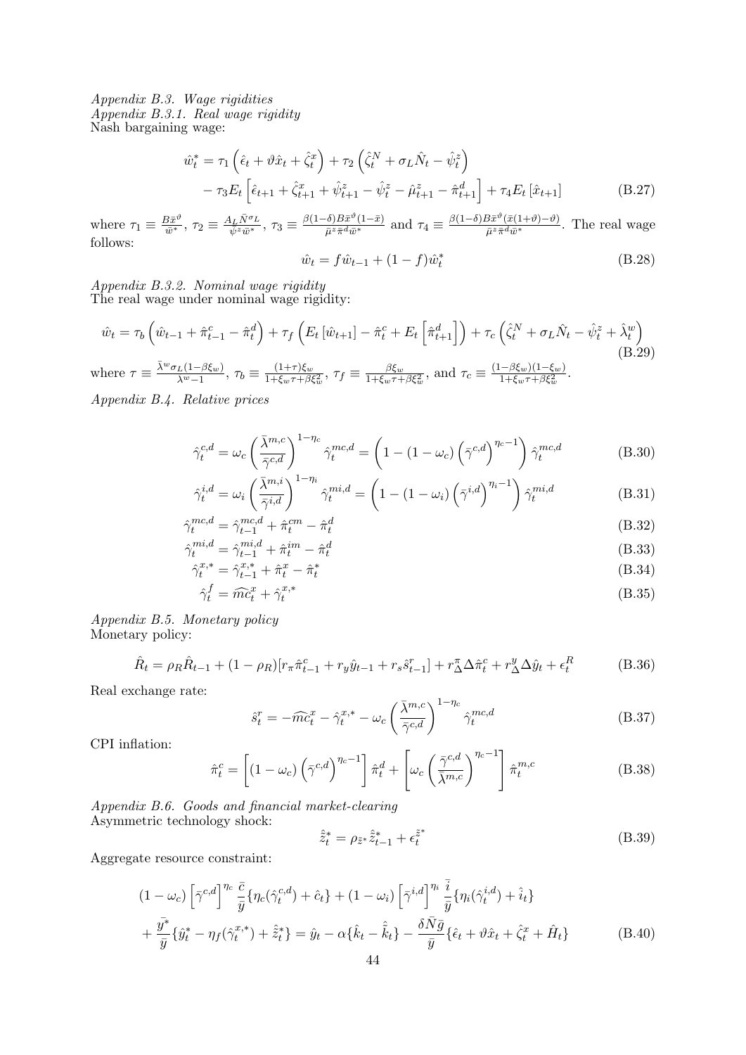*Appendix B.3. Wage rigidities*

*Appendix B.3.1. Real wage rigidity*

Nash bargaining wage:

$$\hat{w}_t^* = \tau_1 \left(\hat{\epsilon}_t + \vartheta \hat{x}_t + \hat{\zeta}_t^x\right) + \tau_2 \left(\hat{\zeta}_t^N + \sigma_L \hat{N}_t - \hat{\psi}_t^z\right) - \tau_3 E_t \left[\hat{\epsilon}_{t+1} + \hat{\zeta}_{t+1}^x + \hat{\psi}_{t+1}^z - \hat{\psi}_t^z - \hat{\mu}_{t+1}^z - \hat{\pi}_{t+1}^d\right] + \tau_4 E_t \left[\hat{x}_{t+1}\right] \tag{B.27}$$

where $\tau_1 \equiv \frac{B\bar{x}^\vartheta}{\bar{w}^*}$, $\tau_2 \equiv \frac{A_L \bar{N}^{\sigma_L}}{\bar{\psi}^z \bar{w}^*}$, $\tau_3 \equiv \frac{\beta(1-\delta)B\bar{x}^\vartheta(1-\bar{x})}{\bar{\mu}^z \bar{\pi}^d \bar{w}^*}$ and $\tau_4 \equiv \frac{\beta(1-\delta)B\bar{x}^\vartheta(\bar{x}(1+\vartheta)-\vartheta)}{\bar{\mu}^z \bar{\pi}^d \bar{w}^*}$. The real wage follows:

$$\hat{w}_t = f\hat{w}_{t-1} + (1-f)\hat{w}_t^* \tag{B.28}$$

*Appendix B.3.2. Nominal wage rigidity*

The real wage under nominal wage rigidity:

$$\hat{w}_t = \tau_b \left(\hat{w}_{t-1} + \hat{\pi}_{t-1}^c - \hat{\pi}_t^d\right) + \tau_f \left(E_t\left[\hat{w}_{t+1}\right] - \hat{\pi}_t^c + E_t\left[\hat{\pi}_{t+1}^d\right]\right) + \tau_c \left(\hat{\zeta}_t^N + \sigma_L \hat{N}_t - \hat{\psi}_t^z + \hat{\lambda}_t^w\right) \tag{B.29}$$

where $\tau \equiv \frac{\bar{\lambda}^w \sigma_L (1-\beta\xi_w)}{\lambda^w - 1}$, $\tau_b \equiv \frac{(1+\tau)\xi_w}{1+\xi_w\tau+\beta\xi_w^2}$, $\tau_f \equiv \frac{\beta\xi_w}{1+\xi_w\tau+\beta\xi_w^2}$, and $\tau_c \equiv \frac{(1-\beta\xi_w)(1-\xi_w)}{1+\xi_w\tau+\beta\xi_w^2}$.

*Appendix B.4. Relative prices*

$$\hat{\gamma}_t^{c,d} = \omega_c \left(\frac{\bar{\lambda}^{m,c}}{\bar{\gamma}^{c,d}}\right)^{1-\eta_c} \hat{\gamma}_t^{mc,d} = \left(1 - (1-\omega_c)\left(\bar{\gamma}^{c,d}\right)^{\eta_c - 1}\right)\hat{\gamma}_t^{mc,d} \tag{B.30}$$

$$\hat{\gamma}_t^{i,d} = \omega_i \left(\frac{\bar{\lambda}^{m,i}}{\bar{\gamma}^{i,d}}\right)^{1-\eta_i} \hat{\gamma}_t^{mi,d} = \left(1 - (1-\omega_i)\left(\bar{\gamma}^{i,d}\right)^{\eta_i - 1}\right)\hat{\gamma}_t^{mi,d} \tag{B.31}$$

$$\hat{\gamma}_t^{mc,d} = \hat{\gamma}_{t-1}^{mc,d} + \hat{\pi}_t^{cm} - \hat{\pi}_t^d \tag{B.32}$$

$$\hat{\gamma}_t^{mi,d} = \hat{\gamma}_{t-1}^{mi,d} + \hat{\pi}_t^{im} - \hat{\pi}_t^d \tag{B.33}$$

$$\hat{\gamma}_t^{x,*} = \hat{\gamma}_{t-1}^{x,*} + \hat{\pi}_t^x - \hat{\pi}_t^* \tag{B.34}$$

$$\hat{\gamma}_t^f = \widehat{mc}_t^x + \hat{\gamma}_t^{x,*} \tag{B.35}$$

*Appendix B.5. Monetary policy*

Monetary policy:

$$\hat{R}_t = \rho_R \hat{R}_{t-1} + (1-\rho_R)[r_\pi \hat{\pi}_{t-1}^c + r_y \hat{y}_{t-1} + r_s \hat{s}_{t-1}^r] + r_\Delta^\pi \Delta\hat{\pi}_t^c + r_\Delta^y \Delta\hat{y}_t + \epsilon_t^R \tag{B.36}$$

Real exchange rate:

$$\hat{s}_t^r = -\widehat{mc}_t^x - \hat{\gamma}_t^{x,*} - \omega_c \left(\frac{\bar{\lambda}^{m,c}}{\bar{\gamma}^{c,d}}\right)^{1-\eta_c} \hat{\gamma}_t^{mc,d} \tag{B.37}$$

CPI inflation:

$$\hat{\pi}_t^c = \left[(1-\omega_c)\left(\bar{\gamma}^{c,d}\right)^{\eta_c - 1}\right]\hat{\pi}_t^d + \left[\omega_c \left(\frac{\bar{\gamma}^{c,d}}{\bar{\lambda}^{m,c}}\right)^{\eta_c - 1}\right]\hat{\pi}_t^{m,c} \tag{B.38}$$

*Appendix B.6. Goods and financial market-clearing*

Asymmetric technology shock:

$$\hat{\tilde{z}}_t^* = \rho_{\tilde{z}^*} \hat{\tilde{z}}_{t-1}^* + \epsilon_t^{\tilde{z}^*} \tag{B.39}$$

Aggregate resource constraint:

$$(1-\omega_c)\left[\bar{\gamma}^{c,d}\right]^{\eta_c} \frac{\bar{c}}{\bar{y}}\{\eta_c(\hat{\gamma}_t^{c,d}) + \hat{c}_t\} + (1-\omega_i)\left[\bar{\gamma}^{i,d}\right]^{\eta_i} \frac{\bar{i}}{\bar{y}}\{\eta_i(\hat{\gamma}_t^{i,d}) + \hat{i}_t\} + \frac{\bar{y}^*}{\bar{y}}\{\hat{y}_t^* - \eta_f(\hat{\gamma}_t^{x,*}) + \hat{\tilde{z}}_t^*\} = \hat{y}_t - \alpha\{\hat{k}_t - \hat{\bar{k}}_t\} - \frac{\delta \bar{N}\bar{g}}{\bar{y}}\{\hat{\epsilon}_t + \vartheta\hat{x}_t + \hat{\zeta}_t^x + \hat{H}_t\} \tag{B.40}$$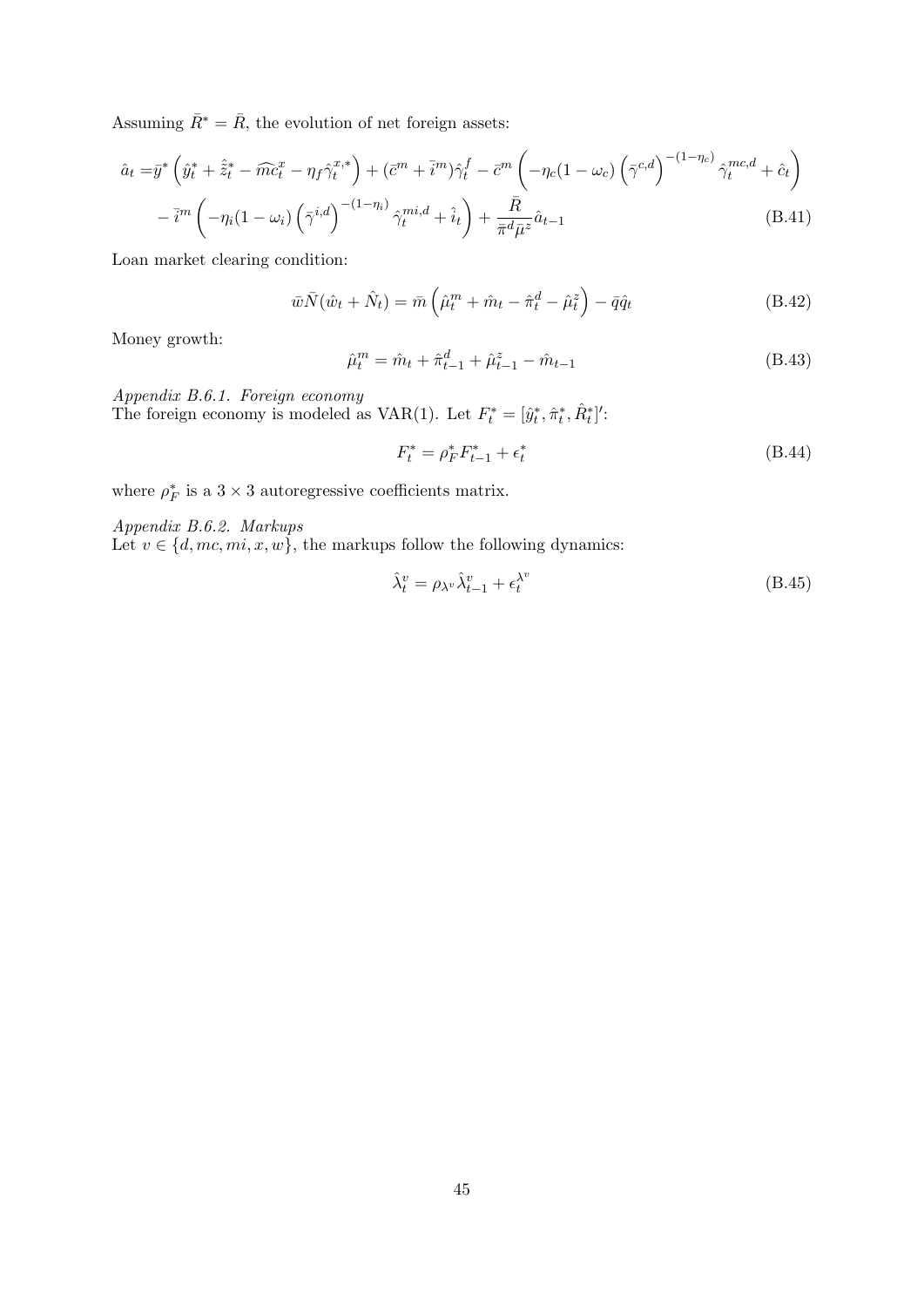Assuming $\bar{R}^* = \bar{R}$, the evolution of net foreign assets:

$$
\begin{aligned}
\hat{a}_t =& \bar{y}^* \left( \hat{y}_t^* + \hat{\tilde{z}}_t^* - \widehat{mc}_t^x - \eta_f \hat{\gamma}_t^{x,*} \right) + (\bar{c}^m + \bar{i}^m) \hat{\gamma}_t^f - \bar{c}^m \left( -\eta_c (1-\omega_c) \left( \bar{\gamma}^{c,d} \right)^{-(1-\eta_c)} \hat{\gamma}_t^{mc,d} + \hat{c}_t \right) \\
& - \bar{i}^m \left( -\eta_i (1-\omega_i) \left( \bar{\gamma}^{i,d} \right)^{-(1-\eta_i)} \hat{\gamma}_t^{mi,d} + \hat{i}_t \right) + \frac{\bar{R}}{\bar{\pi}^d \bar{\mu}^z} \hat{a}_{t-1}
\end{aligned} \tag{B.41}
$$

Loan market clearing condition:

$$
\bar{w}\bar{N}(\hat{w}_t + \hat{N}_t) = \bar{m} \left( \hat{\mu}_t^m + \hat{m}_t - \hat{\pi}_t^d - \hat{\mu}_t^z \right) - \bar{q}\hat{q}_t \tag{B.42}
$$

Money growth:

$$
\hat{\mu}_t^m = \hat{m}_t + \hat{\pi}_{t-1}^d + \hat{\mu}_{t-1}^z - \hat{m}_{t-1} \tag{B.43}
$$

*Appendix B.6.1. Foreign economy*

The foreign economy is modeled as VAR(1). Let $F_t^* = [\hat{y}_t^*, \hat{\pi}_t^*, \hat{R}_t^*]'$:

$$
F_t^* = \rho_F^* F_{t-1}^* + \epsilon_t^* \tag{B.44}
$$

where $\rho_F^*$ is a $3 \times 3$ autoregressive coefficients matrix.

*Appendix B.6.2. Markups*

Let $v \in \{d, mc, mi, x, w\}$, the markups follow the following dynamics:

$$
\hat{\lambda}_t^v = \rho_{\lambda^v} \hat{\lambda}_{t-1}^v + \epsilon_t^{\lambda^v} \tag{B.45}
$$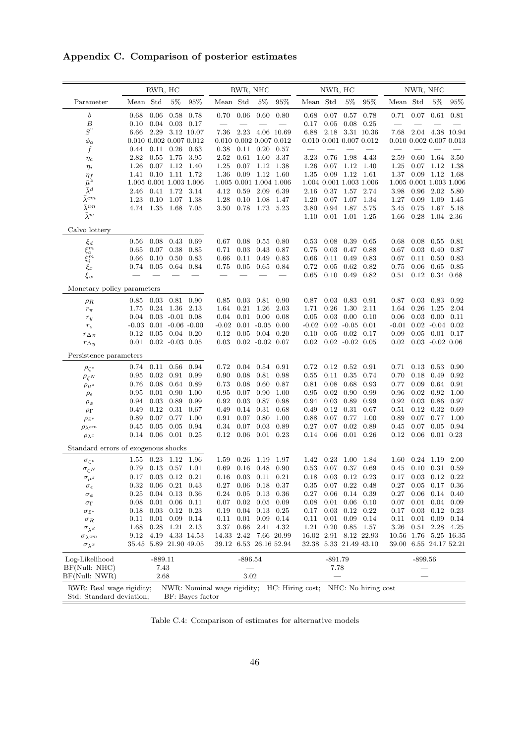## Appendix C. Comparison of posterior estimates

| | RWR, HC | | | | RWR, NHC | | | | NWR, HC | | | | NWR, NHC | | | |
|---|---|---|---|---|---|---|---|---|---|---|---|---|---|---|---|---|
| Parameter | Mean | Std | 5% | 95% | Mean | Std | 5% | 95% | Mean | Std | 5% | 95% | Mean | Std | 5% | 95% |
| $b$ | 0.68 | 0.06 | 0.58 | 0.78 | 0.70 | 0.06 | 0.60 | 0.80 | 0.68 | 0.07 | 0.57 | 0.78 | 0.71 | 0.07 | 0.61 | 0.81 |
| $B$ | 0.10 | 0.04 | 0.03 | 0.17 | — | — | — | — | 0.17 | 0.05 | 0.08 | 0.25 | — | — | — | — |
| $S''$ | 6.66 | 2.29 | 3.12 | 10.07 | 7.36 | 2.23 | 4.06 | 10.69 | 6.88 | 2.18 | 3.31 | 10.36 | 7.68 | 2.04 | 4.38 | 10.94 |
| $\phi_a$ | 0.010 | 0.002 | 0.007 | 0.012 | 0.010 | 0.002 | 0.007 | 0.012 | 0.010 | 0.001 | 0.007 | 0.012 | 0.010 | 0.002 | 0.007 | 0.013 |
| $f$ | 0.44 | 0.11 | 0.26 | 0.63 | 0.38 | 0.11 | 0.20 | 0.57 | — | — | — | — | — | — | — | — |
| $\eta_c$ | 2.82 | 0.55 | 1.75 | 3.95 | 2.52 | 0.61 | 1.60 | 3.37 | 3.23 | 0.76 | 1.98 | 4.43 | 2.59 | 0.60 | 1.64 | 3.50 |
| $\eta_i$ | 1.26 | 0.07 | 1.12 | 1.40 | 1.25 | 0.07 | 1.12 | 1.38 | 1.26 | 0.07 | 1.12 | 1.40 | 1.25 | 0.07 | 1.12 | 1.38 |
| $\eta_f$ | 1.41 | 0.10 | 1.11 | 1.72 | 1.36 | 0.09 | 1.12 | 1.60 | 1.35 | 0.09 | 1.12 | 1.61 | 1.37 | 0.09 | 1.12 | 1.68 |
| $\bar{\mu}^z$ | 1.005 | 0.001 | 1.003 | 1.006 | 1.005 | 0.001 | 1.004 | 1.006 | 1.004 | 0.001 | 1.003 | 1.006 | 1.005 | 0.001 | 1.003 | 1.006 |
| $\bar{\lambda}^d$ | 2.46 | 0.41 | 1.72 | 3.14 | 4.12 | 0.59 | 2.09 | 6.39 | 2.16 | 0.37 | 1.57 | 2.74 | 3.98 | 0.96 | 2.02 | 5.80 |
| $\bar{\lambda}^{cm}$ | 1.23 | 0.10 | 1.07 | 1.38 | 1.28 | 0.10 | 1.08 | 1.47 | 1.20 | 0.07 | 1.07 | 1.34 | 1.27 | 0.09 | 1.09 | 1.45 |
| $\bar{\lambda}^{im}$ | 4.74 | 1.35 | 1.68 | 7.05 | 3.50 | 0.78 | 1.73 | 5.23 | 3.80 | 0.94 | 1.87 | 5.75 | 3.45 | 0.75 | 1.67 | 5.18 |
| $\bar{\lambda}^w$ | — | — | — | — | — | — | — | — | 1.10 | 0.01 | 1.01 | 1.25 | 1.66 | 0.28 | 1.04 | 2.36 |
| Calvo lottery | | | | | | | | | | | | | | | | |
| $\xi_d$ | 0.56 | 0.08 | 0.43 | 0.69 | 0.67 | 0.08 | 0.55 | 0.80 | 0.53 | 0.08 | 0.39 | 0.65 | 0.68 | 0.08 | 0.55 | 0.81 |
| $\xi_c^m$ | 0.65 | 0.07 | 0.38 | 0.85 | 0.71 | 0.03 | 0.43 | 0.87 | 0.75 | 0.03 | 0.47 | 0.88 | 0.67 | 0.03 | 0.40 | 0.87 |
| $\xi_i^m$ | 0.66 | 0.10 | 0.50 | 0.83 | 0.66 | 0.11 | 0.49 | 0.83 | 0.66 | 0.11 | 0.49 | 0.83 | 0.67 | 0.11 | 0.50 | 0.83 |
| $\xi_x$ | 0.74 | 0.05 | 0.64 | 0.84 | 0.75 | 0.05 | 0.65 | 0.84 | 0.72 | 0.05 | 0.62 | 0.82 | 0.75 | 0.06 | 0.65 | 0.85 |
| $\xi_w$ | — | — | — | — | — | — | — | — | 0.65 | 0.10 | 0.49 | 0.82 | 0.51 | 0.12 | 0.34 | 0.68 |
| Monetary policy parameters | | | | | | | | | | | | | | | | |
| $\rho_R$ | 0.85 | 0.03 | 0.81 | 0.90 | 0.85 | 0.03 | 0.81 | 0.90 | 0.87 | 0.03 | 0.83 | 0.91 | 0.87 | 0.03 | 0.83 | 0.92 |
| $r_\pi$ | 1.75 | 0.24 | 1.36 | 2.13 | 1.64 | 0.21 | 1.26 | 2.03 | 1.71 | 0.26 | 1.30 | 2.11 | 1.64 | 0.26 | 1.25 | 2.04 |
| $r_y$ | 0.04 | 0.03 | -0.01 | 0.08 | 0.04 | 0.01 | 0.00 | 0.08 | 0.05 | 0.03 | 0.00 | 0.10 | 0.06 | 0.03 | 0.00 | 0.11 |
| $r_s$ | -0.03 | 0.01 | -0.06 | -0.00 | -0.02 | 0.01 | -0.05 | 0.00 | -0.02 | 0.02 | -0.05 | 0.01 | -0.01 | 0.02 | -0.04 | 0.02 |
| $r_{\Delta\pi}$ | 0.12 | 0.05 | 0.04 | 0.20 | 0.12 | 0.05 | 0.04 | 0.20 | 0.10 | 0.05 | 0.02 | 0.17 | 0.09 | 0.05 | 0.01 | 0.17 |
| $r_{\Delta y}$ | 0.01 | 0.02 | -0.03 | 0.05 | 0.03 | 0.02 | -0.02 | 0.07 | 0.02 | 0.02 | -0.02 | 0.05 | 0.02 | 0.03 | -0.02 | 0.06 |
| Persistence parameters | | | | | | | | | | | | | | | | |
| $\rho_{\zeta^c}$ | 0.74 | 0.11 | 0.56 | 0.94 | 0.72 | 0.04 | 0.54 | 0.91 | 0.72 | 0.12 | 0.52 | 0.91 | 0.71 | 0.13 | 0.53 | 0.90 |
| $\rho_{\zeta^N}$ | 0.95 | 0.02 | 0.91 | 0.99 | 0.90 | 0.08 | 0.81 | 0.98 | 0.55 | 0.11 | 0.35 | 0.74 | 0.70 | 0.18 | 0.49 | 0.92 |
| $\rho_{\mu^z}$ | 0.76 | 0.08 | 0.64 | 0.89 | 0.73 | 0.08 | 0.60 | 0.87 | 0.81 | 0.08 | 0.68 | 0.93 | 0.77 | 0.09 | 0.64 | 0.91 |
| $\rho_\epsilon$ | 0.95 | 0.01 | 0.90 | 1.00 | 0.95 | 0.07 | 0.90 | 1.00 | 0.95 | 0.02 | 0.90 | 0.99 | 0.96 | 0.02 | 0.92 | 1.00 |
| $\rho_\phi$ | 0.94 | 0.03 | 0.89 | 0.99 | 0.92 | 0.03 | 0.87 | 0.98 | 0.94 | 0.03 | 0.89 | 0.99 | 0.92 | 0.03 | 0.86 | 0.97 |
| $\rho_\Gamma$ | 0.49 | 0.12 | 0.31 | 0.67 | 0.49 | 0.14 | 0.31 | 0.68 | 0.49 | 0.12 | 0.31 | 0.67 | 0.51 | 0.12 | 0.32 | 0.69 |
| $\rho_{\tilde{z}^*}$ | 0.89 | 0.07 | 0.77 | 1.00 | 0.91 | 0.07 | 0.80 | 1.00 | 0.88 | 0.07 | 0.77 | 1.00 | 0.89 | 0.07 | 0.77 | 1.00 |
| $\rho_{\lambda^{cm}}$ | 0.45 | 0.05 | 0.05 | 0.94 | 0.34 | 0.07 | 0.03 | 0.89 | 0.27 | 0.07 | 0.02 | 0.89 | 0.45 | 0.07 | 0.05 | 0.94 |
| $\rho_{\lambda^x}$ | 0.14 | 0.06 | 0.01 | 0.25 | 0.12 | 0.06 | 0.01 | 0.23 | 0.14 | 0.06 | 0.01 | 0.26 | 0.12 | 0.06 | 0.01 | 0.23 |
| Standard errors of exogenous shocks | | | | | | | | | | | | | | | | |
| $\sigma_{\zeta^c}$ | 1.55 | 0.23 | 1.12 | 1.96 | 1.59 | 0.26 | 1.19 | 1.97 | 1.42 | 0.23 | 1.00 | 1.84 | 1.60 | 0.24 | 1.19 | 2.00 |
| $\sigma_{\zeta^N}$ | 0.79 | 0.13 | 0.57 | 1.01 | 0.69 | 0.16 | 0.48 | 0.90 | 0.53 | 0.07 | 0.37 | 0.69 | 0.45 | 0.10 | 0.31 | 0.59 |
| $\sigma_{\mu^z}$ | 0.17 | 0.03 | 0.12 | 0.21 | 0.16 | 0.03 | 0.11 | 0.21 | 0.18 | 0.03 | 0.12 | 0.23 | 0.17 | 0.03 | 0.12 | 0.22 |
| $\sigma_\epsilon$ | 0.32 | 0.06 | 0.21 | 0.43 | 0.27 | 0.06 | 0.18 | 0.37 | 0.35 | 0.07 | 0.22 | 0.48 | 0.27 | 0.05 | 0.17 | 0.36 |
| $\sigma_\phi$ | 0.25 | 0.04 | 0.13 | 0.36 | 0.24 | 0.05 | 0.13 | 0.36 | 0.27 | 0.06 | 0.14 | 0.39 | 0.27 | 0.06 | 0.14 | 0.40 |
| $\sigma_\Gamma$ | 0.08 | 0.01 | 0.06 | 0.11 | 0.07 | 0.02 | 0.05 | 0.09 | 0.08 | 0.01 | 0.06 | 0.10 | 0.07 | 0.01 | 0.04 | 0.09 |
| $\sigma_{\tilde{z}^*}$ | 0.18 | 0.03 | 0.12 | 0.23 | 0.19 | 0.04 | 0.13 | 0.25 | 0.17 | 0.03 | 0.12 | 0.22 | 0.17 | 0.03 | 0.12 | 0.23 |
| $\sigma_R$ | 0.11 | 0.01 | 0.09 | 0.14 | 0.11 | 0.01 | 0.09 | 0.14 | 0.11 | 0.01 | 0.09 | 0.14 | 0.11 | 0.01 | 0.09 | 0.14 |
| $\sigma_{\lambda^d}$ | 1.68 | 0.28 | 1.21 | 2.13 | 3.37 | 0.66 | 2.41 | 4.32 | 1.21 | 0.20 | 0.85 | 1.57 | 3.26 | 0.51 | 2.28 | 4.25 |
| $\sigma_{\lambda^{cm}}$ | 9.12 | 4.19 | 4.33 | 14.53 | 14.33 | 2.42 | 7.66 | 20.99 | 16.02 | 2.91 | 8.12 | 22.93 | 10.56 | 1.76 | 5.25 | 16.35 |
| $\sigma_{\lambda^x}$ | 35.45 | 5.89 | 21.90 | 49.05 | 39.12 | 6.53 | 26.16 | 52.94 | 32.38 | 5.33 | 21.49 | 43.10 | 39.00 | 6.55 | 24.17 | 52.21 |
| Log-Likelihood | | -889.11 | | | | -896.54 | | | | -891.79 | | | | -899.56 | | |
| BF(Null: NHC) | | 7.43 | | | | — | | | | 7.78 | | | | — | | |
| BF(Null: NWR) | | 2.68 | | | | 3.02 | | | | — | | | | — | | |

RWR: Real wage rigidity; NWR: Nominal wage rigidity; HC: Hiring cost; NHC: No hiring cost
Std: Standard deviation; BF: Bayes factor

Table C.4: Comparison of estimates for alternative models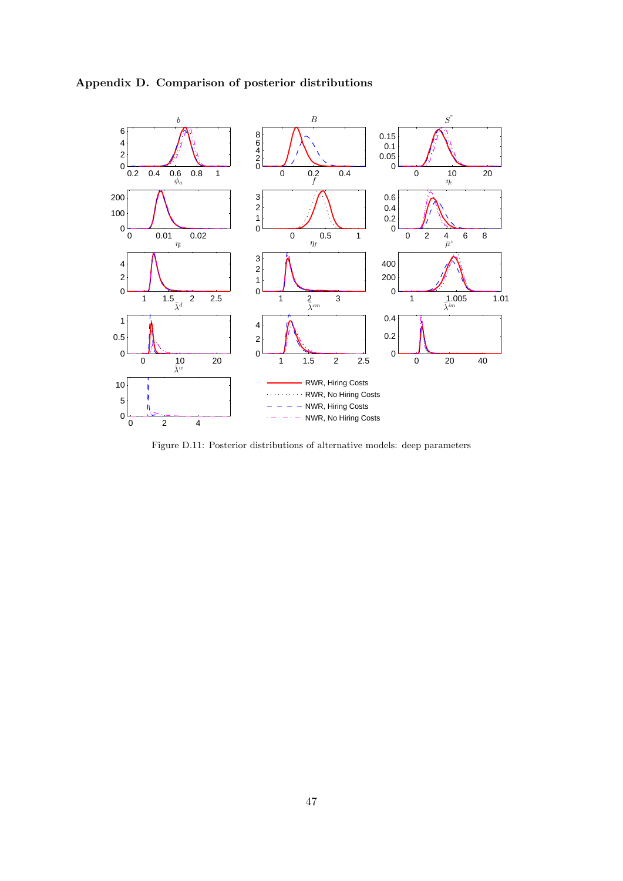## Appendix D. Comparison of posterior distributions

Figure D.11: Posterior distributions of alternative models: deep parameters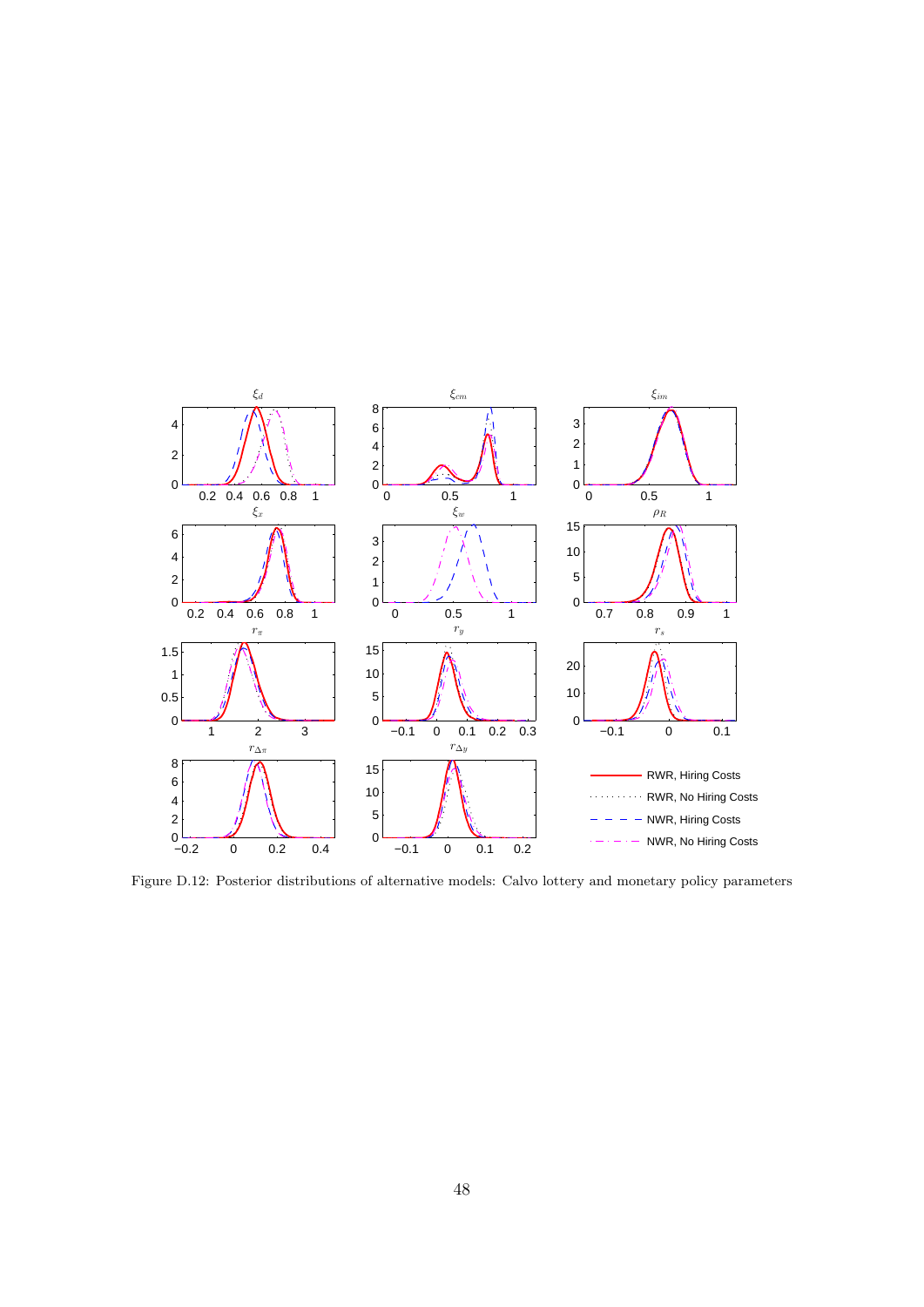Figure D.12: Posterior distributions of alternative models: Calvo lottery and monetary policy parameters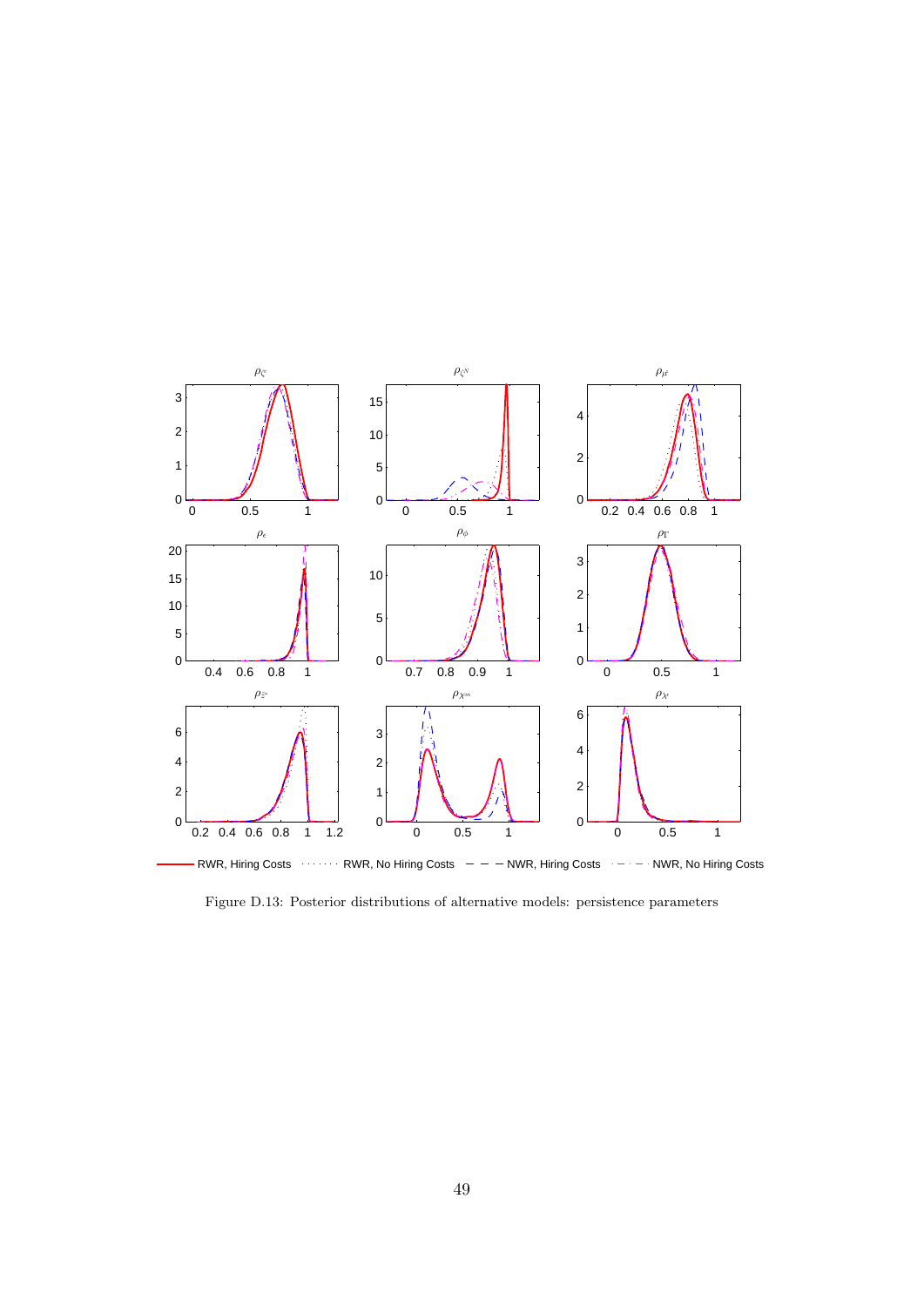Figure D.13: Posterior distributions of alternative models: persistence parameters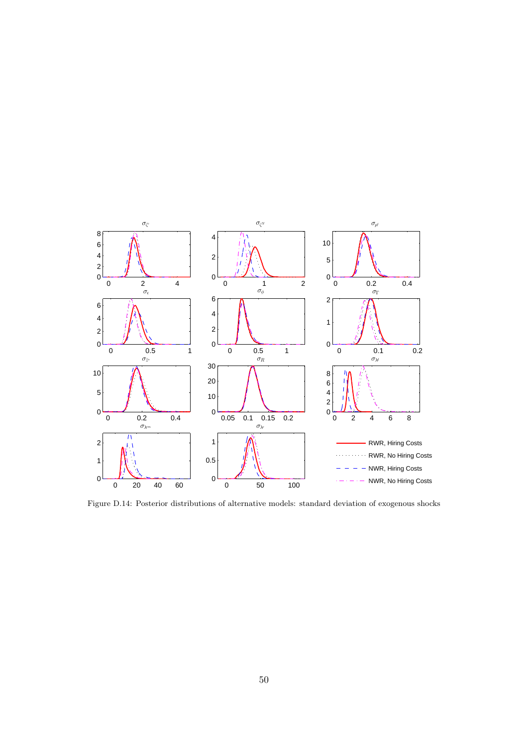Figure D.14: Posterior distributions of alternative models: standard deviation of exogenous shocks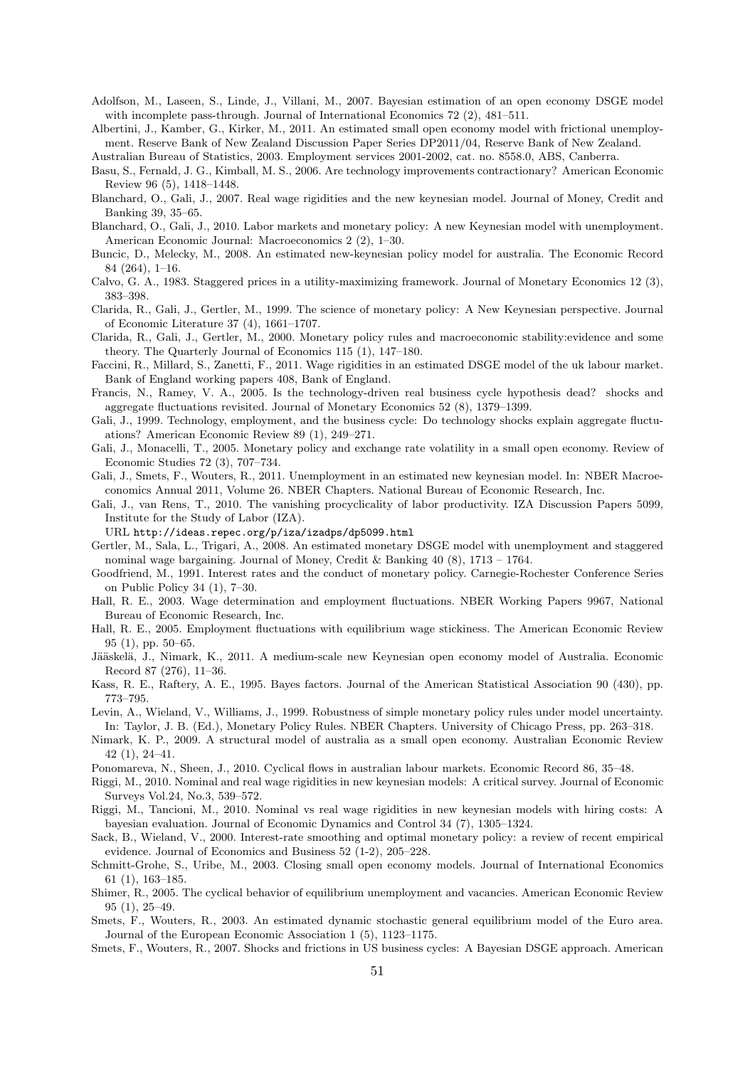Adolfson, M., Laseen, S., Linde, J., Villani, M., 2007. Bayesian estimation of an open economy DSGE model with incomplete pass-through. Journal of International Economics 72 (2), 481–511.

Albertini, J., Kamber, G., Kirker, M., 2011. An estimated small open economy model with frictional unemployment. Reserve Bank of New Zealand Discussion Paper Series DP2011/04, Reserve Bank of New Zealand.

Australian Bureau of Statistics, 2003. Employment services 2001-2002, cat. no. 8558.0, ABS, Canberra.

Basu, S., Fernald, J. G., Kimball, M. S., 2006. Are technology improvements contractionary? American Economic Review 96 (5), 1418–1448.

Blanchard, O., Gali, J., 2007. Real wage rigidities and the new keynesian model. Journal of Money, Credit and Banking 39, 35–65.

Blanchard, O., Gali, J., 2010. Labor markets and monetary policy: A new Keynesian model with unemployment. American Economic Journal: Macroeconomics 2 (2), 1–30.

Buncic, D., Melecky, M., 2008. An estimated new-keynesian policy model for australia. The Economic Record 84 (264), 1–16.

Calvo, G. A., 1983. Staggered prices in a utility-maximizing framework. Journal of Monetary Economics 12 (3), 383–398.

Clarida, R., Gali, J., Gertler, M., 1999. The science of monetary policy: A New Keynesian perspective. Journal of Economic Literature 37 (4), 1661–1707.

Clarida, R., Gali, J., Gertler, M., 2000. Monetary policy rules and macroeconomic stability:evidence and some theory. The Quarterly Journal of Economics 115 (1), 147–180.

Faccini, R., Millard, S., Zanetti, F., 2011. Wage rigidities in an estimated DSGE model of the uk labour market. Bank of England working papers 408, Bank of England.

Francis, N., Ramey, V. A., 2005. Is the technology-driven real business cycle hypothesis dead? shocks and aggregate fluctuations revisited. Journal of Monetary Economics 52 (8), 1379–1399.

Gali, J., 1999. Technology, employment, and the business cycle: Do technology shocks explain aggregate fluctuations? American Economic Review 89 (1), 249–271.

Gali, J., Monacelli, T., 2005. Monetary policy and exchange rate volatility in a small open economy. Review of Economic Studies 72 (3), 707–734.

Gali, J., Smets, F., Wouters, R., 2011. Unemployment in an estimated new keynesian model. In: NBER Macroeconomics Annual 2011, Volume 26. NBER Chapters. National Bureau of Economic Research, Inc.

Gali, J., van Rens, T., 2010. The vanishing procyclicality of labor productivity. IZA Discussion Papers 5099, Institute for the Study of Labor (IZA).
URL http://ideas.repec.org/p/iza/izadps/dp5099.html

Gertler, M., Sala, L., Trigari, A., 2008. An estimated monetary DSGE model with unemployment and staggered nominal wage bargaining. Journal of Money, Credit & Banking 40 (8), 1713 – 1764.

Goodfriend, M., 1991. Interest rates and the conduct of monetary policy. Carnegie-Rochester Conference Series on Public Policy 34 (1), 7–30.

Hall, R. E., 2003. Wage determination and employment fluctuations. NBER Working Papers 9967, National Bureau of Economic Research, Inc.

Hall, R. E., 2005. Employment fluctuations with equilibrium wage stickiness. The American Economic Review 95 (1), pp. 50–65.

Jääskelä, J., Nimark, K., 2011. A medium-scale new Keynesian open economy model of Australia. Economic Record 87 (276), 11–36.

Kass, R. E., Raftery, A. E., 1995. Bayes factors. Journal of the American Statistical Association 90 (430), pp. 773–795.

Levin, A., Wieland, V., Williams, J., 1999. Robustness of simple monetary policy rules under model uncertainty. In: Taylor, J. B. (Ed.), Monetary Policy Rules. NBER Chapters. University of Chicago Press, pp. 263–318.

Nimark, K. P., 2009. A structural model of australia as a small open economy. Australian Economic Review 42 (1), 24–41.

Ponomareva, N., Sheen, J., 2010. Cyclical flows in australian labour markets. Economic Record 86, 35–48.

Riggi, M., 2010. Nominal and real wage rigidities in new keynesian models: A critical survey. Journal of Economic Surveys Vol.24, No.3, 539–572.

Riggi, M., Tancioni, M., 2010. Nominal vs real wage rigidities in new keynesian models with hiring costs: A bayesian evaluation. Journal of Economic Dynamics and Control 34 (7), 1305–1324.

Sack, B., Wieland, V., 2000. Interest-rate smoothing and optimal monetary policy: a review of recent empirical evidence. Journal of Economics and Business 52 (1-2), 205–228.

Schmitt-Grohe, S., Uribe, M., 2003. Closing small open economy models. Journal of International Economics 61 (1), 163–185.

Shimer, R., 2005. The cyclical behavior of equilibrium unemployment and vacancies. American Economic Review 95 (1), 25–49.

Smets, F., Wouters, R., 2003. An estimated dynamic stochastic general equilibrium model of the Euro area. Journal of the European Economic Association 1 (5), 1123–1175.

Smets, F., Wouters, R., 2007. Shocks and frictions in US business cycles: A Bayesian DSGE approach. American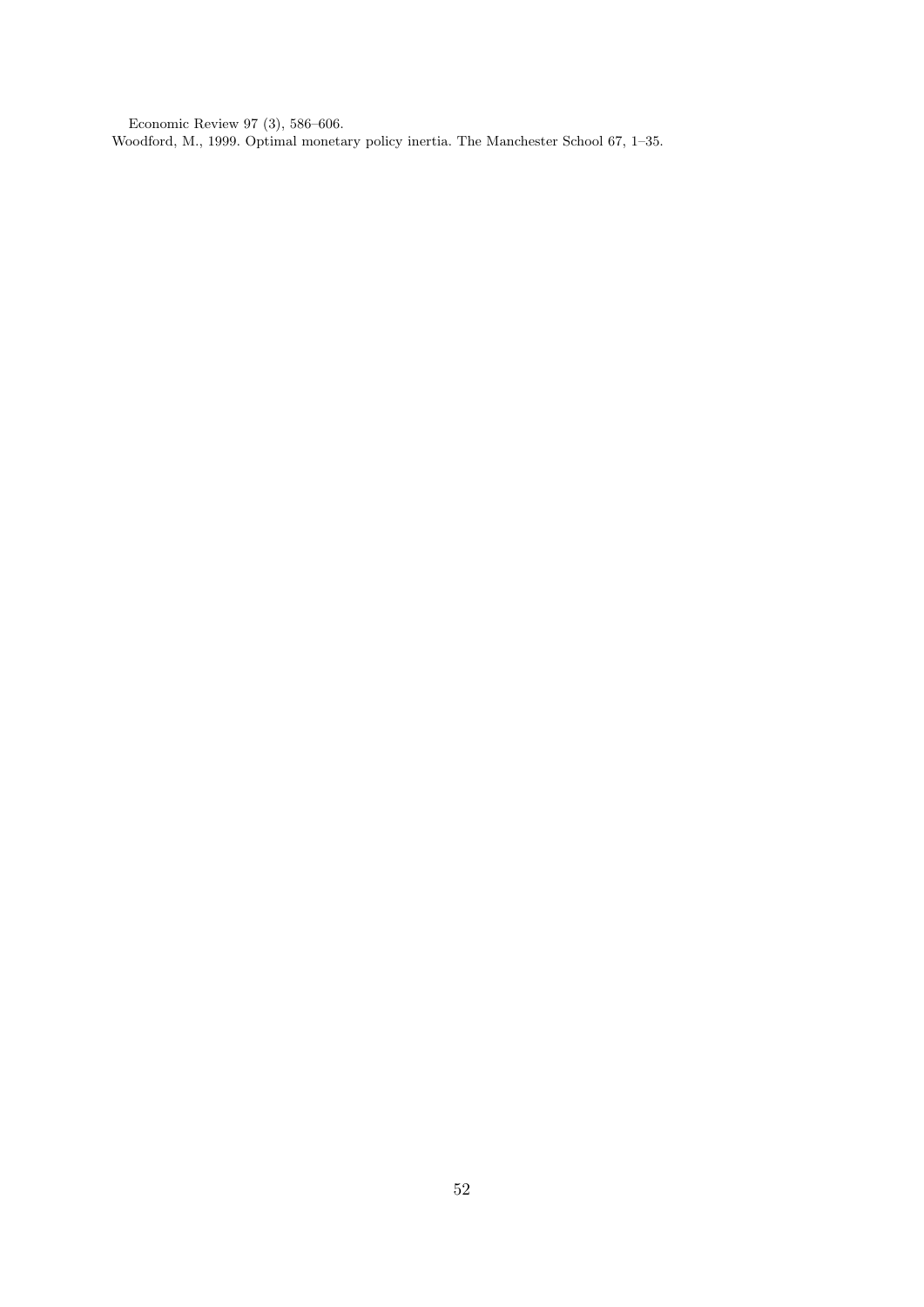Economic Review 97 (3), 586–606.

Woodford, M., 1999. Optimal monetary policy inertia. The Manchester School 67, 1–35.